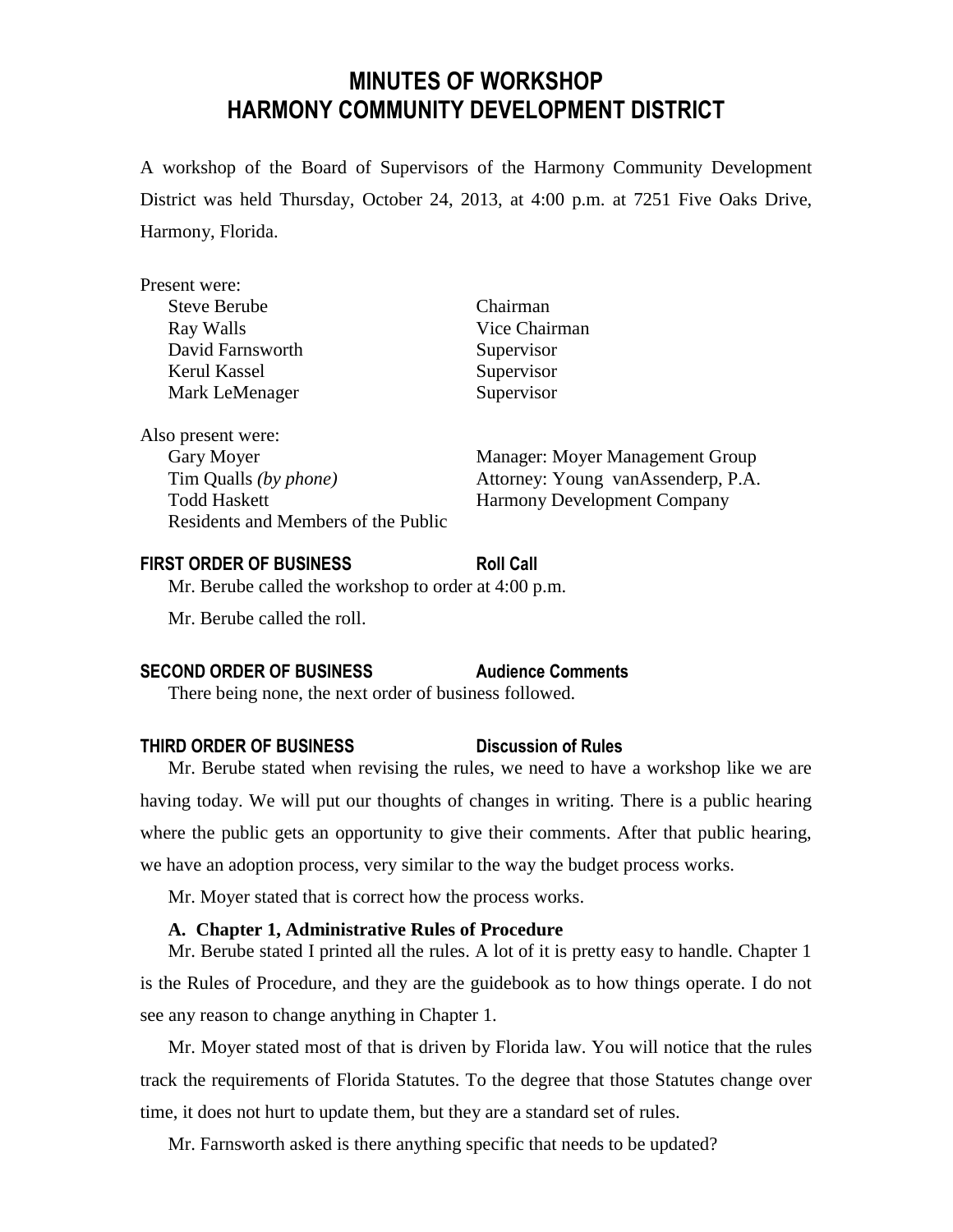# MINUTES OF WORKSHOP
# HARMONY COMMUNITY DEVELOPMENT DISTRICT

A workshop of the Board of Supervisors of the Harmony Community Development District was held Thursday, October 24, 2013, at 4:00 p.m. at 7251 Five Oaks Drive, Harmony, Florida.

Present were:

| | |
|---|---|
| Steve Berube | Chairman |
| Ray Walls | Vice Chairman |
| David Farnsworth | Supervisor |
| Kerul Kassel | Supervisor |
| Mark LeMenager | Supervisor |

Also present were:

| | |
|---|---|
| Gary Moyer | Manager: Moyer Management Group |
| Tim Qualls *(by phone)* | Attorney: Young vanAssenderp, P.A. |
| Todd Haskett | Harmony Development Company |
| Residents and Members of the Public | |

**FIRST ORDER OF BUSINESS — Roll Call**

Mr. Berube called the workshop to order at 4:00 p.m.

Mr. Berube called the roll.

**SECOND ORDER OF BUSINESS — Audience Comments**

There being none, the next order of business followed.

**THIRD ORDER OF BUSINESS — Discussion of Rules**

Mr. Berube stated when revising the rules, we need to have a workshop like we are having today. We will put our thoughts of changes in writing. There is a public hearing where the public gets an opportunity to give their comments. After that public hearing, we have an adoption process, very similar to the way the budget process works.

Mr. Moyer stated that is correct how the process works.

**A. Chapter 1, Administrative Rules of Procedure**

Mr. Berube stated I printed all the rules. A lot of it is pretty easy to handle. Chapter 1 is the Rules of Procedure, and they are the guidebook as to how things operate. I do not see any reason to change anything in Chapter 1.

Mr. Moyer stated most of that is driven by Florida law. You will notice that the rules track the requirements of Florida Statutes. To the degree that those Statutes change over time, it does not hurt to update them, but they are a standard set of rules.

Mr. Farnsworth asked is there anything specific that needs to be updated?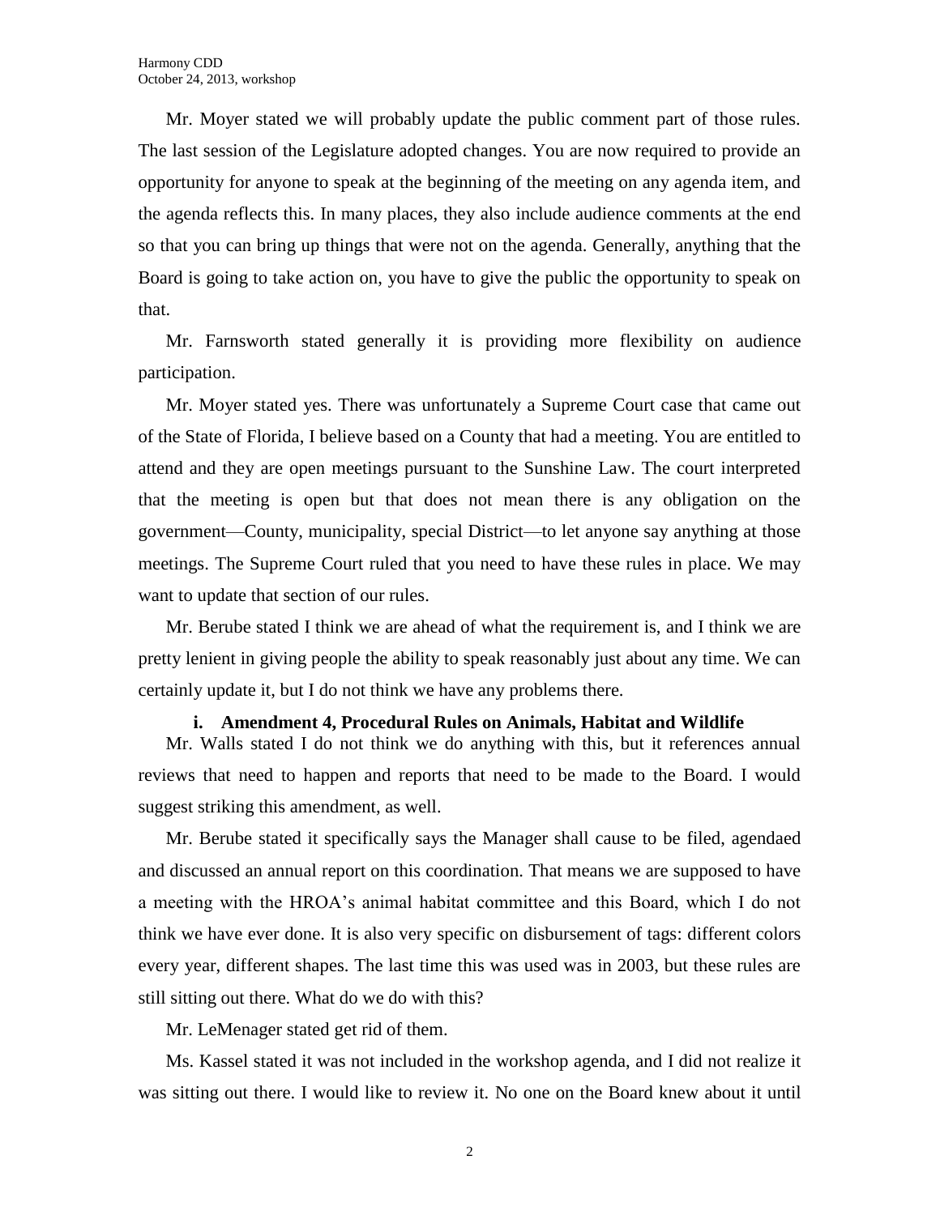Mr. Moyer stated we will probably update the public comment part of those rules. The last session of the Legislature adopted changes. You are now required to provide an opportunity for anyone to speak at the beginning of the meeting on any agenda item, and the agenda reflects this. In many places, they also include audience comments at the end so that you can bring up things that were not on the agenda. Generally, anything that the Board is going to take action on, you have to give the public the opportunity to speak on that.

Mr. Farnsworth stated generally it is providing more flexibility on audience participation.

Mr. Moyer stated yes. There was unfortunately a Supreme Court case that came out of the State of Florida, I believe based on a County that had a meeting. You are entitled to attend and they are open meetings pursuant to the Sunshine Law. The court interpreted that the meeting is open but that does not mean there is any obligation on the government—County, municipality, special District—to let anyone say anything at those meetings. The Supreme Court ruled that you need to have these rules in place. We may want to update that section of our rules.

Mr. Berube stated I think we are ahead of what the requirement is, and I think we are pretty lenient in giving people the ability to speak reasonably just about any time. We can certainly update it, but I do not think we have any problems there.

**i. Amendment 4, Procedural Rules on Animals, Habitat and Wildlife**

Mr. Walls stated I do not think we do anything with this, but it references annual reviews that need to happen and reports that need to be made to the Board. I would suggest striking this amendment, as well.

Mr. Berube stated it specifically says the Manager shall cause to be filed, agendaed and discussed an annual report on this coordination. That means we are supposed to have a meeting with the HROA's animal habitat committee and this Board, which I do not think we have ever done. It is also very specific on disbursement of tags: different colors every year, different shapes. The last time this was used was in 2003, but these rules are still sitting out there. What do we do with this?

Mr. LeMenager stated get rid of them.

Ms. Kassel stated it was not included in the workshop agenda, and I did not realize it was sitting out there. I would like to review it. No one on the Board knew about it until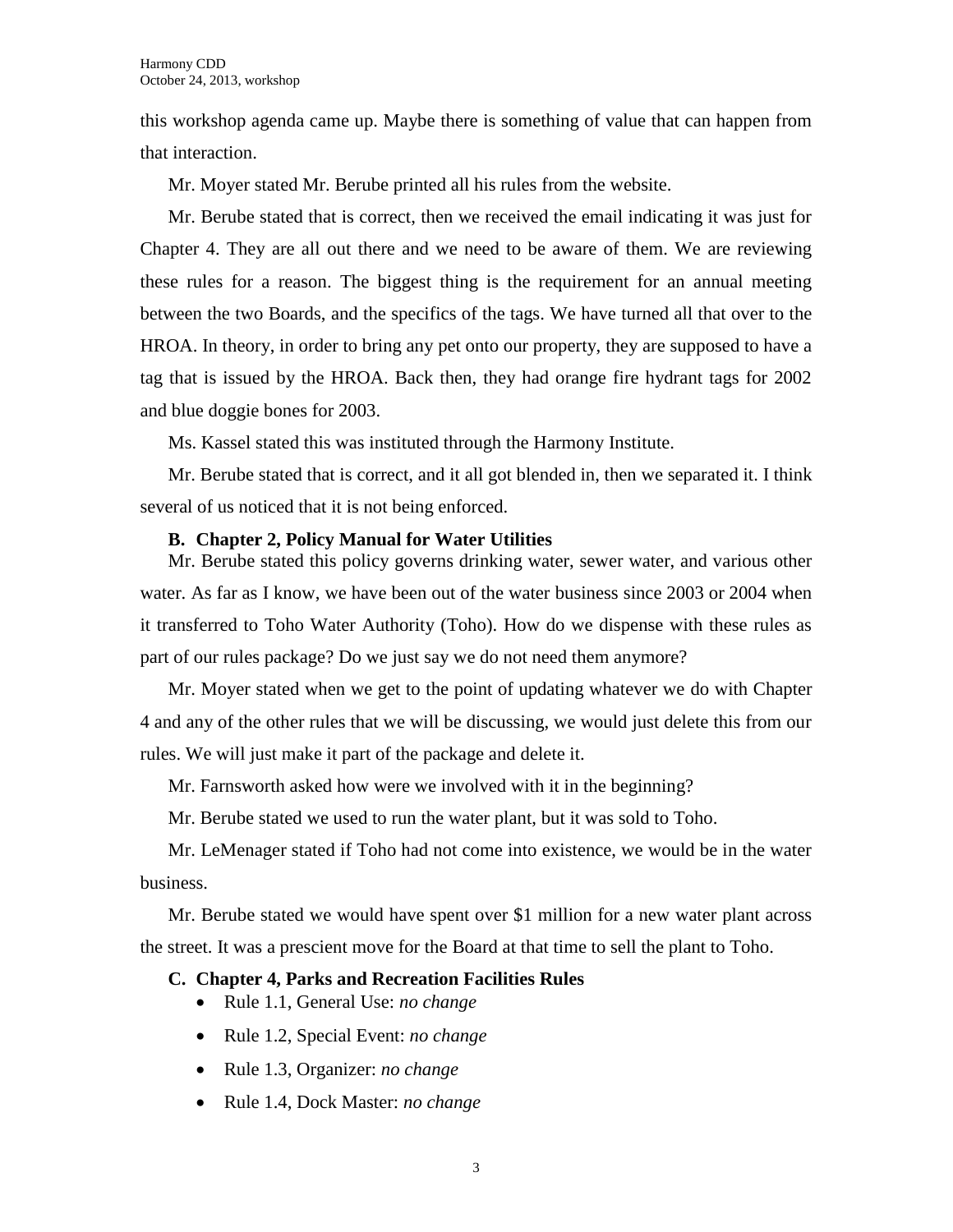this workshop agenda came up. Maybe there is something of value that can happen from that interaction.

Mr. Moyer stated Mr. Berube printed all his rules from the website.

Mr. Berube stated that is correct, then we received the email indicating it was just for Chapter 4. They are all out there and we need to be aware of them. We are reviewing these rules for a reason. The biggest thing is the requirement for an annual meeting between the two Boards, and the specifics of the tags. We have turned all that over to the HROA. In theory, in order to bring any pet onto our property, they are supposed to have a tag that is issued by the HROA. Back then, they had orange fire hydrant tags for 2002 and blue doggie bones for 2003.

Ms. Kassel stated this was instituted through the Harmony Institute.

Mr. Berube stated that is correct, and it all got blended in, then we separated it. I think several of us noticed that it is not being enforced.

**B. Chapter 2, Policy Manual for Water Utilities**

Mr. Berube stated this policy governs drinking water, sewer water, and various other water. As far as I know, we have been out of the water business since 2003 or 2004 when it transferred to Toho Water Authority (Toho). How do we dispense with these rules as part of our rules package? Do we just say we do not need them anymore?

Mr. Moyer stated when we get to the point of updating whatever we do with Chapter 4 and any of the other rules that we will be discussing, we would just delete this from our rules. We will just make it part of the package and delete it.

Mr. Farnsworth asked how were we involved with it in the beginning?

Mr. Berube stated we used to run the water plant, but it was sold to Toho.

Mr. LeMenager stated if Toho had not come into existence, we would be in the water business.

Mr. Berube stated we would have spent over $1 million for a new water plant across the street. It was a prescient move for the Board at that time to sell the plant to Toho.

**C. Chapter 4, Parks and Recreation Facilities Rules**

- Rule 1.1, General Use: *no change*
- Rule 1.2, Special Event: *no change*
- Rule 1.3, Organizer: *no change*
- Rule 1.4, Dock Master: *no change*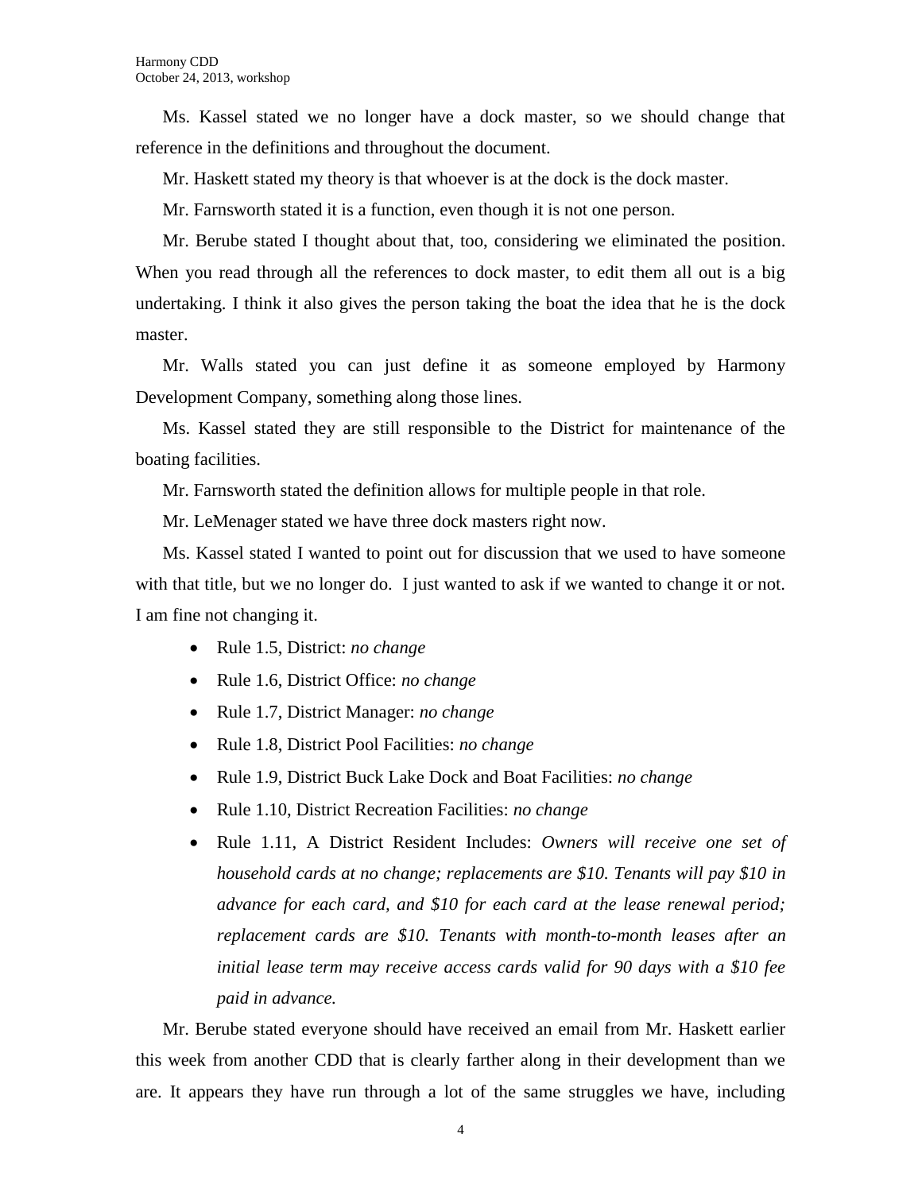Ms. Kassel stated we no longer have a dock master, so we should change that reference in the definitions and throughout the document.

Mr. Haskett stated my theory is that whoever is at the dock is the dock master.

Mr. Farnsworth stated it is a function, even though it is not one person.

Mr. Berube stated I thought about that, too, considering we eliminated the position. When you read through all the references to dock master, to edit them all out is a big undertaking. I think it also gives the person taking the boat the idea that he is the dock master.

Mr. Walls stated you can just define it as someone employed by Harmony Development Company, something along those lines.

Ms. Kassel stated they are still responsible to the District for maintenance of the boating facilities.

Mr. Farnsworth stated the definition allows for multiple people in that role.

Mr. LeMenager stated we have three dock masters right now.

Ms. Kassel stated I wanted to point out for discussion that we used to have someone with that title, but we no longer do. I just wanted to ask if we wanted to change it or not. I am fine not changing it.

- Rule 1.5, District: *no change*
- Rule 1.6, District Office: *no change*
- Rule 1.7, District Manager: *no change*
- Rule 1.8, District Pool Facilities: *no change*
- Rule 1.9, District Buck Lake Dock and Boat Facilities: *no change*
- Rule 1.10, District Recreation Facilities: *no change*
- Rule 1.11, A District Resident Includes: *Owners will receive one set of household cards at no change; replacements are $10. Tenants will pay $10 in advance for each card, and $10 for each card at the lease renewal period; replacement cards are $10. Tenants with month-to-month leases after an initial lease term may receive access cards valid for 90 days with a $10 fee paid in advance.*

Mr. Berube stated everyone should have received an email from Mr. Haskett earlier this week from another CDD that is clearly farther along in their development than we are. It appears they have run through a lot of the same struggles we have, including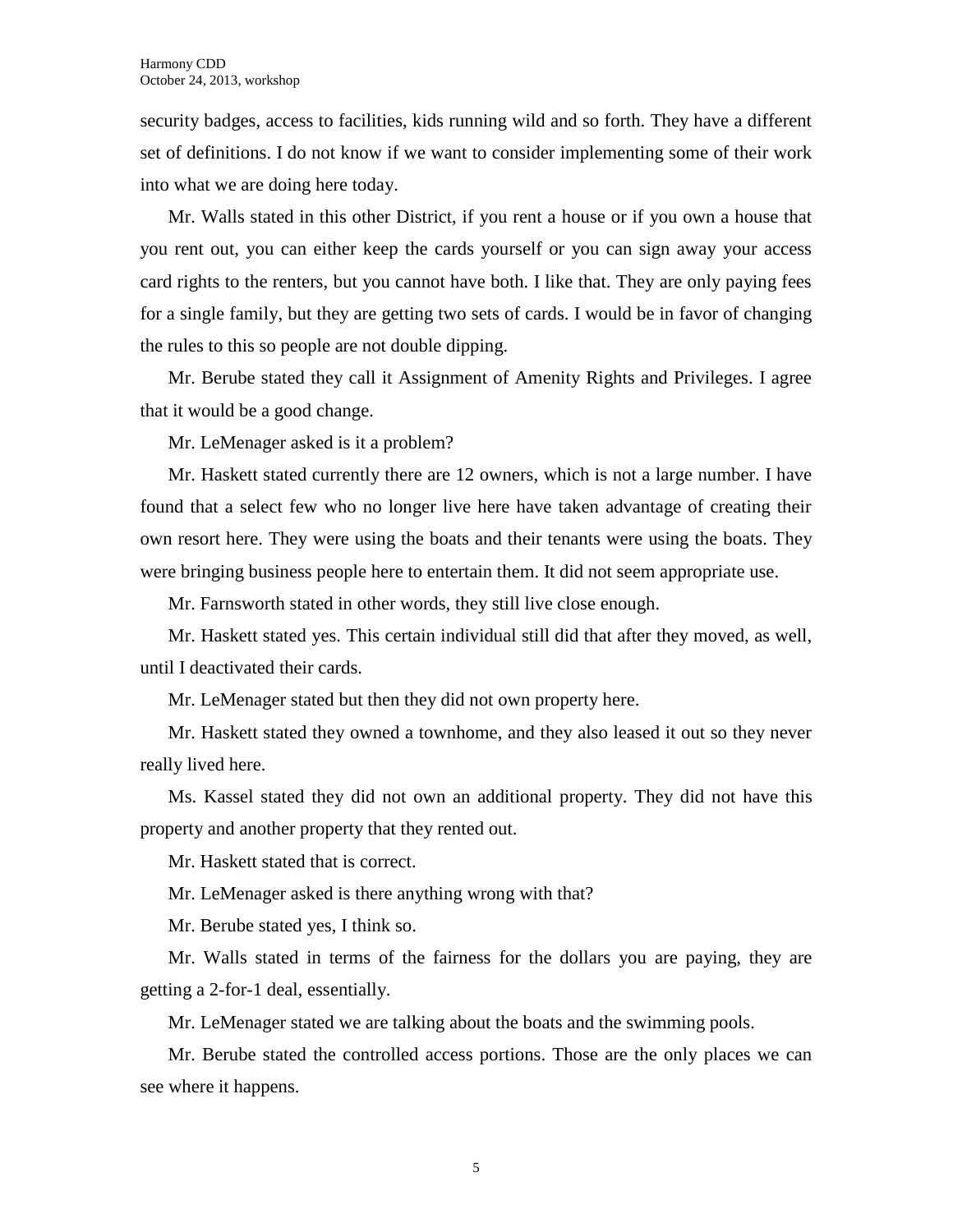security badges, access to facilities, kids running wild and so forth. They have a different set of definitions. I do not know if we want to consider implementing some of their work into what we are doing here today.

Mr. Walls stated in this other District, if you rent a house or if you own a house that you rent out, you can either keep the cards yourself or you can sign away your access card rights to the renters, but you cannot have both. I like that. They are only paying fees for a single family, but they are getting two sets of cards. I would be in favor of changing the rules to this so people are not double dipping.

Mr. Berube stated they call it Assignment of Amenity Rights and Privileges. I agree that it would be a good change.

Mr. LeMenager asked is it a problem?

Mr. Haskett stated currently there are 12 owners, which is not a large number. I have found that a select few who no longer live here have taken advantage of creating their own resort here. They were using the boats and their tenants were using the boats. They were bringing business people here to entertain them. It did not seem appropriate use.

Mr. Farnsworth stated in other words, they still live close enough.

Mr. Haskett stated yes. This certain individual still did that after they moved, as well, until I deactivated their cards.

Mr. LeMenager stated but then they did not own property here.

Mr. Haskett stated they owned a townhome, and they also leased it out so they never really lived here.

Ms. Kassel stated they did not own an additional property. They did not have this property and another property that they rented out.

Mr. Haskett stated that is correct.

Mr. LeMenager asked is there anything wrong with that?

Mr. Berube stated yes, I think so.

Mr. Walls stated in terms of the fairness for the dollars you are paying, they are getting a 2-for-1 deal, essentially.

Mr. LeMenager stated we are talking about the boats and the swimming pools.

Mr. Berube stated the controlled access portions. Those are the only places we can see where it happens.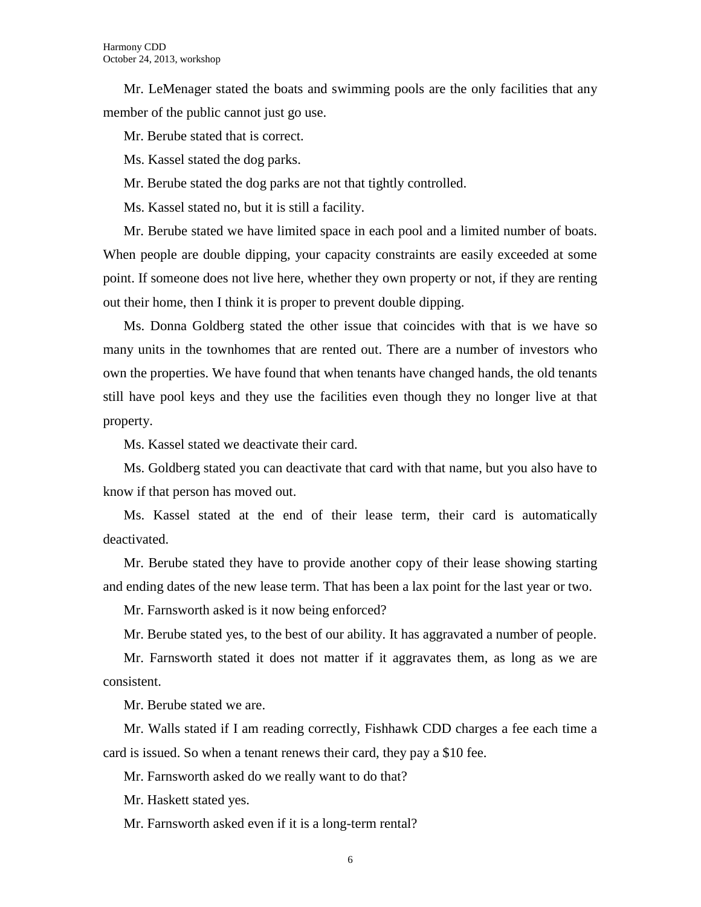Mr. LeMenager stated the boats and swimming pools are the only facilities that any member of the public cannot just go use.

Mr. Berube stated that is correct.

Ms. Kassel stated the dog parks.

Mr. Berube stated the dog parks are not that tightly controlled.

Ms. Kassel stated no, but it is still a facility.

Mr. Berube stated we have limited space in each pool and a limited number of boats. When people are double dipping, your capacity constraints are easily exceeded at some point. If someone does not live here, whether they own property or not, if they are renting out their home, then I think it is proper to prevent double dipping.

Ms. Donna Goldberg stated the other issue that coincides with that is we have so many units in the townhomes that are rented out. There are a number of investors who own the properties. We have found that when tenants have changed hands, the old tenants still have pool keys and they use the facilities even though they no longer live at that property.

Ms. Kassel stated we deactivate their card.

Ms. Goldberg stated you can deactivate that card with that name, but you also have to know if that person has moved out.

Ms. Kassel stated at the end of their lease term, their card is automatically deactivated.

Mr. Berube stated they have to provide another copy of their lease showing starting and ending dates of the new lease term. That has been a lax point for the last year or two.

Mr. Farnsworth asked is it now being enforced?

Mr. Berube stated yes, to the best of our ability. It has aggravated a number of people.

Mr. Farnsworth stated it does not matter if it aggravates them, as long as we are consistent.

Mr. Berube stated we are.

Mr. Walls stated if I am reading correctly, Fishhawk CDD charges a fee each time a card is issued. So when a tenant renews their card, they pay a $10 fee.

Mr. Farnsworth asked do we really want to do that?

Mr. Haskett stated yes.

Mr. Farnsworth asked even if it is a long-term rental?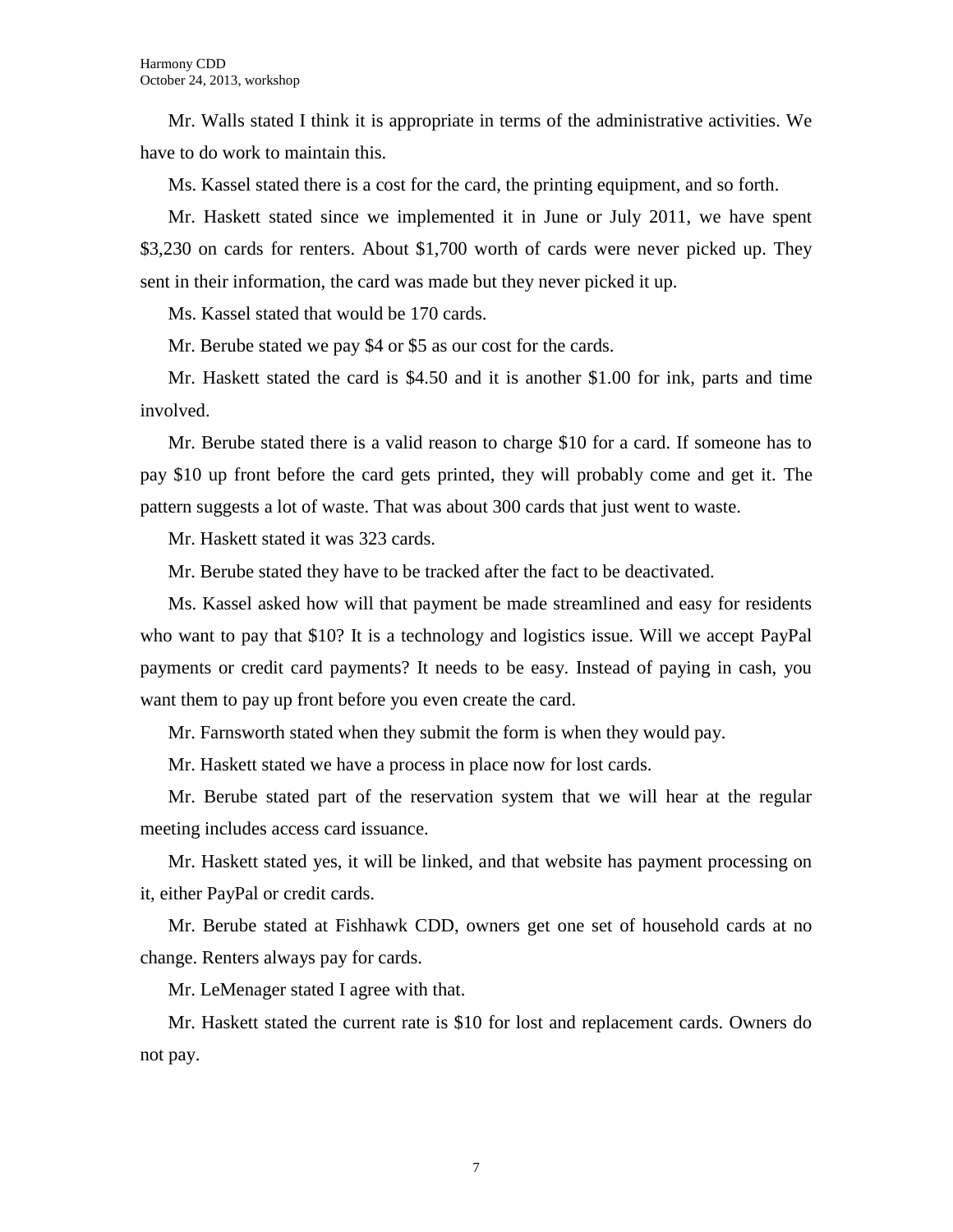Mr. Walls stated I think it is appropriate in terms of the administrative activities. We have to do work to maintain this.

Ms. Kassel stated there is a cost for the card, the printing equipment, and so forth.

Mr. Haskett stated since we implemented it in June or July 2011, we have spent $3,230 on cards for renters. About $1,700 worth of cards were never picked up. They sent in their information, the card was made but they never picked it up.

Ms. Kassel stated that would be 170 cards.

Mr. Berube stated we pay $4 or $5 as our cost for the cards.

Mr. Haskett stated the card is $4.50 and it is another $1.00 for ink, parts and time involved.

Mr. Berube stated there is a valid reason to charge $10 for a card. If someone has to pay $10 up front before the card gets printed, they will probably come and get it. The pattern suggests a lot of waste. That was about 300 cards that just went to waste.

Mr. Haskett stated it was 323 cards.

Mr. Berube stated they have to be tracked after the fact to be deactivated.

Ms. Kassel asked how will that payment be made streamlined and easy for residents who want to pay that $10? It is a technology and logistics issue. Will we accept PayPal payments or credit card payments? It needs to be easy. Instead of paying in cash, you want them to pay up front before you even create the card.

Mr. Farnsworth stated when they submit the form is when they would pay.

Mr. Haskett stated we have a process in place now for lost cards.

Mr. Berube stated part of the reservation system that we will hear at the regular meeting includes access card issuance.

Mr. Haskett stated yes, it will be linked, and that website has payment processing on it, either PayPal or credit cards.

Mr. Berube stated at Fishhawk CDD, owners get one set of household cards at no change. Renters always pay for cards.

Mr. LeMenager stated I agree with that.

Mr. Haskett stated the current rate is $10 for lost and replacement cards. Owners do not pay.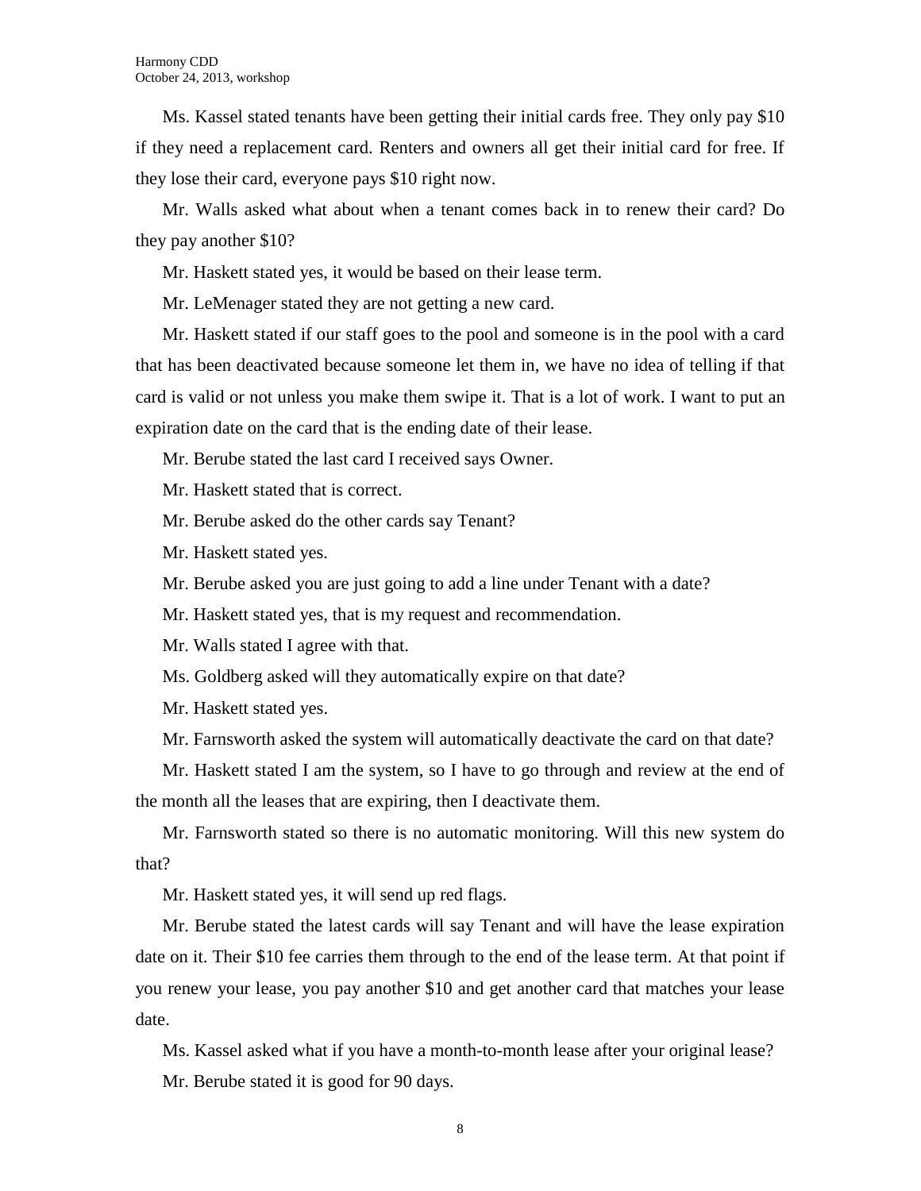Ms. Kassel stated tenants have been getting their initial cards free. They only pay $10 if they need a replacement card. Renters and owners all get their initial card for free. If they lose their card, everyone pays $10 right now.

Mr. Walls asked what about when a tenant comes back in to renew their card? Do they pay another $10?

Mr. Haskett stated yes, it would be based on their lease term.

Mr. LeMenager stated they are not getting a new card.

Mr. Haskett stated if our staff goes to the pool and someone is in the pool with a card that has been deactivated because someone let them in, we have no idea of telling if that card is valid or not unless you make them swipe it. That is a lot of work. I want to put an expiration date on the card that is the ending date of their lease.

Mr. Berube stated the last card I received says Owner.

Mr. Haskett stated that is correct.

Mr. Berube asked do the other cards say Tenant?

Mr. Haskett stated yes.

Mr. Berube asked you are just going to add a line under Tenant with a date?

Mr. Haskett stated yes, that is my request and recommendation.

Mr. Walls stated I agree with that.

Ms. Goldberg asked will they automatically expire on that date?

Mr. Haskett stated yes.

Mr. Farnsworth asked the system will automatically deactivate the card on that date?

Mr. Haskett stated I am the system, so I have to go through and review at the end of the month all the leases that are expiring, then I deactivate them.

Mr. Farnsworth stated so there is no automatic monitoring. Will this new system do that?

Mr. Haskett stated yes, it will send up red flags.

Mr. Berube stated the latest cards will say Tenant and will have the lease expiration date on it. Their $10 fee carries them through to the end of the lease term. At that point if you renew your lease, you pay another $10 and get another card that matches your lease date.

Ms. Kassel asked what if you have a month-to-month lease after your original lease?

Mr. Berube stated it is good for 90 days.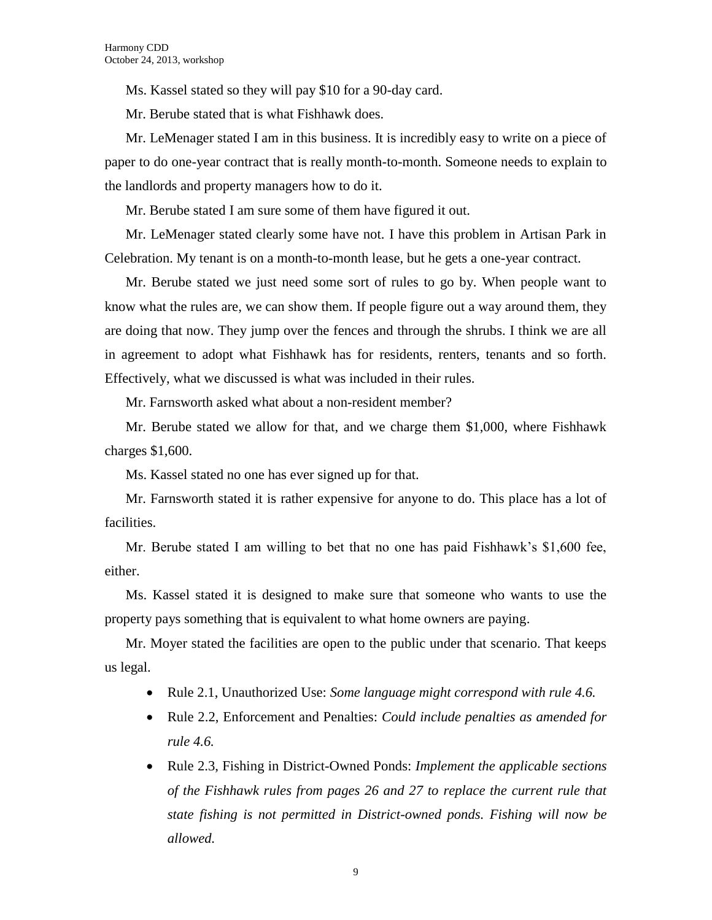Ms. Kassel stated so they will pay $10 for a 90-day card.

Mr. Berube stated that is what Fishhawk does.

Mr. LeMenager stated I am in this business. It is incredibly easy to write on a piece of paper to do one-year contract that is really month-to-month. Someone needs to explain to the landlords and property managers how to do it.

Mr. Berube stated I am sure some of them have figured it out.

Mr. LeMenager stated clearly some have not. I have this problem in Artisan Park in Celebration. My tenant is on a month-to-month lease, but he gets a one-year contract.

Mr. Berube stated we just need some sort of rules to go by. When people want to know what the rules are, we can show them. If people figure out a way around them, they are doing that now. They jump over the fences and through the shrubs. I think we are all in agreement to adopt what Fishhawk has for residents, renters, tenants and so forth. Effectively, what we discussed is what was included in their rules.

Mr. Farnsworth asked what about a non-resident member?

Mr. Berube stated we allow for that, and we charge them $1,000, where Fishhawk charges $1,600.

Ms. Kassel stated no one has ever signed up for that.

Mr. Farnsworth stated it is rather expensive for anyone to do. This place has a lot of facilities.

Mr. Berube stated I am willing to bet that no one has paid Fishhawk's $1,600 fee, either.

Ms. Kassel stated it is designed to make sure that someone who wants to use the property pays something that is equivalent to what home owners are paying.

Mr. Moyer stated the facilities are open to the public under that scenario. That keeps us legal.

- Rule 2.1, Unauthorized Use: *Some language might correspond with rule 4.6.*
- Rule 2.2, Enforcement and Penalties: *Could include penalties as amended for rule 4.6.*
- Rule 2.3, Fishing in District-Owned Ponds: *Implement the applicable sections of the Fishhawk rules from pages 26 and 27 to replace the current rule that state fishing is not permitted in District-owned ponds. Fishing will now be allowed.*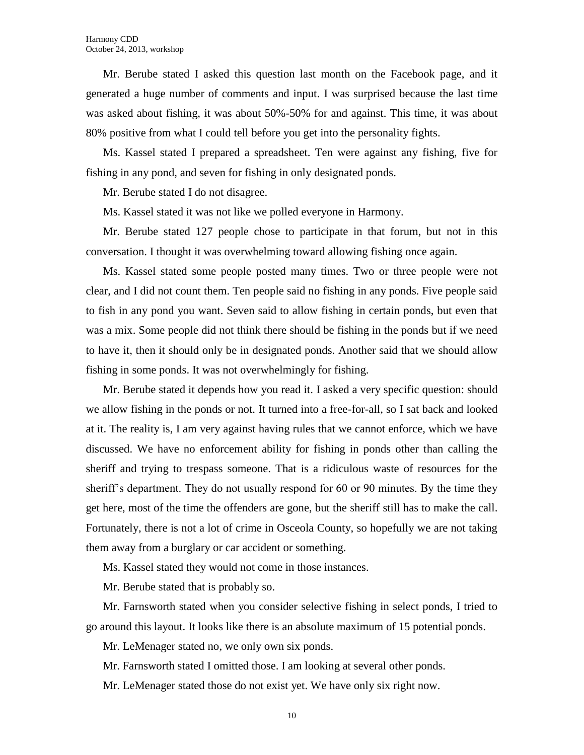Mr. Berube stated I asked this question last month on the Facebook page, and it generated a huge number of comments and input. I was surprised because the last time was asked about fishing, it was about 50%-50% for and against. This time, it was about 80% positive from what I could tell before you get into the personality fights.

Ms. Kassel stated I prepared a spreadsheet. Ten were against any fishing, five for fishing in any pond, and seven for fishing in only designated ponds.

Mr. Berube stated I do not disagree.

Ms. Kassel stated it was not like we polled everyone in Harmony.

Mr. Berube stated 127 people chose to participate in that forum, but not in this conversation. I thought it was overwhelming toward allowing fishing once again.

Ms. Kassel stated some people posted many times. Two or three people were not clear, and I did not count them. Ten people said no fishing in any ponds. Five people said to fish in any pond you want. Seven said to allow fishing in certain ponds, but even that was a mix. Some people did not think there should be fishing in the ponds but if we need to have it, then it should only be in designated ponds. Another said that we should allow fishing in some ponds. It was not overwhelmingly for fishing.

Mr. Berube stated it depends how you read it. I asked a very specific question: should we allow fishing in the ponds or not. It turned into a free-for-all, so I sat back and looked at it. The reality is, I am very against having rules that we cannot enforce, which we have discussed. We have no enforcement ability for fishing in ponds other than calling the sheriff and trying to trespass someone. That is a ridiculous waste of resources for the sheriff's department. They do not usually respond for 60 or 90 minutes. By the time they get here, most of the time the offenders are gone, but the sheriff still has to make the call. Fortunately, there is not a lot of crime in Osceola County, so hopefully we are not taking them away from a burglary or car accident or something.

Ms. Kassel stated they would not come in those instances.

Mr. Berube stated that is probably so.

Mr. Farnsworth stated when you consider selective fishing in select ponds, I tried to go around this layout. It looks like there is an absolute maximum of 15 potential ponds.

Mr. LeMenager stated no, we only own six ponds.

Mr. Farnsworth stated I omitted those. I am looking at several other ponds.

Mr. LeMenager stated those do not exist yet. We have only six right now.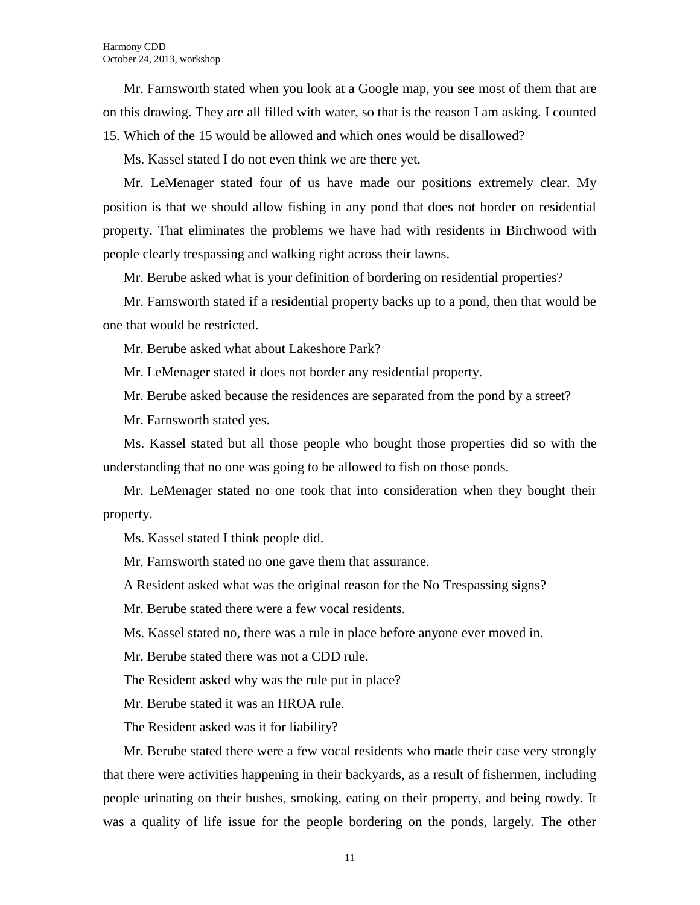Mr. Farnsworth stated when you look at a Google map, you see most of them that are on this drawing. They are all filled with water, so that is the reason I am asking. I counted 15. Which of the 15 would be allowed and which ones would be disallowed?

Ms. Kassel stated I do not even think we are there yet.

Mr. LeMenager stated four of us have made our positions extremely clear. My position is that we should allow fishing in any pond that does not border on residential property. That eliminates the problems we have had with residents in Birchwood with people clearly trespassing and walking right across their lawns.

Mr. Berube asked what is your definition of bordering on residential properties?

Mr. Farnsworth stated if a residential property backs up to a pond, then that would be one that would be restricted.

Mr. Berube asked what about Lakeshore Park?

Mr. LeMenager stated it does not border any residential property.

Mr. Berube asked because the residences are separated from the pond by a street?

Mr. Farnsworth stated yes.

Ms. Kassel stated but all those people who bought those properties did so with the understanding that no one was going to be allowed to fish on those ponds.

Mr. LeMenager stated no one took that into consideration when they bought their property.

Ms. Kassel stated I think people did.

Mr. Farnsworth stated no one gave them that assurance.

A Resident asked what was the original reason for the No Trespassing signs?

Mr. Berube stated there were a few vocal residents.

Ms. Kassel stated no, there was a rule in place before anyone ever moved in.

Mr. Berube stated there was not a CDD rule.

The Resident asked why was the rule put in place?

Mr. Berube stated it was an HROA rule.

The Resident asked was it for liability?

Mr. Berube stated there were a few vocal residents who made their case very strongly that there were activities happening in their backyards, as a result of fishermen, including people urinating on their bushes, smoking, eating on their property, and being rowdy. It was a quality of life issue for the people bordering on the ponds, largely. The other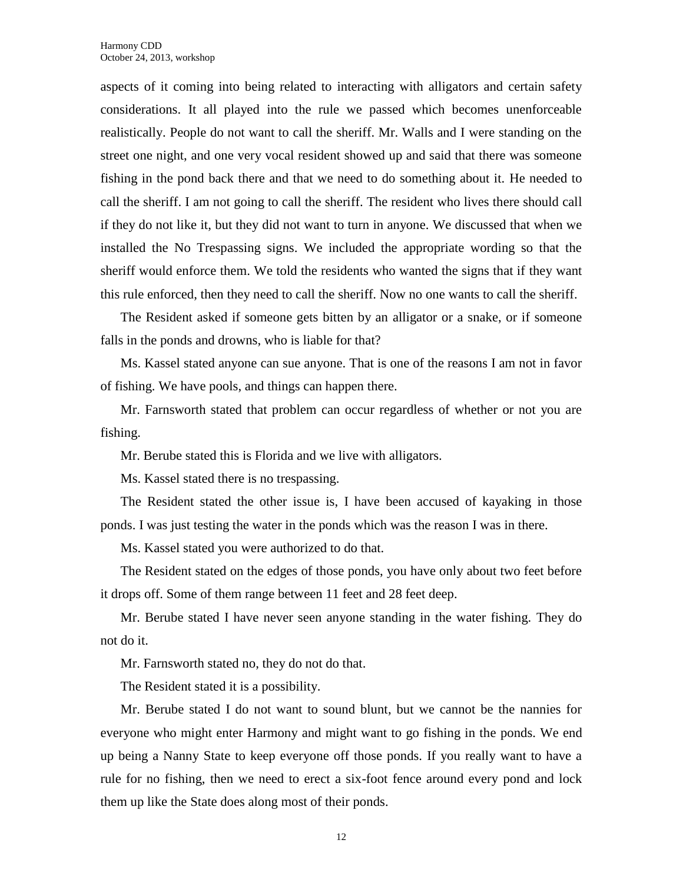aspects of it coming into being related to interacting with alligators and certain safety considerations. It all played into the rule we passed which becomes unenforceable realistically. People do not want to call the sheriff. Mr. Walls and I were standing on the street one night, and one very vocal resident showed up and said that there was someone fishing in the pond back there and that we need to do something about it. He needed to call the sheriff. I am not going to call the sheriff. The resident who lives there should call if they do not like it, but they did not want to turn in anyone. We discussed that when we installed the No Trespassing signs. We included the appropriate wording so that the sheriff would enforce them. We told the residents who wanted the signs that if they want this rule enforced, then they need to call the sheriff. Now no one wants to call the sheriff.

The Resident asked if someone gets bitten by an alligator or a snake, or if someone falls in the ponds and drowns, who is liable for that?

Ms. Kassel stated anyone can sue anyone. That is one of the reasons I am not in favor of fishing. We have pools, and things can happen there.

Mr. Farnsworth stated that problem can occur regardless of whether or not you are fishing.

Mr. Berube stated this is Florida and we live with alligators.

Ms. Kassel stated there is no trespassing.

The Resident stated the other issue is, I have been accused of kayaking in those ponds. I was just testing the water in the ponds which was the reason I was in there.

Ms. Kassel stated you were authorized to do that.

The Resident stated on the edges of those ponds, you have only about two feet before it drops off. Some of them range between 11 feet and 28 feet deep.

Mr. Berube stated I have never seen anyone standing in the water fishing. They do not do it.

Mr. Farnsworth stated no, they do not do that.

The Resident stated it is a possibility.

Mr. Berube stated I do not want to sound blunt, but we cannot be the nannies for everyone who might enter Harmony and might want to go fishing in the ponds. We end up being a Nanny State to keep everyone off those ponds. If you really want to have a rule for no fishing, then we need to erect a six-foot fence around every pond and lock them up like the State does along most of their ponds.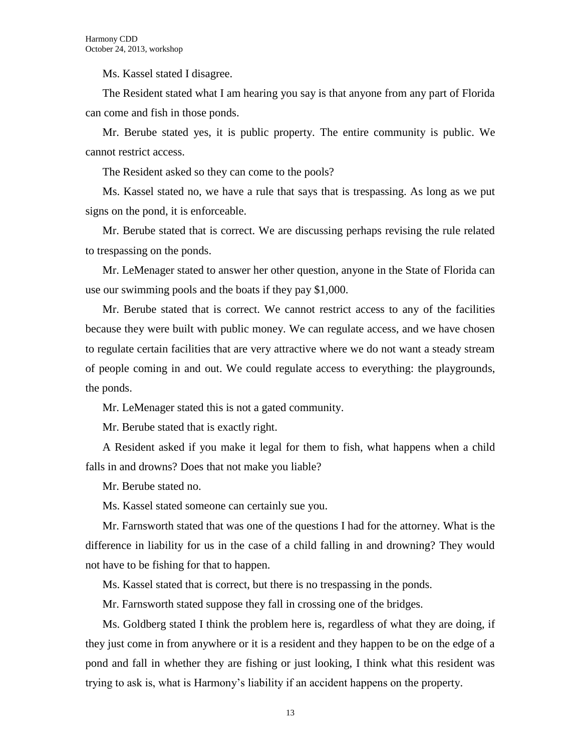Ms. Kassel stated I disagree.

The Resident stated what I am hearing you say is that anyone from any part of Florida can come and fish in those ponds.

Mr. Berube stated yes, it is public property. The entire community is public. We cannot restrict access.

The Resident asked so they can come to the pools?

Ms. Kassel stated no, we have a rule that says that is trespassing. As long as we put signs on the pond, it is enforceable.

Mr. Berube stated that is correct. We are discussing perhaps revising the rule related to trespassing on the ponds.

Mr. LeMenager stated to answer her other question, anyone in the State of Florida can use our swimming pools and the boats if they pay $1,000.

Mr. Berube stated that is correct. We cannot restrict access to any of the facilities because they were built with public money. We can regulate access, and we have chosen to regulate certain facilities that are very attractive where we do not want a steady stream of people coming in and out. We could regulate access to everything: the playgrounds, the ponds.

Mr. LeMenager stated this is not a gated community.

Mr. Berube stated that is exactly right.

A Resident asked if you make it legal for them to fish, what happens when a child falls in and drowns? Does that not make you liable?

Mr. Berube stated no.

Ms. Kassel stated someone can certainly sue you.

Mr. Farnsworth stated that was one of the questions I had for the attorney. What is the difference in liability for us in the case of a child falling in and drowning? They would not have to be fishing for that to happen.

Ms. Kassel stated that is correct, but there is no trespassing in the ponds.

Mr. Farnsworth stated suppose they fall in crossing one of the bridges.

Ms. Goldberg stated I think the problem here is, regardless of what they are doing, if they just come in from anywhere or it is a resident and they happen to be on the edge of a pond and fall in whether they are fishing or just looking, I think what this resident was trying to ask is, what is Harmony's liability if an accident happens on the property.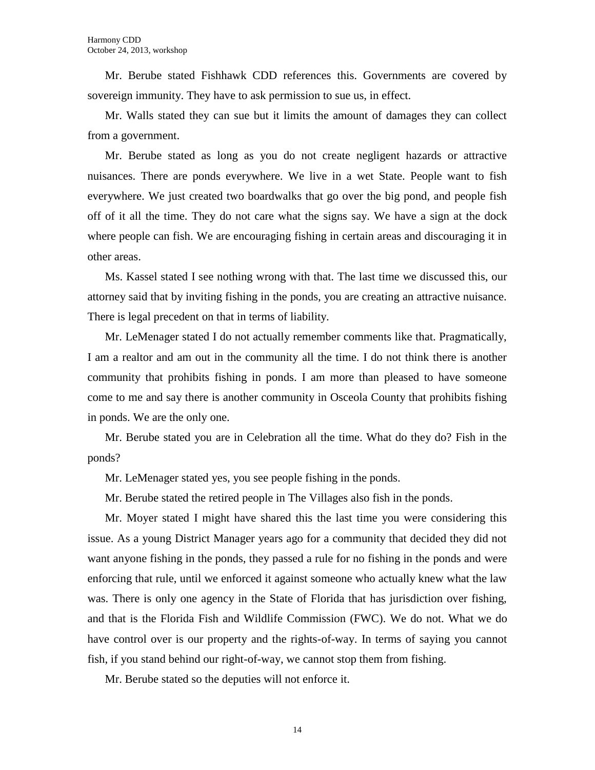Mr. Berube stated Fishhawk CDD references this. Governments are covered by sovereign immunity. They have to ask permission to sue us, in effect.

Mr. Walls stated they can sue but it limits the amount of damages they can collect from a government.

Mr. Berube stated as long as you do not create negligent hazards or attractive nuisances. There are ponds everywhere. We live in a wet State. People want to fish everywhere. We just created two boardwalks that go over the big pond, and people fish off of it all the time. They do not care what the signs say. We have a sign at the dock where people can fish. We are encouraging fishing in certain areas and discouraging it in other areas.

Ms. Kassel stated I see nothing wrong with that. The last time we discussed this, our attorney said that by inviting fishing in the ponds, you are creating an attractive nuisance. There is legal precedent on that in terms of liability.

Mr. LeMenager stated I do not actually remember comments like that. Pragmatically, I am a realtor and am out in the community all the time. I do not think there is another community that prohibits fishing in ponds. I am more than pleased to have someone come to me and say there is another community in Osceola County that prohibits fishing in ponds. We are the only one.

Mr. Berube stated you are in Celebration all the time. What do they do? Fish in the ponds?

Mr. LeMenager stated yes, you see people fishing in the ponds.

Mr. Berube stated the retired people in The Villages also fish in the ponds.

Mr. Moyer stated I might have shared this the last time you were considering this issue. As a young District Manager years ago for a community that decided they did not want anyone fishing in the ponds, they passed a rule for no fishing in the ponds and were enforcing that rule, until we enforced it against someone who actually knew what the law was. There is only one agency in the State of Florida that has jurisdiction over fishing, and that is the Florida Fish and Wildlife Commission (FWC). We do not. What we do have control over is our property and the rights-of-way. In terms of saying you cannot fish, if you stand behind our right-of-way, we cannot stop them from fishing.

Mr. Berube stated so the deputies will not enforce it.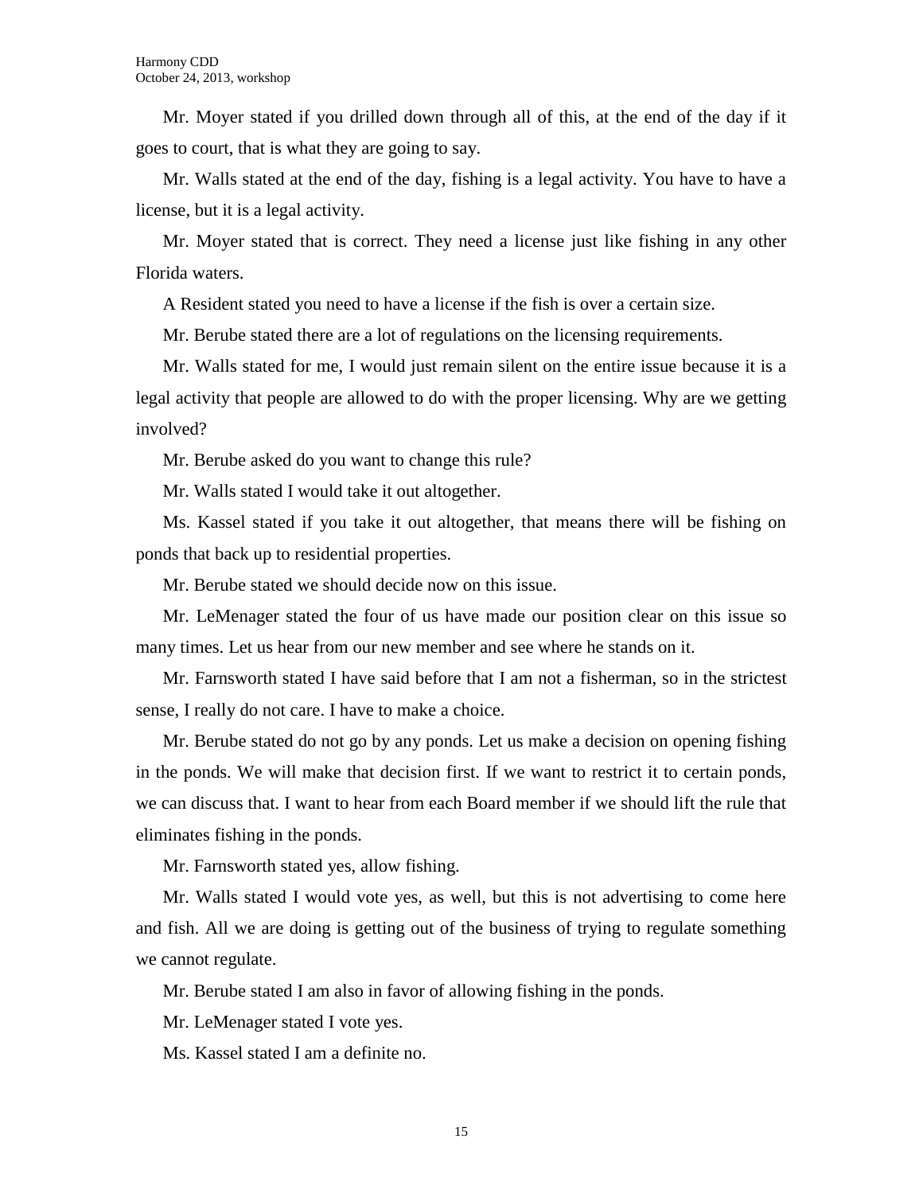Mr. Moyer stated if you drilled down through all of this, at the end of the day if it goes to court, that is what they are going to say.

Mr. Walls stated at the end of the day, fishing is a legal activity. You have to have a license, but it is a legal activity.

Mr. Moyer stated that is correct. They need a license just like fishing in any other Florida waters.

A Resident stated you need to have a license if the fish is over a certain size.

Mr. Berube stated there are a lot of regulations on the licensing requirements.

Mr. Walls stated for me, I would just remain silent on the entire issue because it is a legal activity that people are allowed to do with the proper licensing. Why are we getting involved?

Mr. Berube asked do you want to change this rule?

Mr. Walls stated I would take it out altogether.

Ms. Kassel stated if you take it out altogether, that means there will be fishing on ponds that back up to residential properties.

Mr. Berube stated we should decide now on this issue.

Mr. LeMenager stated the four of us have made our position clear on this issue so many times. Let us hear from our new member and see where he stands on it.

Mr. Farnsworth stated I have said before that I am not a fisherman, so in the strictest sense, I really do not care. I have to make a choice.

Mr. Berube stated do not go by any ponds. Let us make a decision on opening fishing in the ponds. We will make that decision first. If we want to restrict it to certain ponds, we can discuss that. I want to hear from each Board member if we should lift the rule that eliminates fishing in the ponds.

Mr. Farnsworth stated yes, allow fishing.

Mr. Walls stated I would vote yes, as well, but this is not advertising to come here and fish. All we are doing is getting out of the business of trying to regulate something we cannot regulate.

Mr. Berube stated I am also in favor of allowing fishing in the ponds.

Mr. LeMenager stated I vote yes.

Ms. Kassel stated I am a definite no.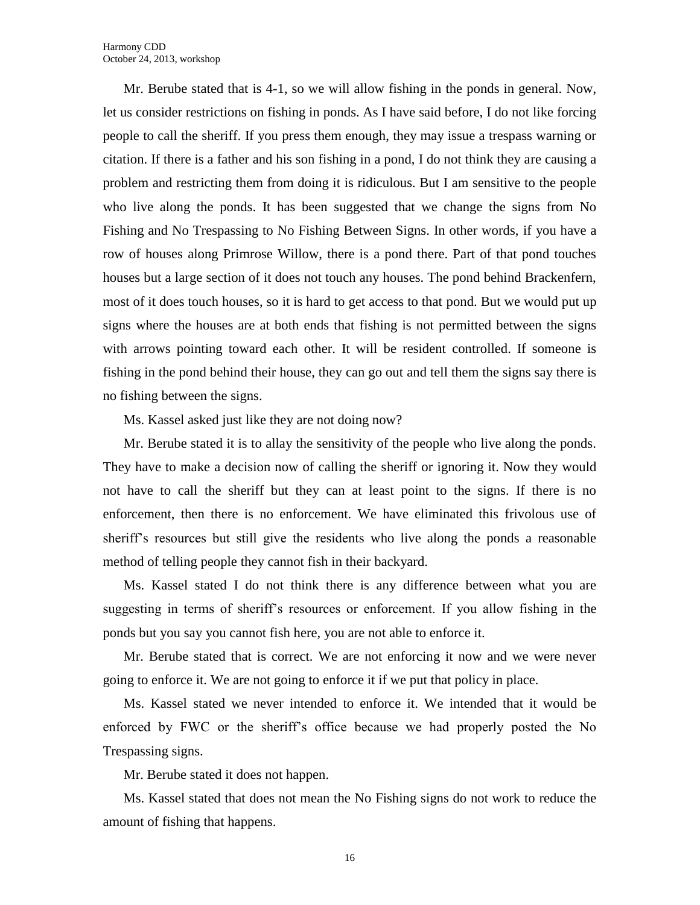Mr. Berube stated that is 4-1, so we will allow fishing in the ponds in general. Now, let us consider restrictions on fishing in ponds. As I have said before, I do not like forcing people to call the sheriff. If you press them enough, they may issue a trespass warning or citation. If there is a father and his son fishing in a pond, I do not think they are causing a problem and restricting them from doing it is ridiculous. But I am sensitive to the people who live along the ponds. It has been suggested that we change the signs from No Fishing and No Trespassing to No Fishing Between Signs. In other words, if you have a row of houses along Primrose Willow, there is a pond there. Part of that pond touches houses but a large section of it does not touch any houses. The pond behind Brackenfern, most of it does touch houses, so it is hard to get access to that pond. But we would put up signs where the houses are at both ends that fishing is not permitted between the signs with arrows pointing toward each other. It will be resident controlled. If someone is fishing in the pond behind their house, they can go out and tell them the signs say there is no fishing between the signs.

Ms. Kassel asked just like they are not doing now?

Mr. Berube stated it is to allay the sensitivity of the people who live along the ponds. They have to make a decision now of calling the sheriff or ignoring it. Now they would not have to call the sheriff but they can at least point to the signs. If there is no enforcement, then there is no enforcement. We have eliminated this frivolous use of sheriff's resources but still give the residents who live along the ponds a reasonable method of telling people they cannot fish in their backyard.

Ms. Kassel stated I do not think there is any difference between what you are suggesting in terms of sheriff's resources or enforcement. If you allow fishing in the ponds but you say you cannot fish here, you are not able to enforce it.

Mr. Berube stated that is correct. We are not enforcing it now and we were never going to enforce it. We are not going to enforce it if we put that policy in place.

Ms. Kassel stated we never intended to enforce it. We intended that it would be enforced by FWC or the sheriff's office because we had properly posted the No Trespassing signs.

Mr. Berube stated it does not happen.

Ms. Kassel stated that does not mean the No Fishing signs do not work to reduce the amount of fishing that happens.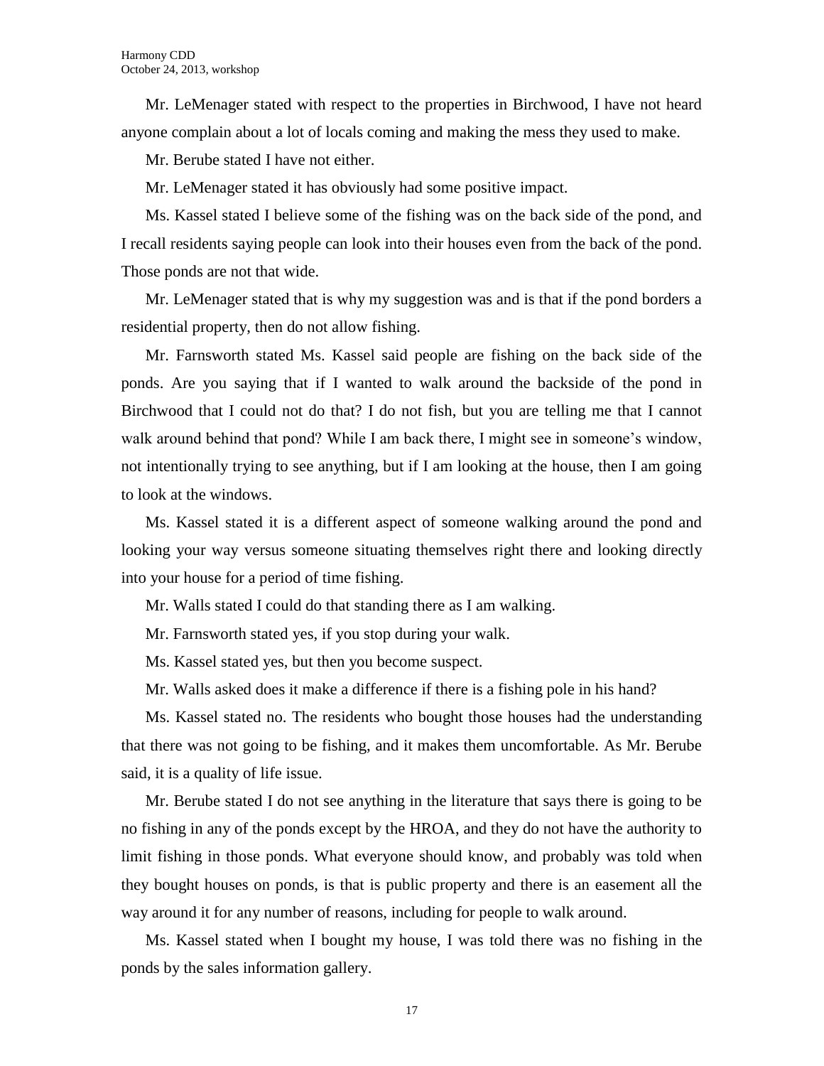Mr. LeMenager stated with respect to the properties in Birchwood, I have not heard anyone complain about a lot of locals coming and making the mess they used to make.

Mr. Berube stated I have not either.

Mr. LeMenager stated it has obviously had some positive impact.

Ms. Kassel stated I believe some of the fishing was on the back side of the pond, and I recall residents saying people can look into their houses even from the back of the pond. Those ponds are not that wide.

Mr. LeMenager stated that is why my suggestion was and is that if the pond borders a residential property, then do not allow fishing.

Mr. Farnsworth stated Ms. Kassel said people are fishing on the back side of the ponds. Are you saying that if I wanted to walk around the backside of the pond in Birchwood that I could not do that? I do not fish, but you are telling me that I cannot walk around behind that pond? While I am back there, I might see in someone's window, not intentionally trying to see anything, but if I am looking at the house, then I am going to look at the windows.

Ms. Kassel stated it is a different aspect of someone walking around the pond and looking your way versus someone situating themselves right there and looking directly into your house for a period of time fishing.

Mr. Walls stated I could do that standing there as I am walking.

Mr. Farnsworth stated yes, if you stop during your walk.

Ms. Kassel stated yes, but then you become suspect.

Mr. Walls asked does it make a difference if there is a fishing pole in his hand?

Ms. Kassel stated no. The residents who bought those houses had the understanding that there was not going to be fishing, and it makes them uncomfortable. As Mr. Berube said, it is a quality of life issue.

Mr. Berube stated I do not see anything in the literature that says there is going to be no fishing in any of the ponds except by the HROA, and they do not have the authority to limit fishing in those ponds. What everyone should know, and probably was told when they bought houses on ponds, is that is public property and there is an easement all the way around it for any number of reasons, including for people to walk around.

Ms. Kassel stated when I bought my house, I was told there was no fishing in the ponds by the sales information gallery.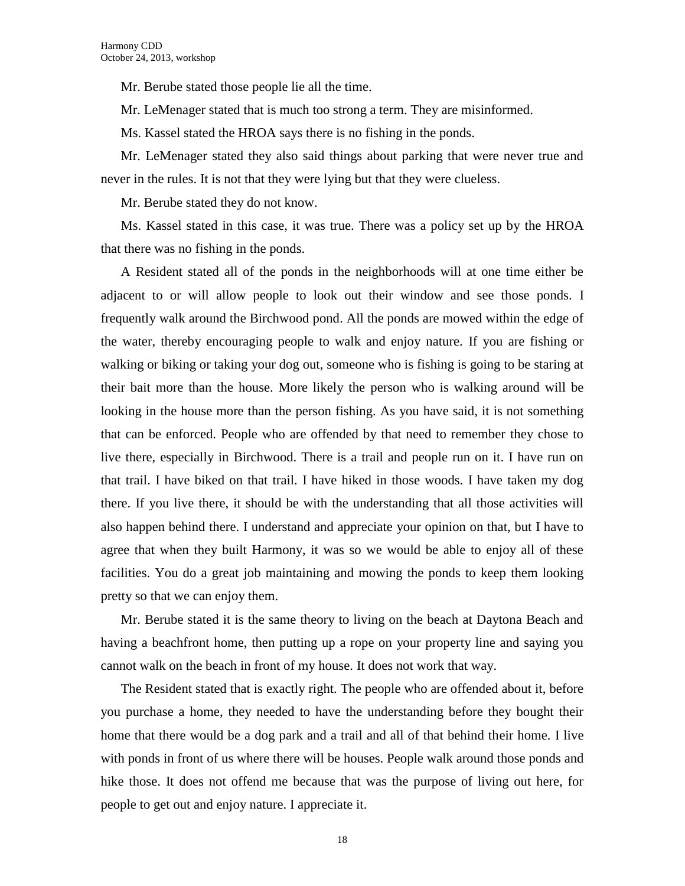Mr. Berube stated those people lie all the time.

Mr. LeMenager stated that is much too strong a term. They are misinformed.

Ms. Kassel stated the HROA says there is no fishing in the ponds.

Mr. LeMenager stated they also said things about parking that were never true and never in the rules. It is not that they were lying but that they were clueless.

Mr. Berube stated they do not know.

Ms. Kassel stated in this case, it was true. There was a policy set up by the HROA that there was no fishing in the ponds.

A Resident stated all of the ponds in the neighborhoods will at one time either be adjacent to or will allow people to look out their window and see those ponds. I frequently walk around the Birchwood pond. All the ponds are mowed within the edge of the water, thereby encouraging people to walk and enjoy nature. If you are fishing or walking or biking or taking your dog out, someone who is fishing is going to be staring at their bait more than the house. More likely the person who is walking around will be looking in the house more than the person fishing. As you have said, it is not something that can be enforced. People who are offended by that need to remember they chose to live there, especially in Birchwood. There is a trail and people run on it. I have run on that trail. I have biked on that trail. I have hiked in those woods. I have taken my dog there. If you live there, it should be with the understanding that all those activities will also happen behind there. I understand and appreciate your opinion on that, but I have to agree that when they built Harmony, it was so we would be able to enjoy all of these facilities. You do a great job maintaining and mowing the ponds to keep them looking pretty so that we can enjoy them.

Mr. Berube stated it is the same theory to living on the beach at Daytona Beach and having a beachfront home, then putting up a rope on your property line and saying you cannot walk on the beach in front of my house. It does not work that way.

The Resident stated that is exactly right. The people who are offended about it, before you purchase a home, they needed to have the understanding before they bought their home that there would be a dog park and a trail and all of that behind their home. I live with ponds in front of us where there will be houses. People walk around those ponds and hike those. It does not offend me because that was the purpose of living out here, for people to get out and enjoy nature. I appreciate it.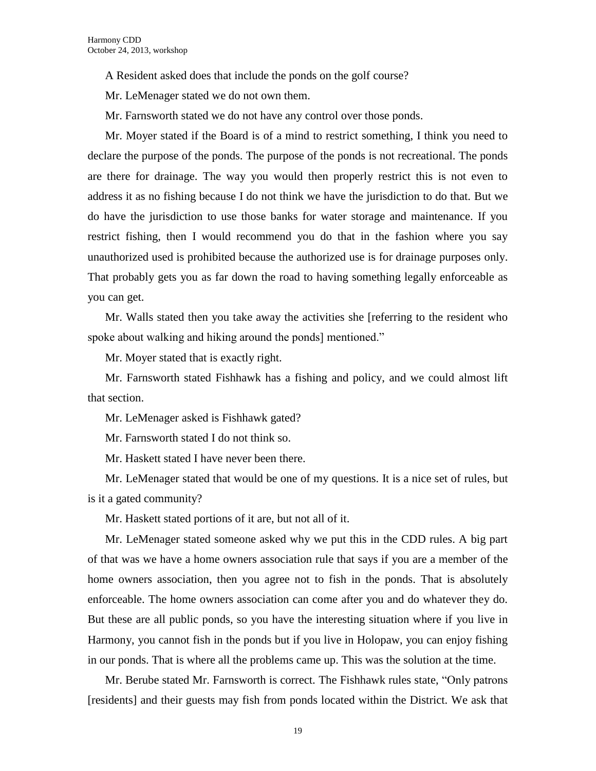A Resident asked does that include the ponds on the golf course?

Mr. LeMenager stated we do not own them.

Mr. Farnsworth stated we do not have any control over those ponds.

Mr. Moyer stated if the Board is of a mind to restrict something, I think you need to declare the purpose of the ponds. The purpose of the ponds is not recreational. The ponds are there for drainage. The way you would then properly restrict this is not even to address it as no fishing because I do not think we have the jurisdiction to do that. But we do have the jurisdiction to use those banks for water storage and maintenance. If you restrict fishing, then I would recommend you do that in the fashion where you say unauthorized used is prohibited because the authorized use is for drainage purposes only. That probably gets you as far down the road to having something legally enforceable as you can get.

Mr. Walls stated then you take away the activities she [referring to the resident who spoke about walking and hiking around the ponds] mentioned."

Mr. Moyer stated that is exactly right.

Mr. Farnsworth stated Fishhawk has a fishing and policy, and we could almost lift that section.

Mr. LeMenager asked is Fishhawk gated?

Mr. Farnsworth stated I do not think so.

Mr. Haskett stated I have never been there.

Mr. LeMenager stated that would be one of my questions. It is a nice set of rules, but is it a gated community?

Mr. Haskett stated portions of it are, but not all of it.

Mr. LeMenager stated someone asked why we put this in the CDD rules. A big part of that was we have a home owners association rule that says if you are a member of the home owners association, then you agree not to fish in the ponds. That is absolutely enforceable. The home owners association can come after you and do whatever they do. But these are all public ponds, so you have the interesting situation where if you live in Harmony, you cannot fish in the ponds but if you live in Holopaw, you can enjoy fishing in our ponds. That is where all the problems came up. This was the solution at the time.

Mr. Berube stated Mr. Farnsworth is correct. The Fishhawk rules state, "Only patrons [residents] and their guests may fish from ponds located within the District. We ask that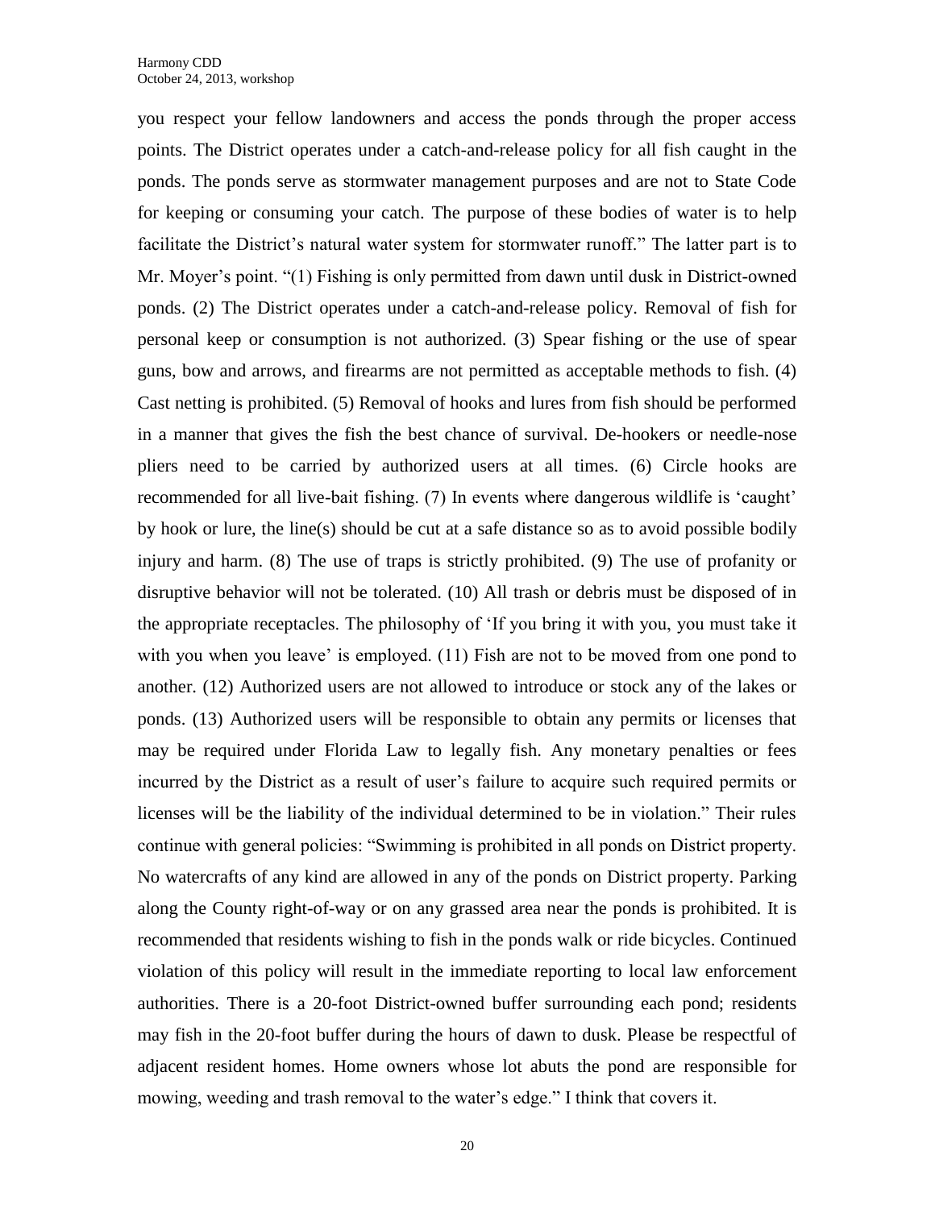you respect your fellow landowners and access the ponds through the proper access points. The District operates under a catch-and-release policy for all fish caught in the ponds. The ponds serve as stormwater management purposes and are not to State Code for keeping or consuming your catch. The purpose of these bodies of water is to help facilitate the District's natural water system for stormwater runoff." The latter part is to Mr. Moyer's point. "(1) Fishing is only permitted from dawn until dusk in District-owned ponds. (2) The District operates under a catch-and-release policy. Removal of fish for personal keep or consumption is not authorized. (3) Spear fishing or the use of spear guns, bow and arrows, and firearms are not permitted as acceptable methods to fish. (4) Cast netting is prohibited. (5) Removal of hooks and lures from fish should be performed in a manner that gives the fish the best chance of survival. De-hookers or needle-nose pliers need to be carried by authorized users at all times. (6) Circle hooks are recommended for all live-bait fishing. (7) In events where dangerous wildlife is 'caught' by hook or lure, the line(s) should be cut at a safe distance so as to avoid possible bodily injury and harm. (8) The use of traps is strictly prohibited. (9) The use of profanity or disruptive behavior will not be tolerated. (10) All trash or debris must be disposed of in the appropriate receptacles. The philosophy of 'If you bring it with you, you must take it with you when you leave' is employed. (11) Fish are not to be moved from one pond to another. (12) Authorized users are not allowed to introduce or stock any of the lakes or ponds. (13) Authorized users will be responsible to obtain any permits or licenses that may be required under Florida Law to legally fish. Any monetary penalties or fees incurred by the District as a result of user's failure to acquire such required permits or licenses will be the liability of the individual determined to be in violation." Their rules continue with general policies: "Swimming is prohibited in all ponds on District property. No watercrafts of any kind are allowed in any of the ponds on District property. Parking along the County right-of-way or on any grassed area near the ponds is prohibited. It is recommended that residents wishing to fish in the ponds walk or ride bicycles. Continued violation of this policy will result in the immediate reporting to local law enforcement authorities. There is a 20-foot District-owned buffer surrounding each pond; residents may fish in the 20-foot buffer during the hours of dawn to dusk. Please be respectful of adjacent resident homes. Home owners whose lot abuts the pond are responsible for mowing, weeding and trash removal to the water's edge." I think that covers it.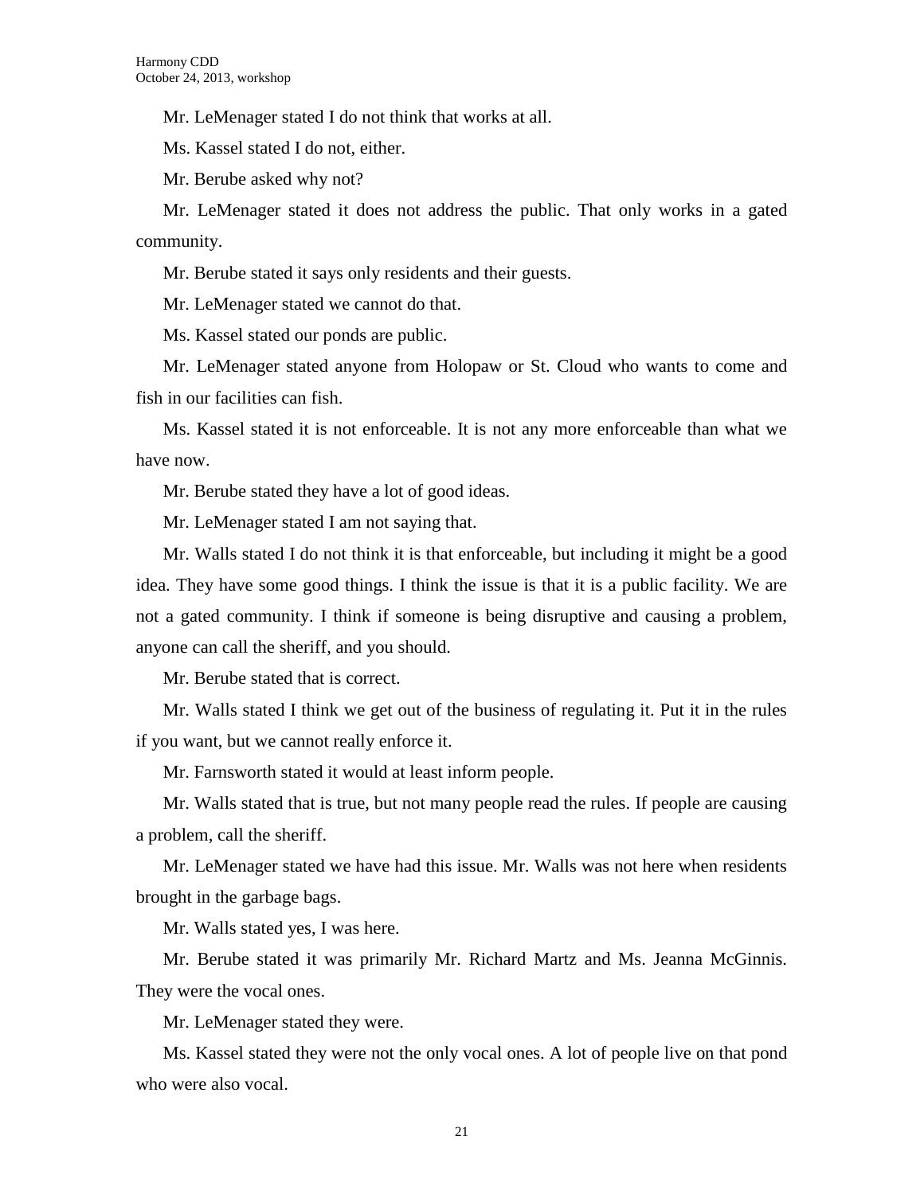Mr. LeMenager stated I do not think that works at all.

Ms. Kassel stated I do not, either.

Mr. Berube asked why not?

Mr. LeMenager stated it does not address the public. That only works in a gated community.

Mr. Berube stated it says only residents and their guests.

Mr. LeMenager stated we cannot do that.

Ms. Kassel stated our ponds are public.

Mr. LeMenager stated anyone from Holopaw or St. Cloud who wants to come and fish in our facilities can fish.

Ms. Kassel stated it is not enforceable. It is not any more enforceable than what we have now.

Mr. Berube stated they have a lot of good ideas.

Mr. LeMenager stated I am not saying that.

Mr. Walls stated I do not think it is that enforceable, but including it might be a good idea. They have some good things. I think the issue is that it is a public facility. We are not a gated community. I think if someone is being disruptive and causing a problem, anyone can call the sheriff, and you should.

Mr. Berube stated that is correct.

Mr. Walls stated I think we get out of the business of regulating it. Put it in the rules if you want, but we cannot really enforce it.

Mr. Farnsworth stated it would at least inform people.

Mr. Walls stated that is true, but not many people read the rules. If people are causing a problem, call the sheriff.

Mr. LeMenager stated we have had this issue. Mr. Walls was not here when residents brought in the garbage bags.

Mr. Walls stated yes, I was here.

Mr. Berube stated it was primarily Mr. Richard Martz and Ms. Jeanna McGinnis. They were the vocal ones.

Mr. LeMenager stated they were.

Ms. Kassel stated they were not the only vocal ones. A lot of people live on that pond who were also vocal.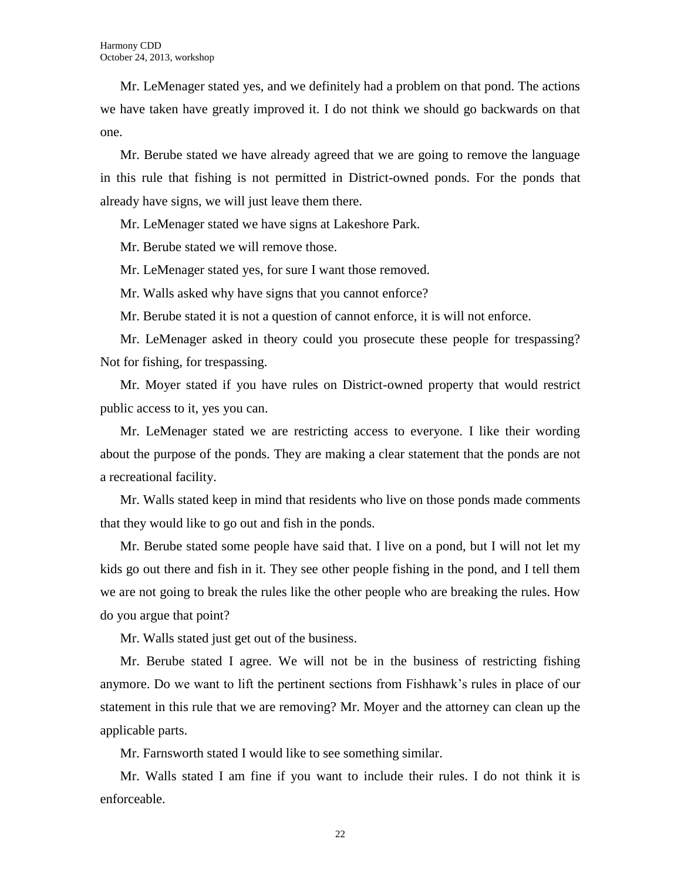Mr. LeMenager stated yes, and we definitely had a problem on that pond. The actions we have taken have greatly improved it. I do not think we should go backwards on that one.

Mr. Berube stated we have already agreed that we are going to remove the language in this rule that fishing is not permitted in District-owned ponds. For the ponds that already have signs, we will just leave them there.

Mr. LeMenager stated we have signs at Lakeshore Park.

Mr. Berube stated we will remove those.

Mr. LeMenager stated yes, for sure I want those removed.

Mr. Walls asked why have signs that you cannot enforce?

Mr. Berube stated it is not a question of cannot enforce, it is will not enforce.

Mr. LeMenager asked in theory could you prosecute these people for trespassing? Not for fishing, for trespassing.

Mr. Moyer stated if you have rules on District-owned property that would restrict public access to it, yes you can.

Mr. LeMenager stated we are restricting access to everyone. I like their wording about the purpose of the ponds. They are making a clear statement that the ponds are not a recreational facility.

Mr. Walls stated keep in mind that residents who live on those ponds made comments that they would like to go out and fish in the ponds.

Mr. Berube stated some people have said that. I live on a pond, but I will not let my kids go out there and fish in it. They see other people fishing in the pond, and I tell them we are not going to break the rules like the other people who are breaking the rules. How do you argue that point?

Mr. Walls stated just get out of the business.

Mr. Berube stated I agree. We will not be in the business of restricting fishing anymore. Do we want to lift the pertinent sections from Fishhawk's rules in place of our statement in this rule that we are removing? Mr. Moyer and the attorney can clean up the applicable parts.

Mr. Farnsworth stated I would like to see something similar.

Mr. Walls stated I am fine if you want to include their rules. I do not think it is enforceable.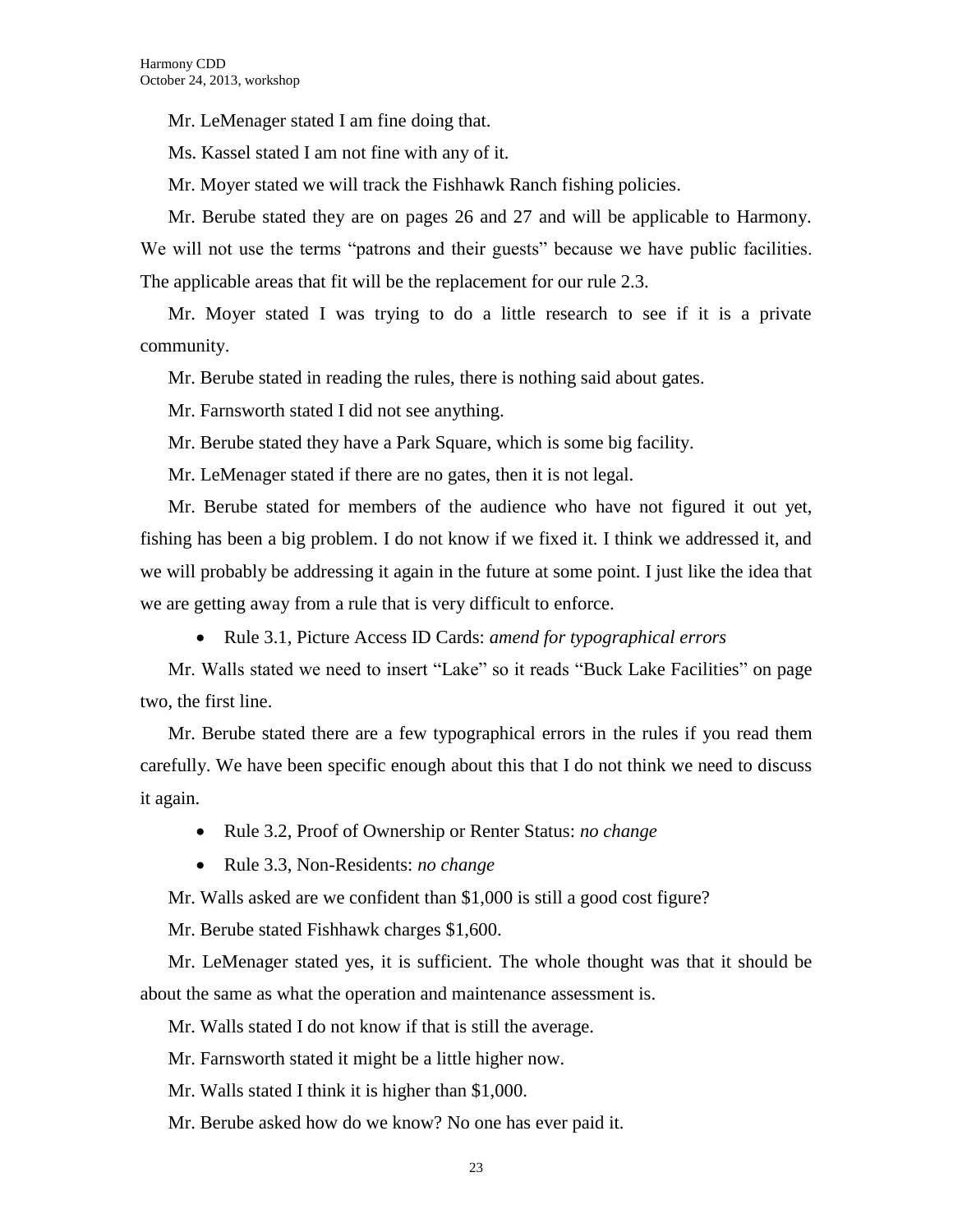Mr. LeMenager stated I am fine doing that.

Ms. Kassel stated I am not fine with any of it.

Mr. Moyer stated we will track the Fishhawk Ranch fishing policies.

Mr. Berube stated they are on pages 26 and 27 and will be applicable to Harmony. We will not use the terms "patrons and their guests" because we have public facilities. The applicable areas that fit will be the replacement for our rule 2.3.

Mr. Moyer stated I was trying to do a little research to see if it is a private community.

Mr. Berube stated in reading the rules, there is nothing said about gates.

Mr. Farnsworth stated I did not see anything.

Mr. Berube stated they have a Park Square, which is some big facility.

Mr. LeMenager stated if there are no gates, then it is not legal.

Mr. Berube stated for members of the audience who have not figured it out yet, fishing has been a big problem. I do not know if we fixed it. I think we addressed it, and we will probably be addressing it again in the future at some point. I just like the idea that we are getting away from a rule that is very difficult to enforce.

- Rule 3.1, Picture Access ID Cards: *amend for typographical errors*

Mr. Walls stated we need to insert "Lake" so it reads "Buck Lake Facilities" on page two, the first line.

Mr. Berube stated there are a few typographical errors in the rules if you read them carefully. We have been specific enough about this that I do not think we need to discuss it again.

- Rule 3.2, Proof of Ownership or Renter Status: *no change*
- Rule 3.3, Non-Residents: *no change*

Mr. Walls asked are we confident than $1,000 is still a good cost figure?

Mr. Berube stated Fishhawk charges $1,600.

Mr. LeMenager stated yes, it is sufficient. The whole thought was that it should be about the same as what the operation and maintenance assessment is.

Mr. Walls stated I do not know if that is still the average.

Mr. Farnsworth stated it might be a little higher now.

Mr. Walls stated I think it is higher than $1,000.

Mr. Berube asked how do we know? No one has ever paid it.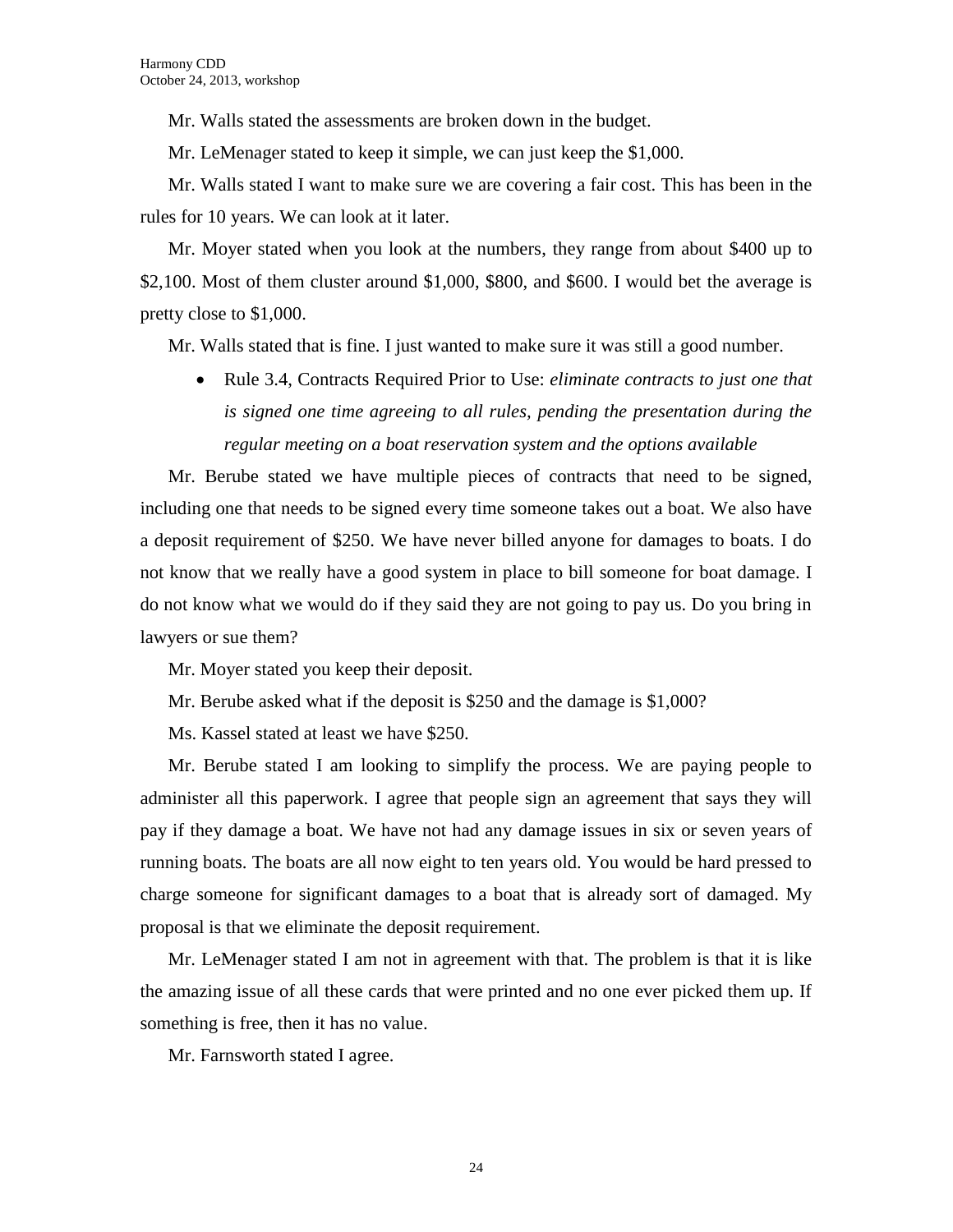Mr. Walls stated the assessments are broken down in the budget.

Mr. LeMenager stated to keep it simple, we can just keep the $1,000.

Mr. Walls stated I want to make sure we are covering a fair cost. This has been in the rules for 10 years. We can look at it later.

Mr. Moyer stated when you look at the numbers, they range from about $400 up to $2,100. Most of them cluster around $1,000, $800, and $600. I would bet the average is pretty close to $1,000.

Mr. Walls stated that is fine. I just wanted to make sure it was still a good number.

- Rule 3.4, Contracts Required Prior to Use: *eliminate contracts to just one that is signed one time agreeing to all rules, pending the presentation during the regular meeting on a boat reservation system and the options available*

Mr. Berube stated we have multiple pieces of contracts that need to be signed, including one that needs to be signed every time someone takes out a boat. We also have a deposit requirement of $250. We have never billed anyone for damages to boats. I do not know that we really have a good system in place to bill someone for boat damage. I do not know what we would do if they said they are not going to pay us. Do you bring in lawyers or sue them?

Mr. Moyer stated you keep their deposit.

Mr. Berube asked what if the deposit is $250 and the damage is $1,000?

Ms. Kassel stated at least we have $250.

Mr. Berube stated I am looking to simplify the process. We are paying people to administer all this paperwork. I agree that people sign an agreement that says they will pay if they damage a boat. We have not had any damage issues in six or seven years of running boats. The boats are all now eight to ten years old. You would be hard pressed to charge someone for significant damages to a boat that is already sort of damaged. My proposal is that we eliminate the deposit requirement.

Mr. LeMenager stated I am not in agreement with that. The problem is that it is like the amazing issue of all these cards that were printed and no one ever picked them up. If something is free, then it has no value.

Mr. Farnsworth stated I agree.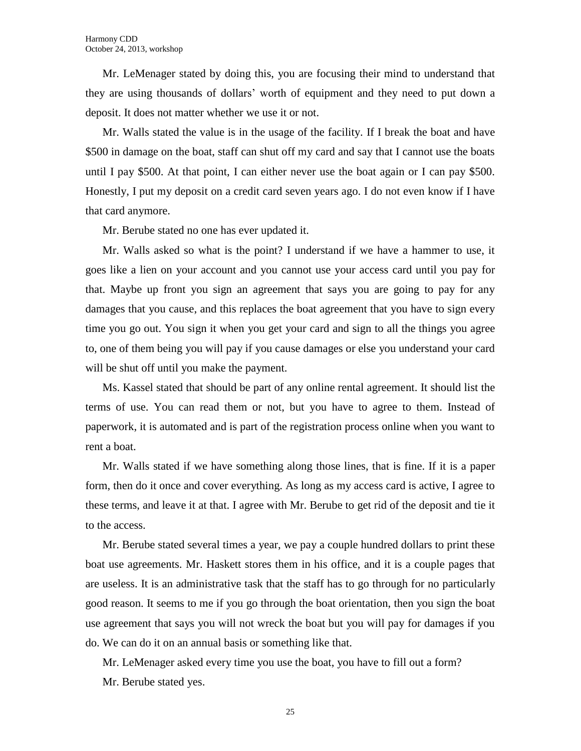Mr. LeMenager stated by doing this, you are focusing their mind to understand that they are using thousands of dollars' worth of equipment and they need to put down a deposit. It does not matter whether we use it or not.

Mr. Walls stated the value is in the usage of the facility. If I break the boat and have $500 in damage on the boat, staff can shut off my card and say that I cannot use the boats until I pay $500. At that point, I can either never use the boat again or I can pay $500. Honestly, I put my deposit on a credit card seven years ago. I do not even know if I have that card anymore.

Mr. Berube stated no one has ever updated it.

Mr. Walls asked so what is the point? I understand if we have a hammer to use, it goes like a lien on your account and you cannot use your access card until you pay for that. Maybe up front you sign an agreement that says you are going to pay for any damages that you cause, and this replaces the boat agreement that you have to sign every time you go out. You sign it when you get your card and sign to all the things you agree to, one of them being you will pay if you cause damages or else you understand your card will be shut off until you make the payment.

Ms. Kassel stated that should be part of any online rental agreement. It should list the terms of use. You can read them or not, but you have to agree to them. Instead of paperwork, it is automated and is part of the registration process online when you want to rent a boat.

Mr. Walls stated if we have something along those lines, that is fine. If it is a paper form, then do it once and cover everything. As long as my access card is active, I agree to these terms, and leave it at that. I agree with Mr. Berube to get rid of the deposit and tie it to the access.

Mr. Berube stated several times a year, we pay a couple hundred dollars to print these boat use agreements. Mr. Haskett stores them in his office, and it is a couple pages that are useless. It is an administrative task that the staff has to go through for no particularly good reason. It seems to me if you go through the boat orientation, then you sign the boat use agreement that says you will not wreck the boat but you will pay for damages if you do. We can do it on an annual basis or something like that.

Mr. LeMenager asked every time you use the boat, you have to fill out a form?

Mr. Berube stated yes.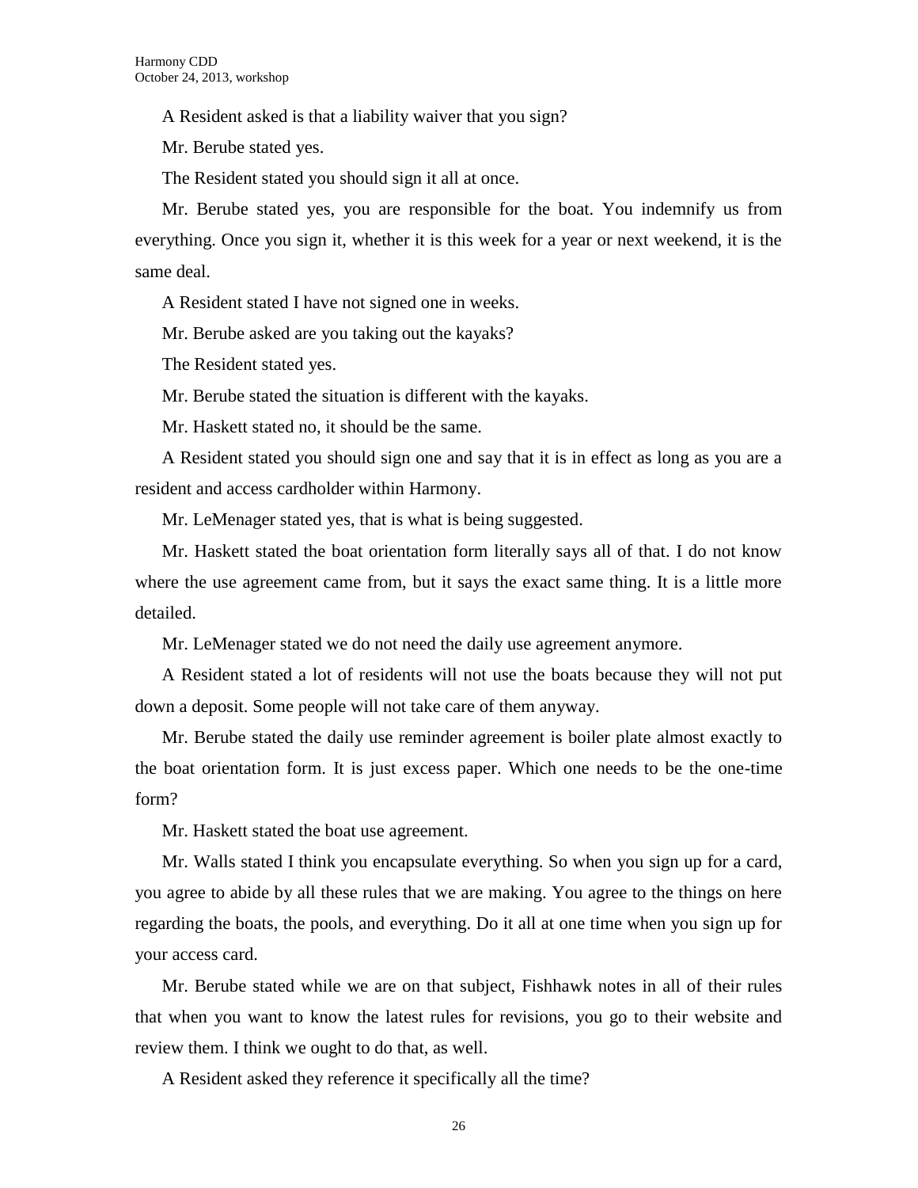A Resident asked is that a liability waiver that you sign?

Mr. Berube stated yes.

The Resident stated you should sign it all at once.

Mr. Berube stated yes, you are responsible for the boat. You indemnify us from everything. Once you sign it, whether it is this week for a year or next weekend, it is the same deal.

A Resident stated I have not signed one in weeks.

Mr. Berube asked are you taking out the kayaks?

The Resident stated yes.

Mr. Berube stated the situation is different with the kayaks.

Mr. Haskett stated no, it should be the same.

A Resident stated you should sign one and say that it is in effect as long as you are a resident and access cardholder within Harmony.

Mr. LeMenager stated yes, that is what is being suggested.

Mr. Haskett stated the boat orientation form literally says all of that. I do not know where the use agreement came from, but it says the exact same thing. It is a little more detailed.

Mr. LeMenager stated we do not need the daily use agreement anymore.

A Resident stated a lot of residents will not use the boats because they will not put down a deposit. Some people will not take care of them anyway.

Mr. Berube stated the daily use reminder agreement is boiler plate almost exactly to the boat orientation form. It is just excess paper. Which one needs to be the one-time form?

Mr. Haskett stated the boat use agreement.

Mr. Walls stated I think you encapsulate everything. So when you sign up for a card, you agree to abide by all these rules that we are making. You agree to the things on here regarding the boats, the pools, and everything. Do it all at one time when you sign up for your access card.

Mr. Berube stated while we are on that subject, Fishhawk notes in all of their rules that when you want to know the latest rules for revisions, you go to their website and review them. I think we ought to do that, as well.

A Resident asked they reference it specifically all the time?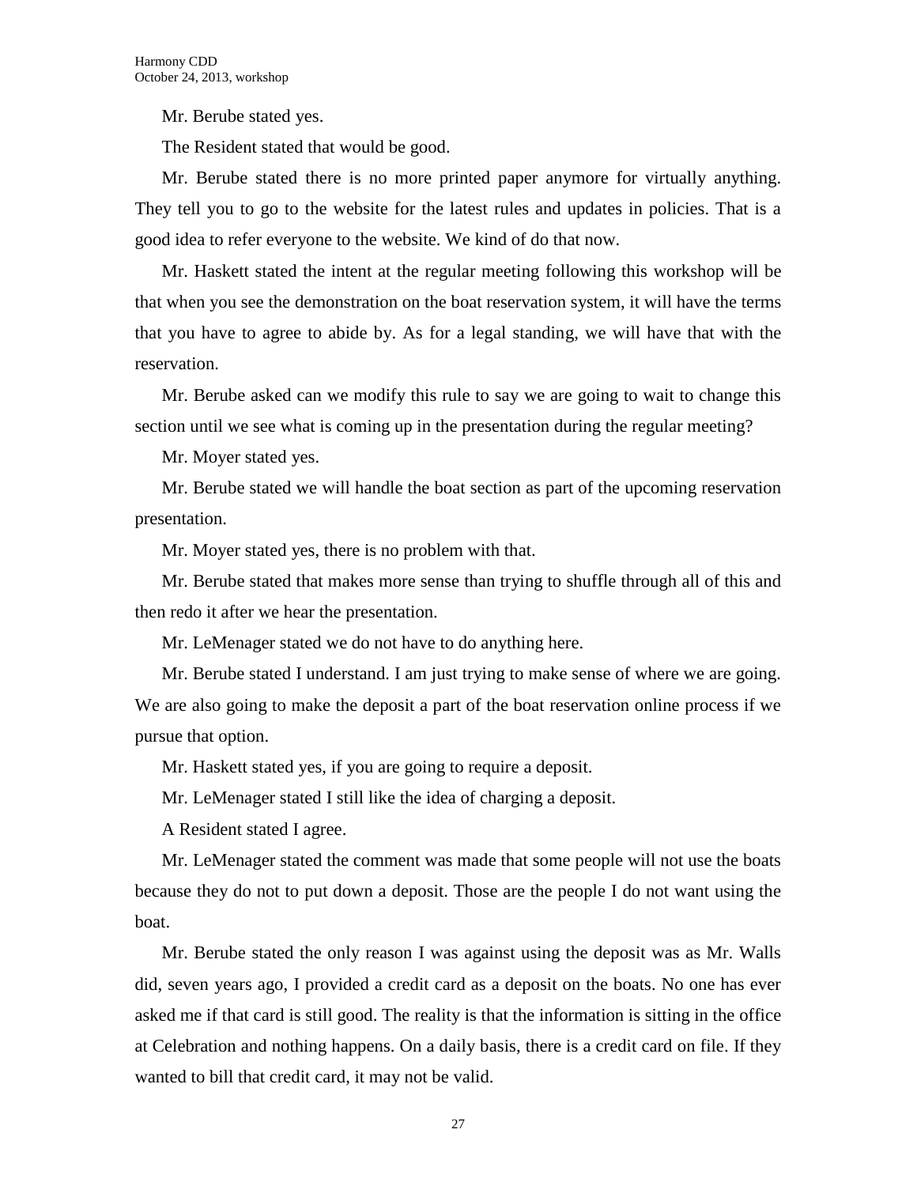Mr. Berube stated yes.

The Resident stated that would be good.

Mr. Berube stated there is no more printed paper anymore for virtually anything. They tell you to go to the website for the latest rules and updates in policies. That is a good idea to refer everyone to the website. We kind of do that now.

Mr. Haskett stated the intent at the regular meeting following this workshop will be that when you see the demonstration on the boat reservation system, it will have the terms that you have to agree to abide by. As for a legal standing, we will have that with the reservation.

Mr. Berube asked can we modify this rule to say we are going to wait to change this section until we see what is coming up in the presentation during the regular meeting?

Mr. Moyer stated yes.

Mr. Berube stated we will handle the boat section as part of the upcoming reservation presentation.

Mr. Moyer stated yes, there is no problem with that.

Mr. Berube stated that makes more sense than trying to shuffle through all of this and then redo it after we hear the presentation.

Mr. LeMenager stated we do not have to do anything here.

Mr. Berube stated I understand. I am just trying to make sense of where we are going. We are also going to make the deposit a part of the boat reservation online process if we pursue that option.

Mr. Haskett stated yes, if you are going to require a deposit.

Mr. LeMenager stated I still like the idea of charging a deposit.

A Resident stated I agree.

Mr. LeMenager stated the comment was made that some people will not use the boats because they do not to put down a deposit. Those are the people I do not want using the boat.

Mr. Berube stated the only reason I was against using the deposit was as Mr. Walls did, seven years ago, I provided a credit card as a deposit on the boats. No one has ever asked me if that card is still good. The reality is that the information is sitting in the office at Celebration and nothing happens. On a daily basis, there is a credit card on file. If they wanted to bill that credit card, it may not be valid.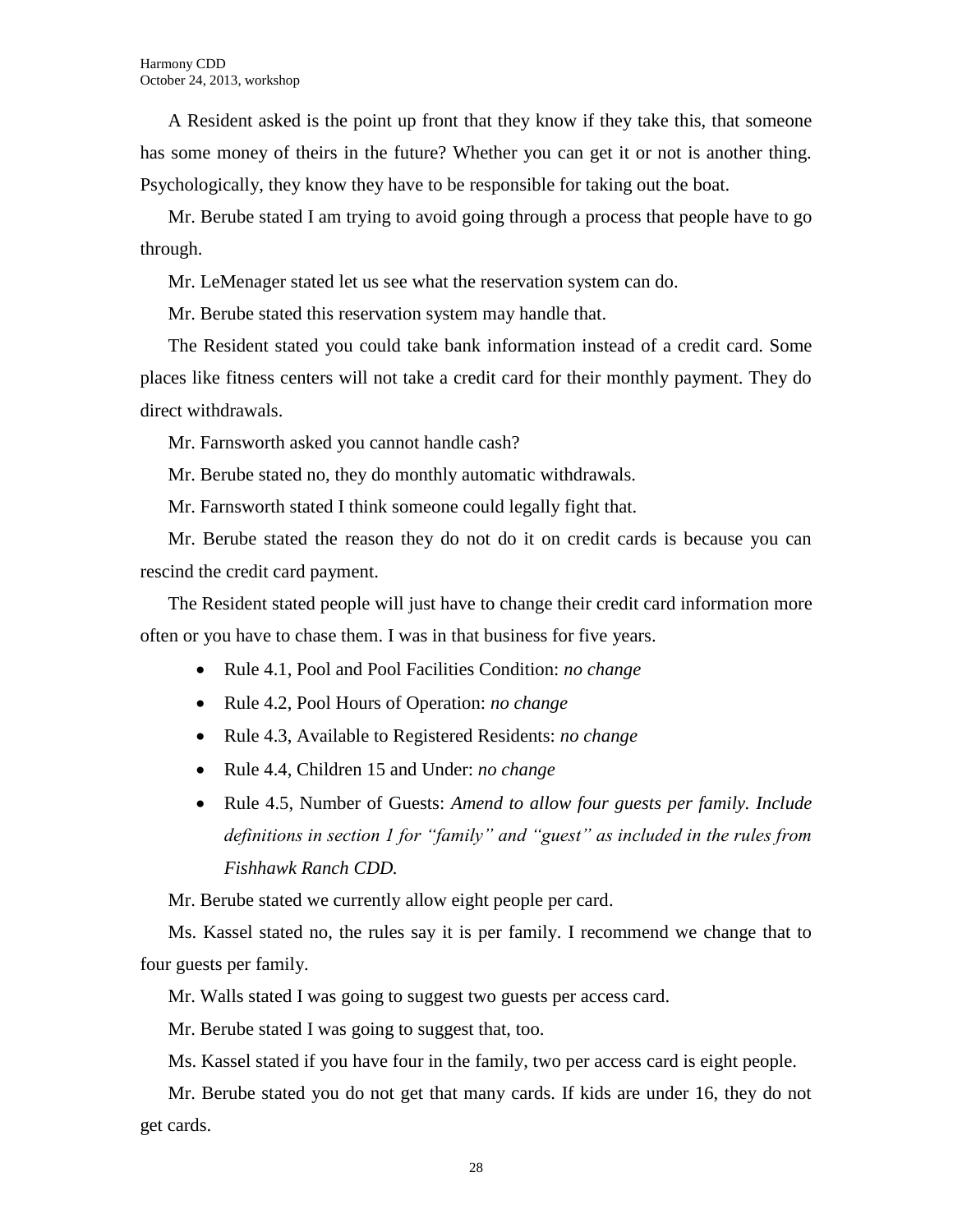A Resident asked is the point up front that they know if they take this, that someone has some money of theirs in the future? Whether you can get it or not is another thing. Psychologically, they know they have to be responsible for taking out the boat.

Mr. Berube stated I am trying to avoid going through a process that people have to go through.

Mr. LeMenager stated let us see what the reservation system can do.

Mr. Berube stated this reservation system may handle that.

The Resident stated you could take bank information instead of a credit card. Some places like fitness centers will not take a credit card for their monthly payment. They do direct withdrawals.

Mr. Farnsworth asked you cannot handle cash?

Mr. Berube stated no, they do monthly automatic withdrawals.

Mr. Farnsworth stated I think someone could legally fight that.

Mr. Berube stated the reason they do not do it on credit cards is because you can rescind the credit card payment.

The Resident stated people will just have to change their credit card information more often or you have to chase them. I was in that business for five years.

- Rule 4.1, Pool and Pool Facilities Condition: *no change*
- Rule 4.2, Pool Hours of Operation: *no change*
- Rule 4.3, Available to Registered Residents: *no change*
- Rule 4.4, Children 15 and Under: *no change*
- Rule 4.5, Number of Guests: *Amend to allow four guests per family. Include definitions in section 1 for "family" and "guest" as included in the rules from Fishhawk Ranch CDD.*

Mr. Berube stated we currently allow eight people per card.

Ms. Kassel stated no, the rules say it is per family. I recommend we change that to four guests per family.

Mr. Walls stated I was going to suggest two guests per access card.

Mr. Berube stated I was going to suggest that, too.

Ms. Kassel stated if you have four in the family, two per access card is eight people.

Mr. Berube stated you do not get that many cards. If kids are under 16, they do not get cards.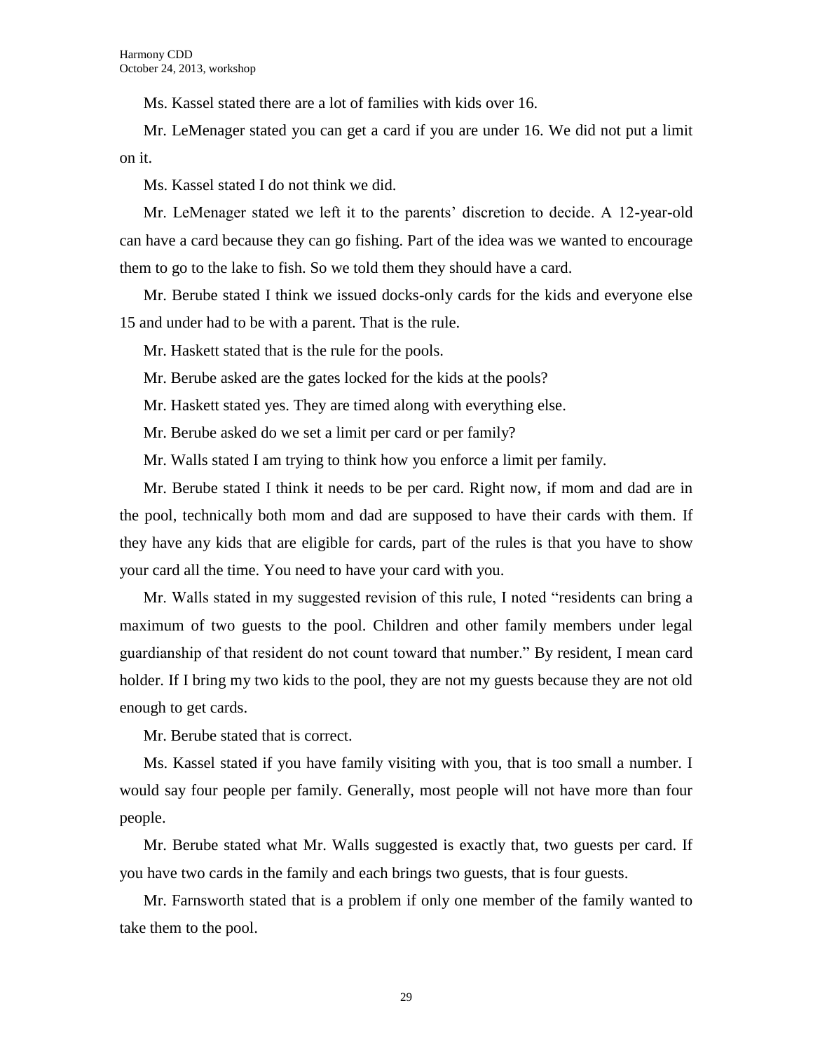Ms. Kassel stated there are a lot of families with kids over 16.

Mr. LeMenager stated you can get a card if you are under 16. We did not put a limit on it.

Ms. Kassel stated I do not think we did.

Mr. LeMenager stated we left it to the parents' discretion to decide. A 12-year-old can have a card because they can go fishing. Part of the idea was we wanted to encourage them to go to the lake to fish. So we told them they should have a card.

Mr. Berube stated I think we issued docks-only cards for the kids and everyone else 15 and under had to be with a parent. That is the rule.

Mr. Haskett stated that is the rule for the pools.

Mr. Berube asked are the gates locked for the kids at the pools?

Mr. Haskett stated yes. They are timed along with everything else.

Mr. Berube asked do we set a limit per card or per family?

Mr. Walls stated I am trying to think how you enforce a limit per family.

Mr. Berube stated I think it needs to be per card. Right now, if mom and dad are in the pool, technically both mom and dad are supposed to have their cards with them. If they have any kids that are eligible for cards, part of the rules is that you have to show your card all the time. You need to have your card with you.

Mr. Walls stated in my suggested revision of this rule, I noted "residents can bring a maximum of two guests to the pool. Children and other family members under legal guardianship of that resident do not count toward that number." By resident, I mean card holder. If I bring my two kids to the pool, they are not my guests because they are not old enough to get cards.

Mr. Berube stated that is correct.

Ms. Kassel stated if you have family visiting with you, that is too small a number. I would say four people per family. Generally, most people will not have more than four people.

Mr. Berube stated what Mr. Walls suggested is exactly that, two guests per card. If you have two cards in the family and each brings two guests, that is four guests.

Mr. Farnsworth stated that is a problem if only one member of the family wanted to take them to the pool.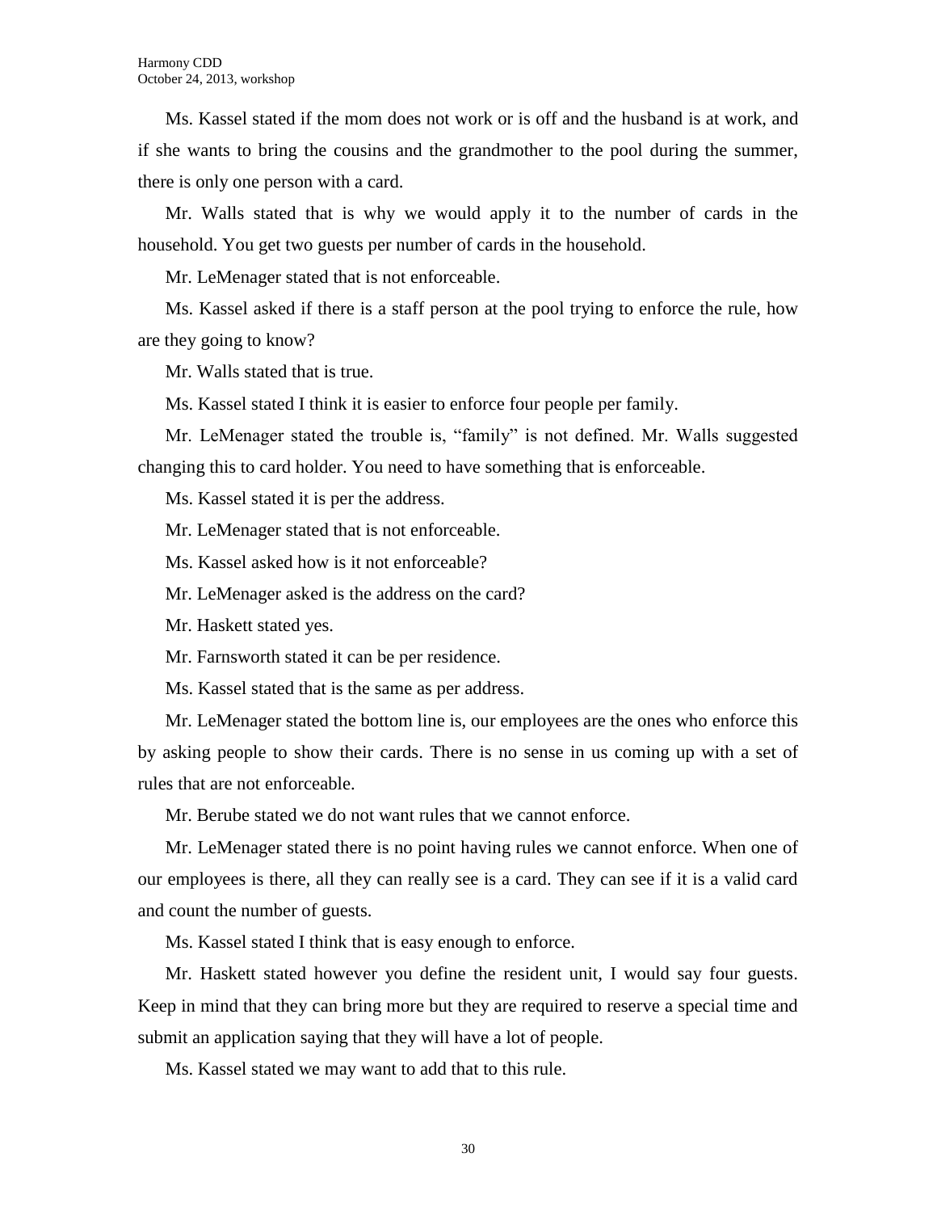Ms. Kassel stated if the mom does not work or is off and the husband is at work, and if she wants to bring the cousins and the grandmother to the pool during the summer, there is only one person with a card.

Mr. Walls stated that is why we would apply it to the number of cards in the household. You get two guests per number of cards in the household.

Mr. LeMenager stated that is not enforceable.

Ms. Kassel asked if there is a staff person at the pool trying to enforce the rule, how are they going to know?

Mr. Walls stated that is true.

Ms. Kassel stated I think it is easier to enforce four people per family.

Mr. LeMenager stated the trouble is, "family" is not defined. Mr. Walls suggested changing this to card holder. You need to have something that is enforceable.

Ms. Kassel stated it is per the address.

Mr. LeMenager stated that is not enforceable.

Ms. Kassel asked how is it not enforceable?

Mr. LeMenager asked is the address on the card?

Mr. Haskett stated yes.

Mr. Farnsworth stated it can be per residence.

Ms. Kassel stated that is the same as per address.

Mr. LeMenager stated the bottom line is, our employees are the ones who enforce this by asking people to show their cards. There is no sense in us coming up with a set of rules that are not enforceable.

Mr. Berube stated we do not want rules that we cannot enforce.

Mr. LeMenager stated there is no point having rules we cannot enforce. When one of our employees is there, all they can really see is a card. They can see if it is a valid card and count the number of guests.

Ms. Kassel stated I think that is easy enough to enforce.

Mr. Haskett stated however you define the resident unit, I would say four guests. Keep in mind that they can bring more but they are required to reserve a special time and submit an application saying that they will have a lot of people.

Ms. Kassel stated we may want to add that to this rule.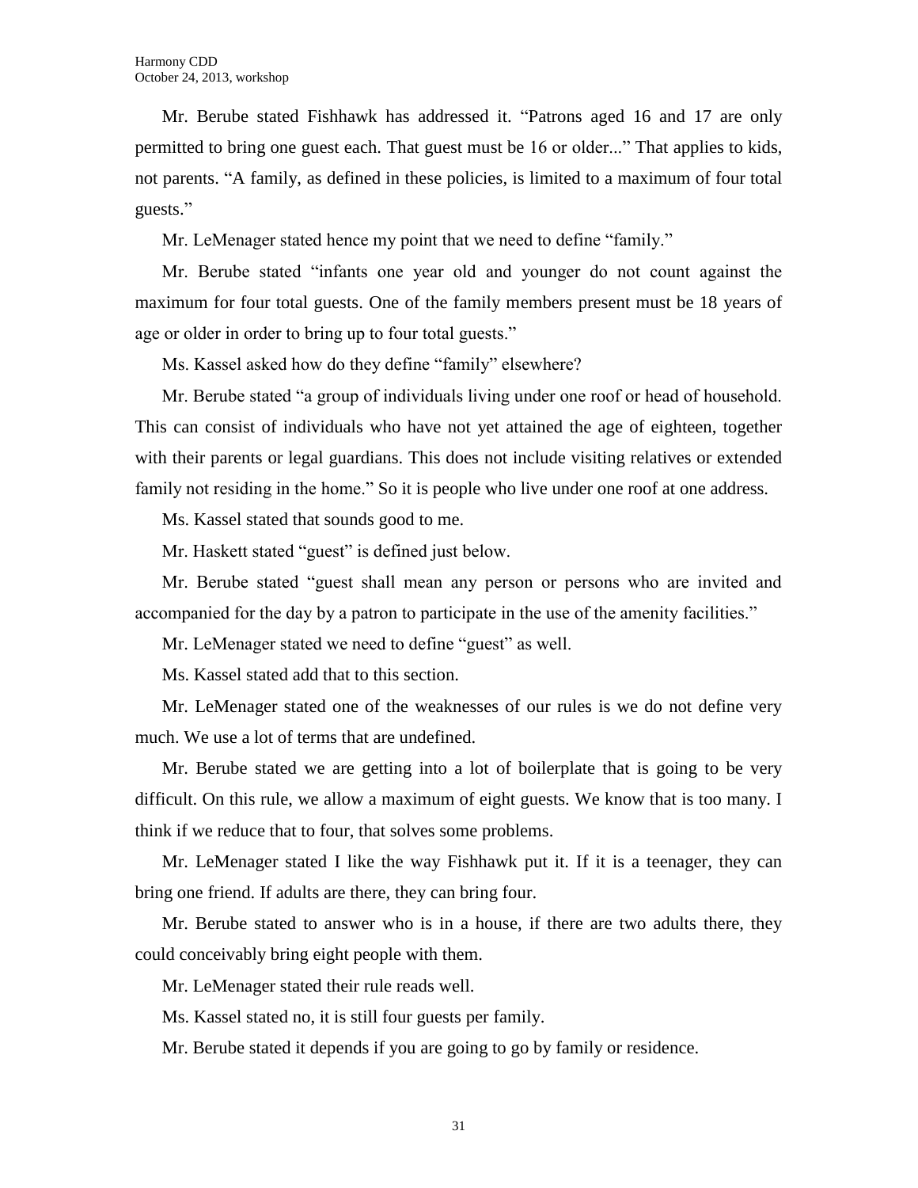Mr. Berube stated Fishhawk has addressed it. "Patrons aged 16 and 17 are only permitted to bring one guest each. That guest must be 16 or older..." That applies to kids, not parents. "A family, as defined in these policies, is limited to a maximum of four total guests."

Mr. LeMenager stated hence my point that we need to define "family."

Mr. Berube stated "infants one year old and younger do not count against the maximum for four total guests. One of the family members present must be 18 years of age or older in order to bring up to four total guests."

Ms. Kassel asked how do they define "family" elsewhere?

Mr. Berube stated "a group of individuals living under one roof or head of household. This can consist of individuals who have not yet attained the age of eighteen, together with their parents or legal guardians. This does not include visiting relatives or extended family not residing in the home." So it is people who live under one roof at one address.

Ms. Kassel stated that sounds good to me.

Mr. Haskett stated "guest" is defined just below.

Mr. Berube stated "guest shall mean any person or persons who are invited and accompanied for the day by a patron to participate in the use of the amenity facilities."

Mr. LeMenager stated we need to define "guest" as well.

Ms. Kassel stated add that to this section.

Mr. LeMenager stated one of the weaknesses of our rules is we do not define very much. We use a lot of terms that are undefined.

Mr. Berube stated we are getting into a lot of boilerplate that is going to be very difficult. On this rule, we allow a maximum of eight guests. We know that is too many. I think if we reduce that to four, that solves some problems.

Mr. LeMenager stated I like the way Fishhawk put it. If it is a teenager, they can bring one friend. If adults are there, they can bring four.

Mr. Berube stated to answer who is in a house, if there are two adults there, they could conceivably bring eight people with them.

Mr. LeMenager stated their rule reads well.

Ms. Kassel stated no, it is still four guests per family.

Mr. Berube stated it depends if you are going to go by family or residence.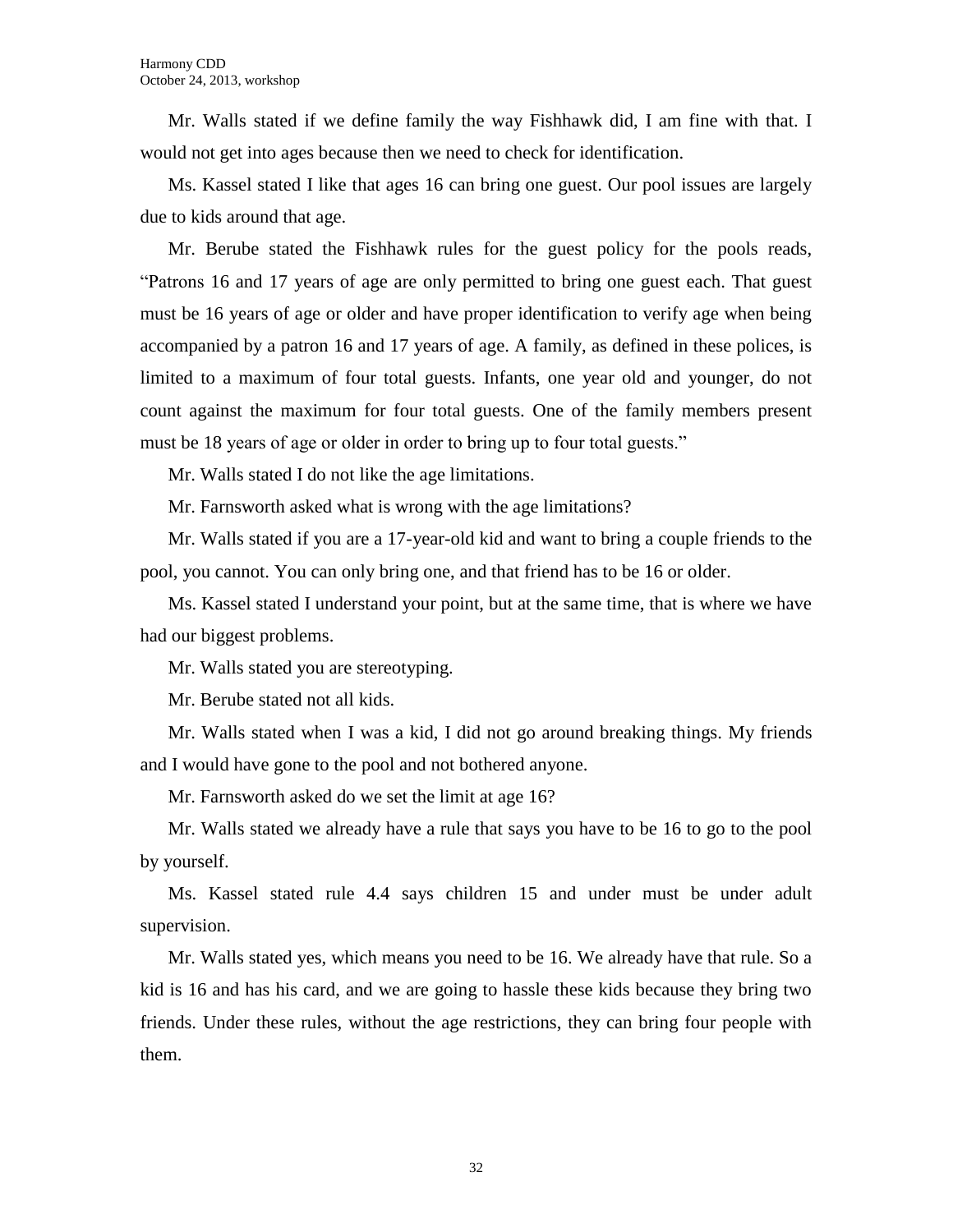Mr. Walls stated if we define family the way Fishhawk did, I am fine with that. I would not get into ages because then we need to check for identification.

Ms. Kassel stated I like that ages 16 can bring one guest. Our pool issues are largely due to kids around that age.

Mr. Berube stated the Fishhawk rules for the guest policy for the pools reads, "Patrons 16 and 17 years of age are only permitted to bring one guest each. That guest must be 16 years of age or older and have proper identification to verify age when being accompanied by a patron 16 and 17 years of age. A family, as defined in these polices, is limited to a maximum of four total guests. Infants, one year old and younger, do not count against the maximum for four total guests. One of the family members present must be 18 years of age or older in order to bring up to four total guests."

Mr. Walls stated I do not like the age limitations.

Mr. Farnsworth asked what is wrong with the age limitations?

Mr. Walls stated if you are a 17-year-old kid and want to bring a couple friends to the pool, you cannot. You can only bring one, and that friend has to be 16 or older.

Ms. Kassel stated I understand your point, but at the same time, that is where we have had our biggest problems.

Mr. Walls stated you are stereotyping.

Mr. Berube stated not all kids.

Mr. Walls stated when I was a kid, I did not go around breaking things. My friends and I would have gone to the pool and not bothered anyone.

Mr. Farnsworth asked do we set the limit at age 16?

Mr. Walls stated we already have a rule that says you have to be 16 to go to the pool by yourself.

Ms. Kassel stated rule 4.4 says children 15 and under must be under adult supervision.

Mr. Walls stated yes, which means you need to be 16. We already have that rule. So a kid is 16 and has his card, and we are going to hassle these kids because they bring two friends. Under these rules, without the age restrictions, they can bring four people with them.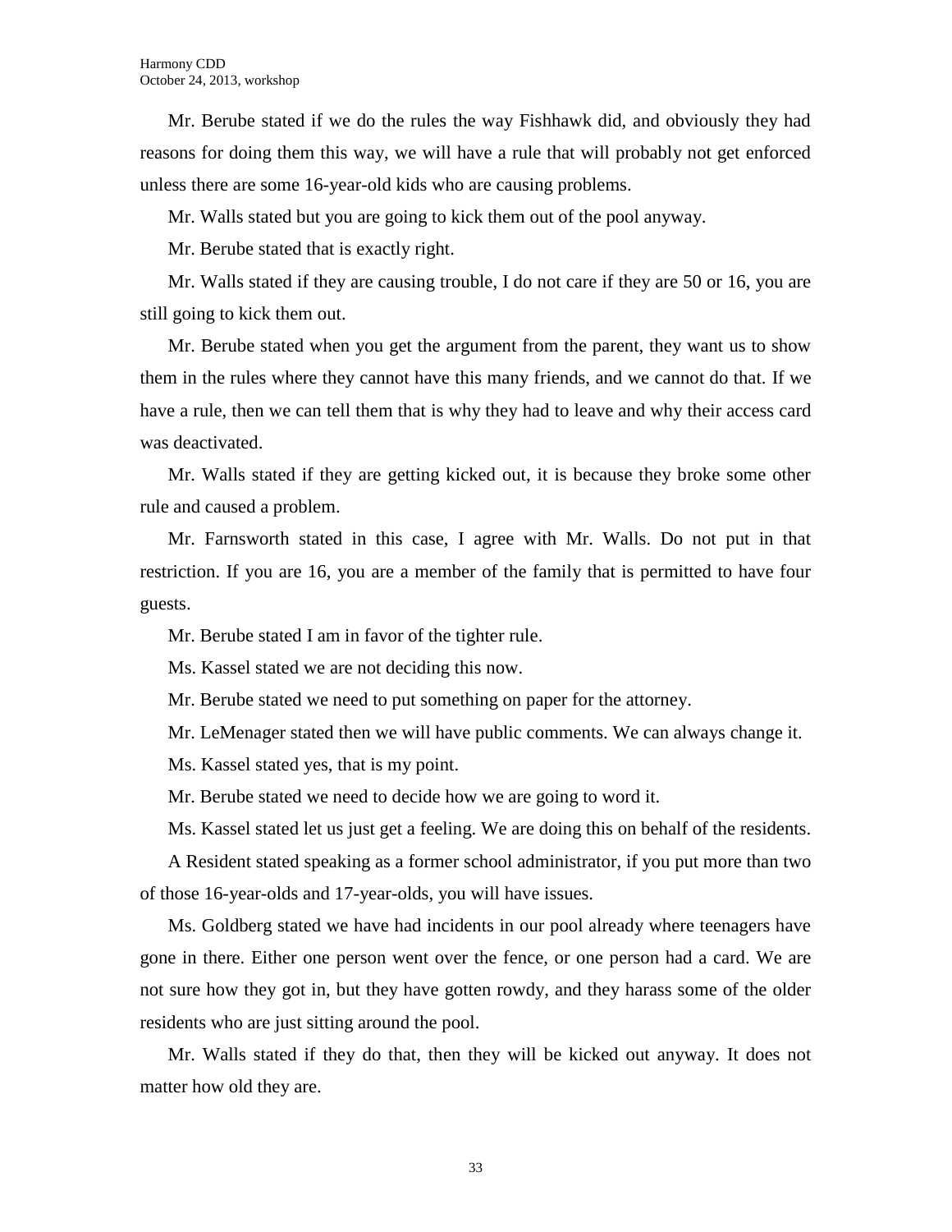Mr. Berube stated if we do the rules the way Fishhawk did, and obviously they had reasons for doing them this way, we will have a rule that will probably not get enforced unless there are some 16-year-old kids who are causing problems.

Mr. Walls stated but you are going to kick them out of the pool anyway.

Mr. Berube stated that is exactly right.

Mr. Walls stated if they are causing trouble, I do not care if they are 50 or 16, you are still going to kick them out.

Mr. Berube stated when you get the argument from the parent, they want us to show them in the rules where they cannot have this many friends, and we cannot do that. If we have a rule, then we can tell them that is why they had to leave and why their access card was deactivated.

Mr. Walls stated if they are getting kicked out, it is because they broke some other rule and caused a problem.

Mr. Farnsworth stated in this case, I agree with Mr. Walls. Do not put in that restriction. If you are 16, you are a member of the family that is permitted to have four guests.

Mr. Berube stated I am in favor of the tighter rule.

Ms. Kassel stated we are not deciding this now.

Mr. Berube stated we need to put something on paper for the attorney.

Mr. LeMenager stated then we will have public comments. We can always change it.

Ms. Kassel stated yes, that is my point.

Mr. Berube stated we need to decide how we are going to word it.

Ms. Kassel stated let us just get a feeling. We are doing this on behalf of the residents.

A Resident stated speaking as a former school administrator, if you put more than two of those 16-year-olds and 17-year-olds, you will have issues.

Ms. Goldberg stated we have had incidents in our pool already where teenagers have gone in there. Either one person went over the fence, or one person had a card. We are not sure how they got in, but they have gotten rowdy, and they harass some of the older residents who are just sitting around the pool.

Mr. Walls stated if they do that, then they will be kicked out anyway. It does not matter how old they are.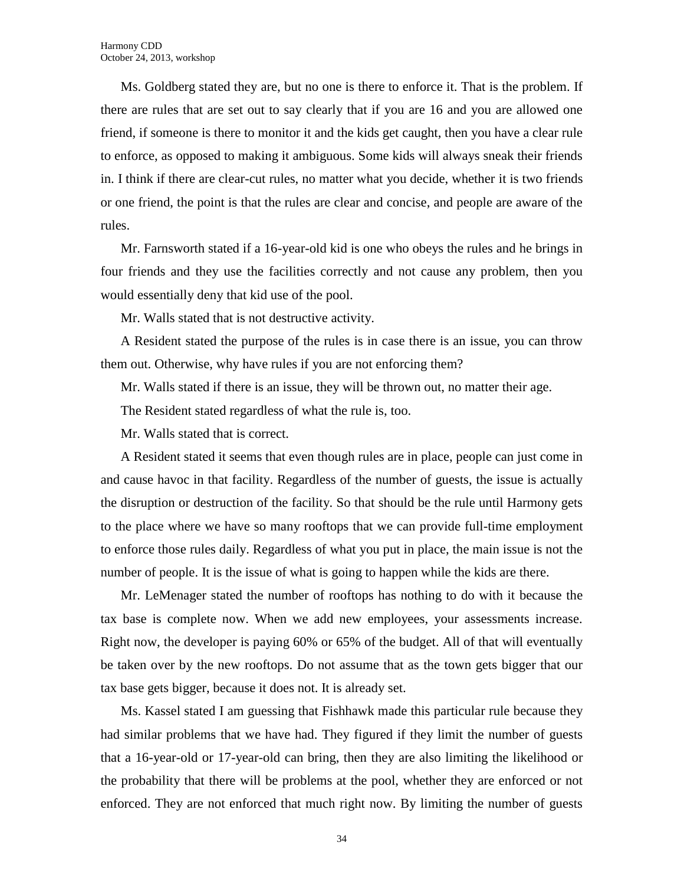Ms. Goldberg stated they are, but no one is there to enforce it. That is the problem. If there are rules that are set out to say clearly that if you are 16 and you are allowed one friend, if someone is there to monitor it and the kids get caught, then you have a clear rule to enforce, as opposed to making it ambiguous. Some kids will always sneak their friends in. I think if there are clear-cut rules, no matter what you decide, whether it is two friends or one friend, the point is that the rules are clear and concise, and people are aware of the rules.

Mr. Farnsworth stated if a 16-year-old kid is one who obeys the rules and he brings in four friends and they use the facilities correctly and not cause any problem, then you would essentially deny that kid use of the pool.

Mr. Walls stated that is not destructive activity.

A Resident stated the purpose of the rules is in case there is an issue, you can throw them out. Otherwise, why have rules if you are not enforcing them?

Mr. Walls stated if there is an issue, they will be thrown out, no matter their age.

The Resident stated regardless of what the rule is, too.

Mr. Walls stated that is correct.

A Resident stated it seems that even though rules are in place, people can just come in and cause havoc in that facility. Regardless of the number of guests, the issue is actually the disruption or destruction of the facility. So that should be the rule until Harmony gets to the place where we have so many rooftops that we can provide full-time employment to enforce those rules daily. Regardless of what you put in place, the main issue is not the number of people. It is the issue of what is going to happen while the kids are there.

Mr. LeMenager stated the number of rooftops has nothing to do with it because the tax base is complete now. When we add new employees, your assessments increase. Right now, the developer is paying 60% or 65% of the budget. All of that will eventually be taken over by the new rooftops. Do not assume that as the town gets bigger that our tax base gets bigger, because it does not. It is already set.

Ms. Kassel stated I am guessing that Fishhawk made this particular rule because they had similar problems that we have had. They figured if they limit the number of guests that a 16-year-old or 17-year-old can bring, then they are also limiting the likelihood or the probability that there will be problems at the pool, whether they are enforced or not enforced. They are not enforced that much right now. By limiting the number of guests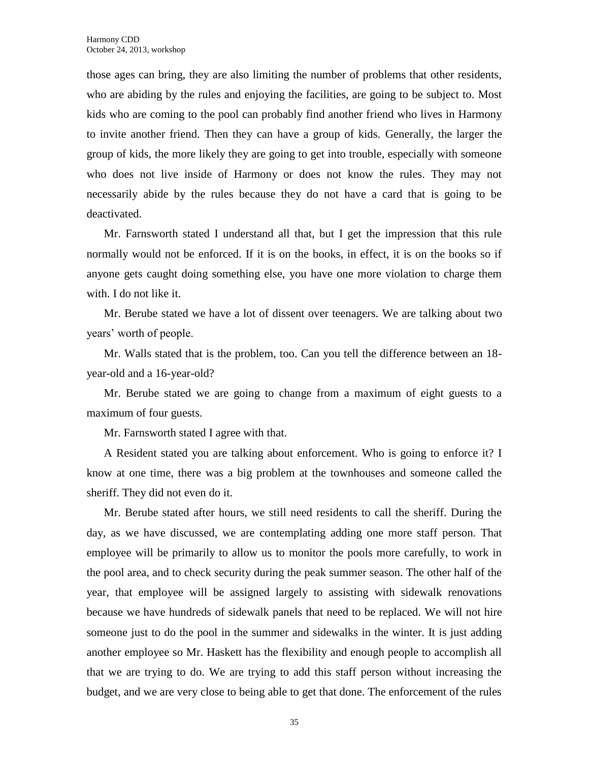those ages can bring, they are also limiting the number of problems that other residents, who are abiding by the rules and enjoying the facilities, are going to be subject to. Most kids who are coming to the pool can probably find another friend who lives in Harmony to invite another friend. Then they can have a group of kids. Generally, the larger the group of kids, the more likely they are going to get into trouble, especially with someone who does not live inside of Harmony or does not know the rules. They may not necessarily abide by the rules because they do not have a card that is going to be deactivated.

Mr. Farnsworth stated I understand all that, but I get the impression that this rule normally would not be enforced. If it is on the books, in effect, it is on the books so if anyone gets caught doing something else, you have one more violation to charge them with. I do not like it.

Mr. Berube stated we have a lot of dissent over teenagers. We are talking about two years' worth of people.

Mr. Walls stated that is the problem, too. Can you tell the difference between an 18-year-old and a 16-year-old?

Mr. Berube stated we are going to change from a maximum of eight guests to a maximum of four guests.

Mr. Farnsworth stated I agree with that.

A Resident stated you are talking about enforcement. Who is going to enforce it? I know at one time, there was a big problem at the townhouses and someone called the sheriff. They did not even do it.

Mr. Berube stated after hours, we still need residents to call the sheriff. During the day, as we have discussed, we are contemplating adding one more staff person. That employee will be primarily to allow us to monitor the pools more carefully, to work in the pool area, and to check security during the peak summer season. The other half of the year, that employee will be assigned largely to assisting with sidewalk renovations because we have hundreds of sidewalk panels that need to be replaced. We will not hire someone just to do the pool in the summer and sidewalks in the winter. It is just adding another employee so Mr. Haskett has the flexibility and enough people to accomplish all that we are trying to do. We are trying to add this staff person without increasing the budget, and we are very close to being able to get that done. The enforcement of the rules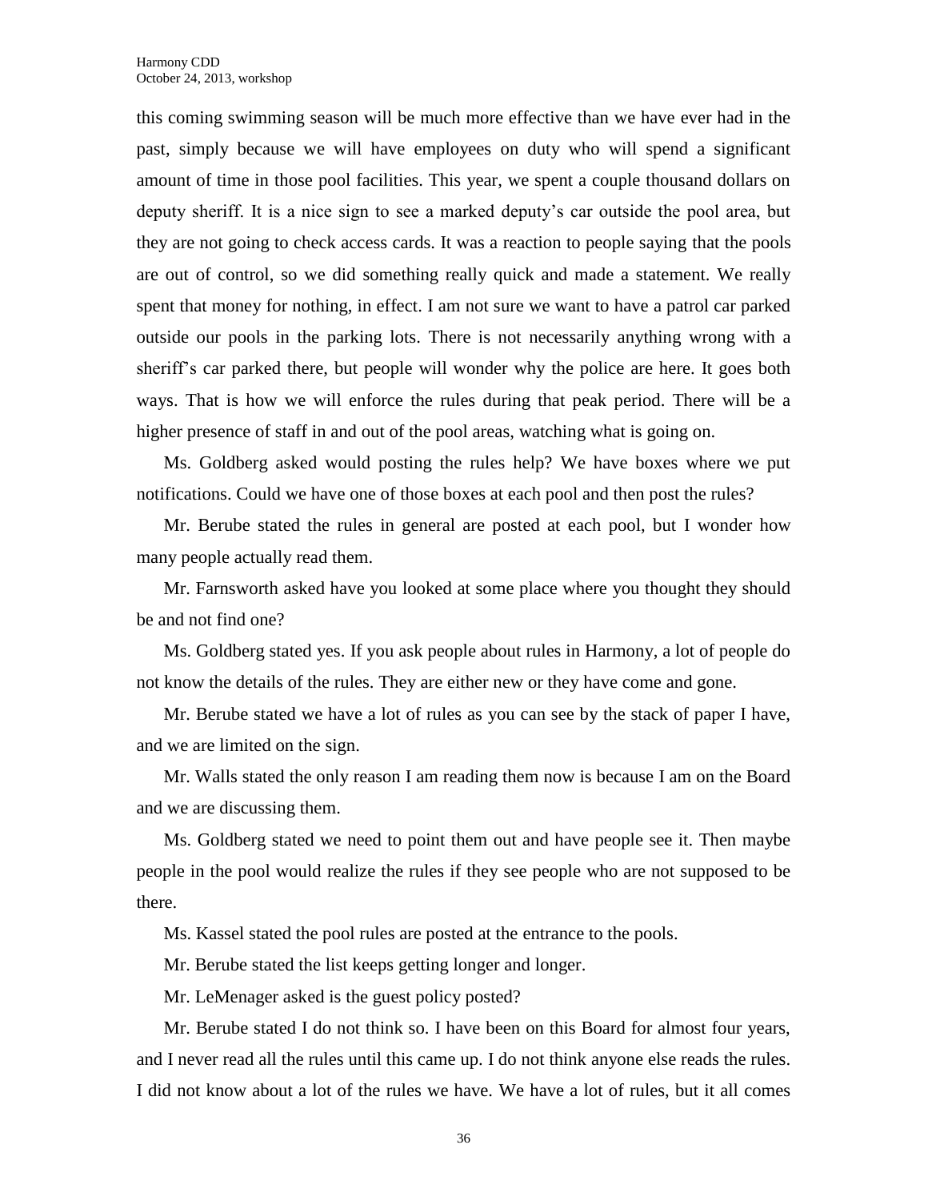this coming swimming season will be much more effective than we have ever had in the past, simply because we will have employees on duty who will spend a significant amount of time in those pool facilities. This year, we spent a couple thousand dollars on deputy sheriff. It is a nice sign to see a marked deputy's car outside the pool area, but they are not going to check access cards. It was a reaction to people saying that the pools are out of control, so we did something really quick and made a statement. We really spent that money for nothing, in effect. I am not sure we want to have a patrol car parked outside our pools in the parking lots. There is not necessarily anything wrong with a sheriff's car parked there, but people will wonder why the police are here. It goes both ways. That is how we will enforce the rules during that peak period. There will be a higher presence of staff in and out of the pool areas, watching what is going on.

Ms. Goldberg asked would posting the rules help? We have boxes where we put notifications. Could we have one of those boxes at each pool and then post the rules?

Mr. Berube stated the rules in general are posted at each pool, but I wonder how many people actually read them.

Mr. Farnsworth asked have you looked at some place where you thought they should be and not find one?

Ms. Goldberg stated yes. If you ask people about rules in Harmony, a lot of people do not know the details of the rules. They are either new or they have come and gone.

Mr. Berube stated we have a lot of rules as you can see by the stack of paper I have, and we are limited on the sign.

Mr. Walls stated the only reason I am reading them now is because I am on the Board and we are discussing them.

Ms. Goldberg stated we need to point them out and have people see it. Then maybe people in the pool would realize the rules if they see people who are not supposed to be there.

Ms. Kassel stated the pool rules are posted at the entrance to the pools.

Mr. Berube stated the list keeps getting longer and longer.

Mr. LeMenager asked is the guest policy posted?

Mr. Berube stated I do not think so. I have been on this Board for almost four years, and I never read all the rules until this came up. I do not think anyone else reads the rules. I did not know about a lot of the rules we have. We have a lot of rules, but it all comes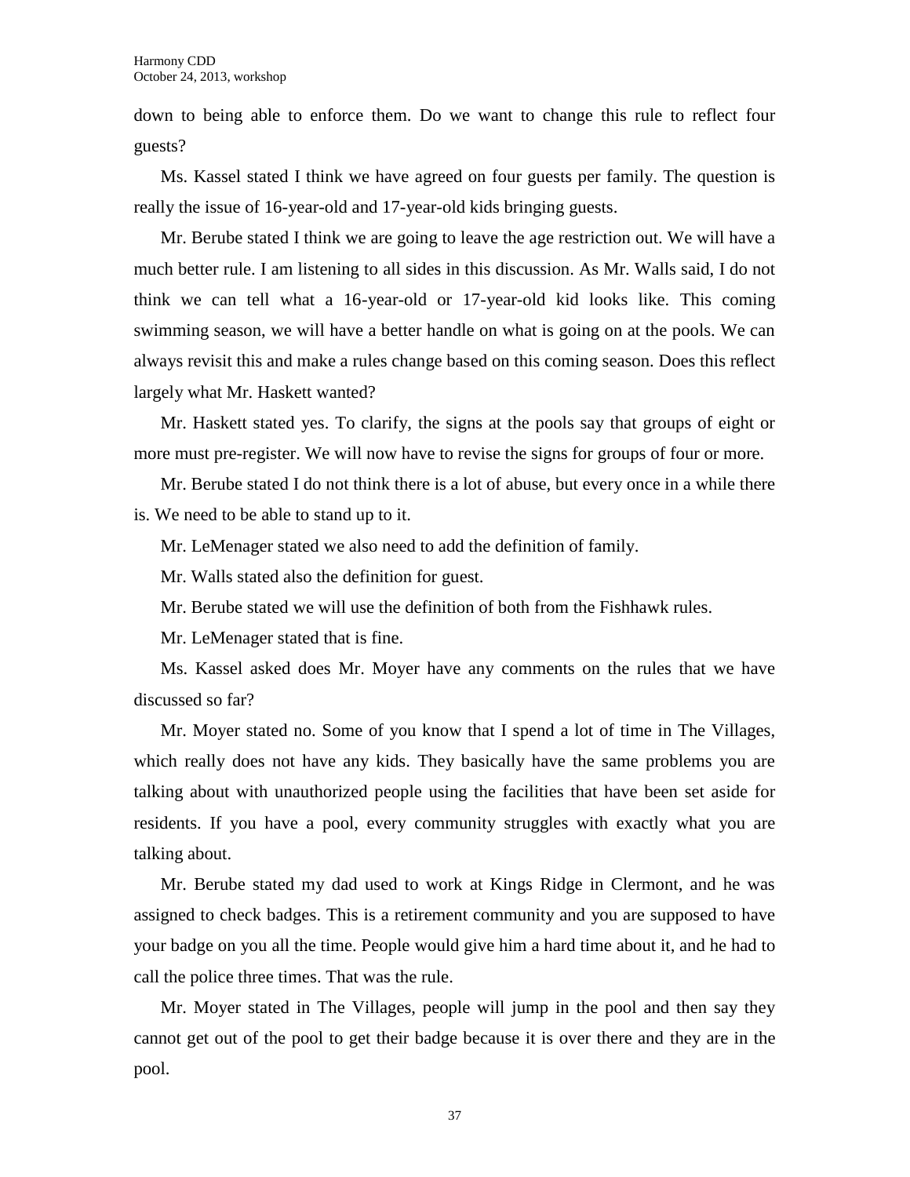down to being able to enforce them. Do we want to change this rule to reflect four guests?

Ms. Kassel stated I think we have agreed on four guests per family. The question is really the issue of 16-year-old and 17-year-old kids bringing guests.

Mr. Berube stated I think we are going to leave the age restriction out. We will have a much better rule. I am listening to all sides in this discussion. As Mr. Walls said, I do not think we can tell what a 16-year-old or 17-year-old kid looks like. This coming swimming season, we will have a better handle on what is going on at the pools. We can always revisit this and make a rules change based on this coming season. Does this reflect largely what Mr. Haskett wanted?

Mr. Haskett stated yes. To clarify, the signs at the pools say that groups of eight or more must pre-register. We will now have to revise the signs for groups of four or more.

Mr. Berube stated I do not think there is a lot of abuse, but every once in a while there is. We need to be able to stand up to it.

Mr. LeMenager stated we also need to add the definition of family.

Mr. Walls stated also the definition for guest.

Mr. Berube stated we will use the definition of both from the Fishhawk rules.

Mr. LeMenager stated that is fine.

Ms. Kassel asked does Mr. Moyer have any comments on the rules that we have discussed so far?

Mr. Moyer stated no. Some of you know that I spend a lot of time in The Villages, which really does not have any kids. They basically have the same problems you are talking about with unauthorized people using the facilities that have been set aside for residents. If you have a pool, every community struggles with exactly what you are talking about.

Mr. Berube stated my dad used to work at Kings Ridge in Clermont, and he was assigned to check badges. This is a retirement community and you are supposed to have your badge on you all the time. People would give him a hard time about it, and he had to call the police three times. That was the rule.

Mr. Moyer stated in The Villages, people will jump in the pool and then say they cannot get out of the pool to get their badge because it is over there and they are in the pool.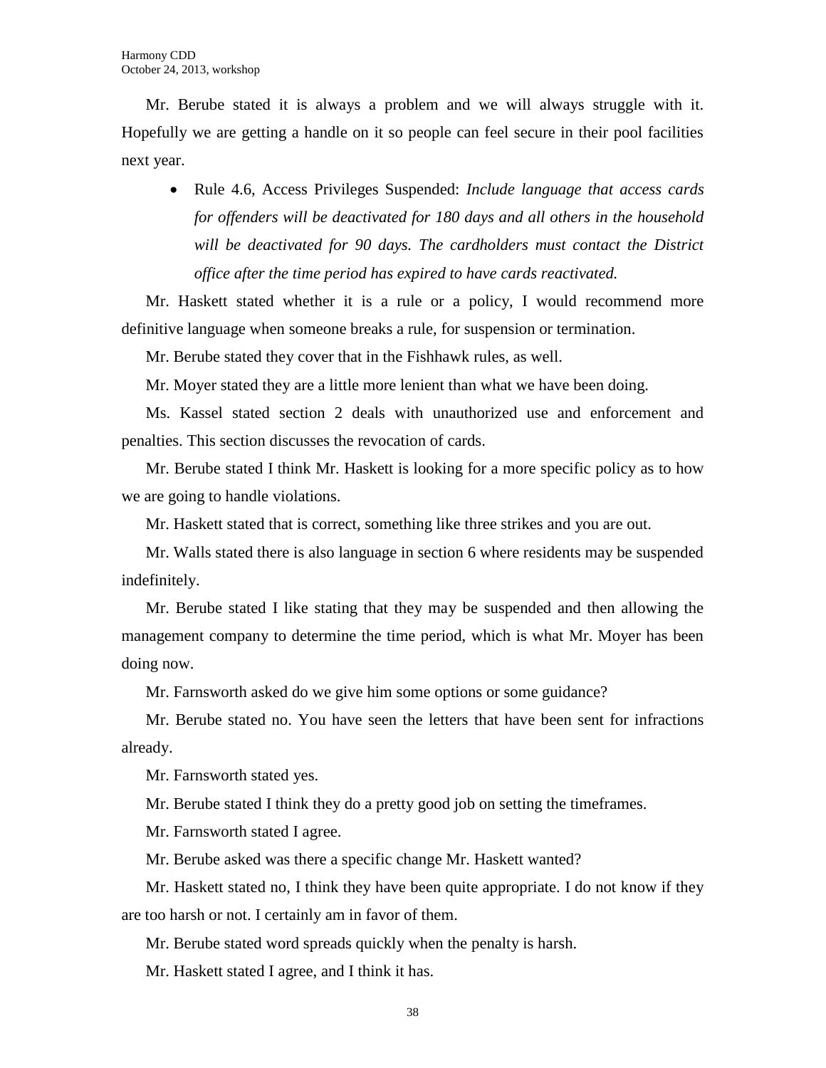Mr. Berube stated it is always a problem and we will always struggle with it. Hopefully we are getting a handle on it so people can feel secure in their pool facilities next year.

- Rule 4.6, Access Privileges Suspended: *Include language that access cards for offenders will be deactivated for 180 days and all others in the household will be deactivated for 90 days. The cardholders must contact the District office after the time period has expired to have cards reactivated.*

Mr. Haskett stated whether it is a rule or a policy, I would recommend more definitive language when someone breaks a rule, for suspension or termination.

Mr. Berube stated they cover that in the Fishhawk rules, as well.

Mr. Moyer stated they are a little more lenient than what we have been doing.

Ms. Kassel stated section 2 deals with unauthorized use and enforcement and penalties. This section discusses the revocation of cards.

Mr. Berube stated I think Mr. Haskett is looking for a more specific policy as to how we are going to handle violations.

Mr. Haskett stated that is correct, something like three strikes and you are out.

Mr. Walls stated there is also language in section 6 where residents may be suspended indefinitely.

Mr. Berube stated I like stating that they may be suspended and then allowing the management company to determine the time period, which is what Mr. Moyer has been doing now.

Mr. Farnsworth asked do we give him some options or some guidance?

Mr. Berube stated no. You have seen the letters that have been sent for infractions already.

Mr. Farnsworth stated yes.

Mr. Berube stated I think they do a pretty good job on setting the timeframes.

Mr. Farnsworth stated I agree.

Mr. Berube asked was there a specific change Mr. Haskett wanted?

Mr. Haskett stated no, I think they have been quite appropriate. I do not know if they are too harsh or not. I certainly am in favor of them.

Mr. Berube stated word spreads quickly when the penalty is harsh.

Mr. Haskett stated I agree, and I think it has.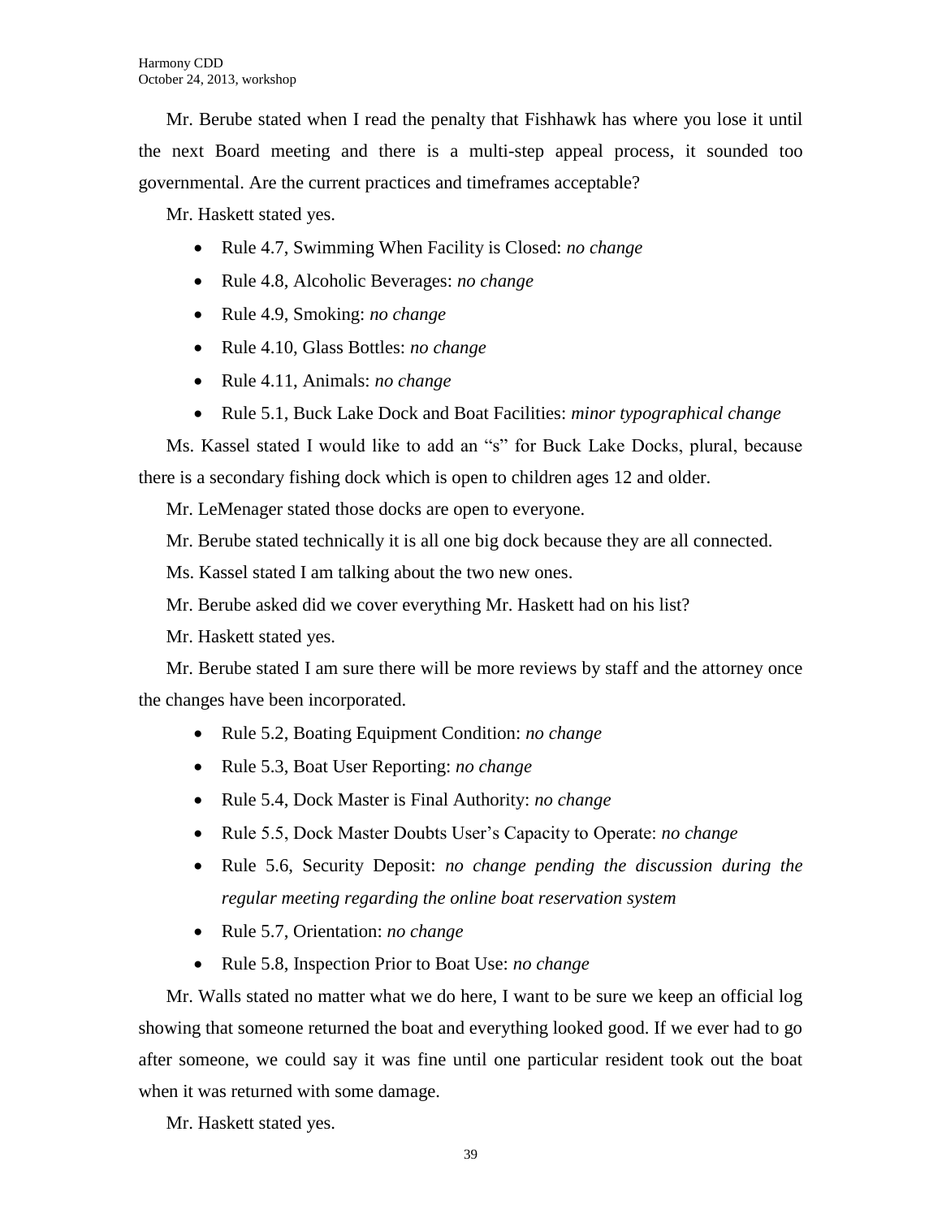Mr. Berube stated when I read the penalty that Fishhawk has where you lose it until the next Board meeting and there is a multi-step appeal process, it sounded too governmental. Are the current practices and timeframes acceptable?

Mr. Haskett stated yes.

- Rule 4.7, Swimming When Facility is Closed: *no change*
- Rule 4.8, Alcoholic Beverages: *no change*
- Rule 4.9, Smoking: *no change*
- Rule 4.10, Glass Bottles: *no change*
- Rule 4.11, Animals: *no change*
- Rule 5.1, Buck Lake Dock and Boat Facilities: *minor typographical change*

Ms. Kassel stated I would like to add an "s" for Buck Lake Docks, plural, because there is a secondary fishing dock which is open to children ages 12 and older.

Mr. LeMenager stated those docks are open to everyone.

Mr. Berube stated technically it is all one big dock because they are all connected.

Ms. Kassel stated I am talking about the two new ones.

Mr. Berube asked did we cover everything Mr. Haskett had on his list?

Mr. Haskett stated yes.

Mr. Berube stated I am sure there will be more reviews by staff and the attorney once the changes have been incorporated.

- Rule 5.2, Boating Equipment Condition: *no change*
- Rule 5.3, Boat User Reporting: *no change*
- Rule 5.4, Dock Master is Final Authority: *no change*
- Rule 5.5, Dock Master Doubts User's Capacity to Operate: *no change*
- Rule 5.6, Security Deposit: *no change pending the discussion during the regular meeting regarding the online boat reservation system*
- Rule 5.7, Orientation: *no change*
- Rule 5.8, Inspection Prior to Boat Use: *no change*

Mr. Walls stated no matter what we do here, I want to be sure we keep an official log showing that someone returned the boat and everything looked good. If we ever had to go after someone, we could say it was fine until one particular resident took out the boat when it was returned with some damage.

Mr. Haskett stated yes.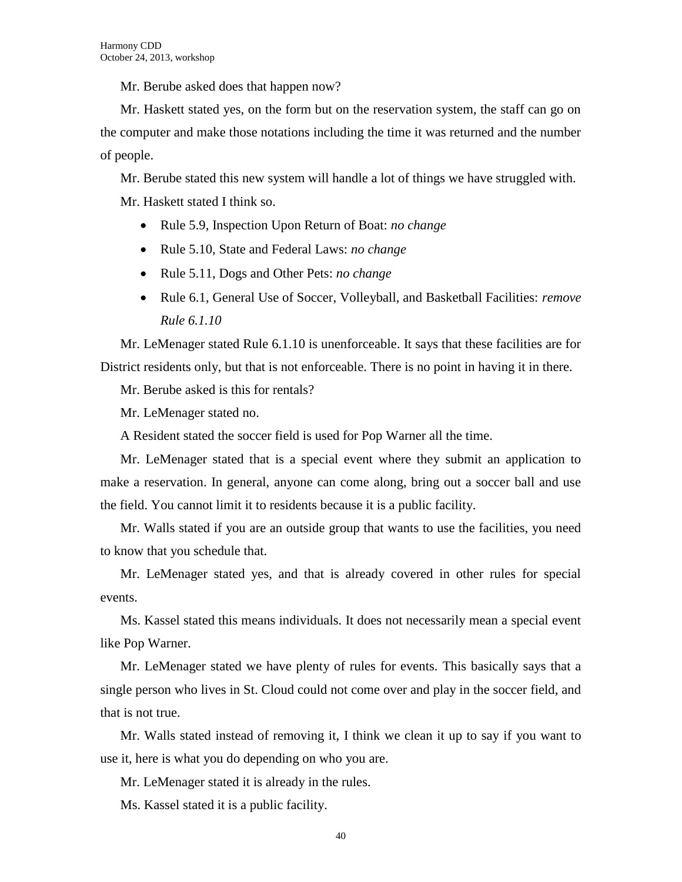Mr. Berube asked does that happen now?

Mr. Haskett stated yes, on the form but on the reservation system, the staff can go on the computer and make those notations including the time it was returned and the number of people.

Mr. Berube stated this new system will handle a lot of things we have struggled with.

Mr. Haskett stated I think so.

- Rule 5.9, Inspection Upon Return of Boat: *no change*
- Rule 5.10, State and Federal Laws: *no change*
- Rule 5.11, Dogs and Other Pets: *no change*
- Rule 6.1, General Use of Soccer, Volleyball, and Basketball Facilities: *remove Rule 6.1.10*

Mr. LeMenager stated Rule 6.1.10 is unenforceable. It says that these facilities are for District residents only, but that is not enforceable. There is no point in having it in there.

Mr. Berube asked is this for rentals?

Mr. LeMenager stated no.

A Resident stated the soccer field is used for Pop Warner all the time.

Mr. LeMenager stated that is a special event where they submit an application to make a reservation. In general, anyone can come along, bring out a soccer ball and use the field. You cannot limit it to residents because it is a public facility.

Mr. Walls stated if you are an outside group that wants to use the facilities, you need to know that you schedule that.

Mr. LeMenager stated yes, and that is already covered in other rules for special events.

Ms. Kassel stated this means individuals. It does not necessarily mean a special event like Pop Warner.

Mr. LeMenager stated we have plenty of rules for events. This basically says that a single person who lives in St. Cloud could not come over and play in the soccer field, and that is not true.

Mr. Walls stated instead of removing it, I think we clean it up to say if you want to use it, here is what you do depending on who you are.

Mr. LeMenager stated it is already in the rules.

Ms. Kassel stated it is a public facility.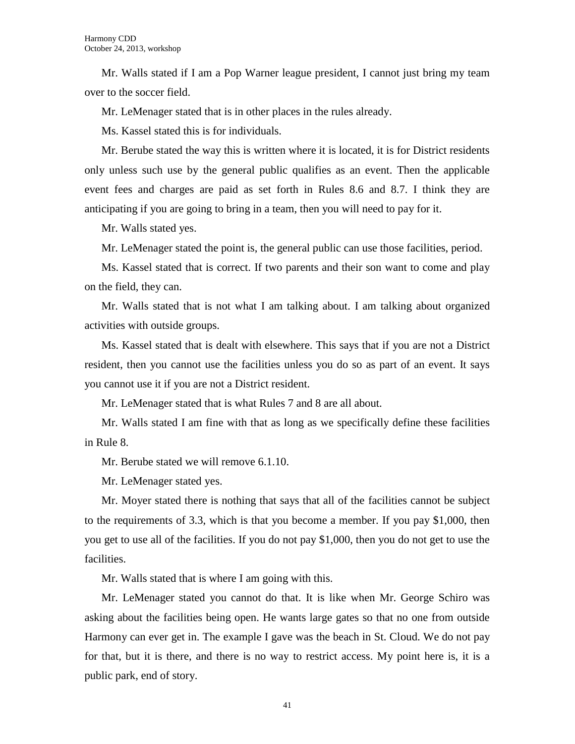Mr. Walls stated if I am a Pop Warner league president, I cannot just bring my team over to the soccer field.

Mr. LeMenager stated that is in other places in the rules already.

Ms. Kassel stated this is for individuals.

Mr. Berube stated the way this is written where it is located, it is for District residents only unless such use by the general public qualifies as an event. Then the applicable event fees and charges are paid as set forth in Rules 8.6 and 8.7. I think they are anticipating if you are going to bring in a team, then you will need to pay for it.

Mr. Walls stated yes.

Mr. LeMenager stated the point is, the general public can use those facilities, period.

Ms. Kassel stated that is correct. If two parents and their son want to come and play on the field, they can.

Mr. Walls stated that is not what I am talking about. I am talking about organized activities with outside groups.

Ms. Kassel stated that is dealt with elsewhere. This says that if you are not a District resident, then you cannot use the facilities unless you do so as part of an event. It says you cannot use it if you are not a District resident.

Mr. LeMenager stated that is what Rules 7 and 8 are all about.

Mr. Walls stated I am fine with that as long as we specifically define these facilities in Rule 8.

Mr. Berube stated we will remove 6.1.10.

Mr. LeMenager stated yes.

Mr. Moyer stated there is nothing that says that all of the facilities cannot be subject to the requirements of 3.3, which is that you become a member. If you pay $1,000, then you get to use all of the facilities. If you do not pay $1,000, then you do not get to use the facilities.

Mr. Walls stated that is where I am going with this.

Mr. LeMenager stated you cannot do that. It is like when Mr. George Schiro was asking about the facilities being open. He wants large gates so that no one from outside Harmony can ever get in. The example I gave was the beach in St. Cloud. We do not pay for that, but it is there, and there is no way to restrict access. My point here is, it is a public park, end of story.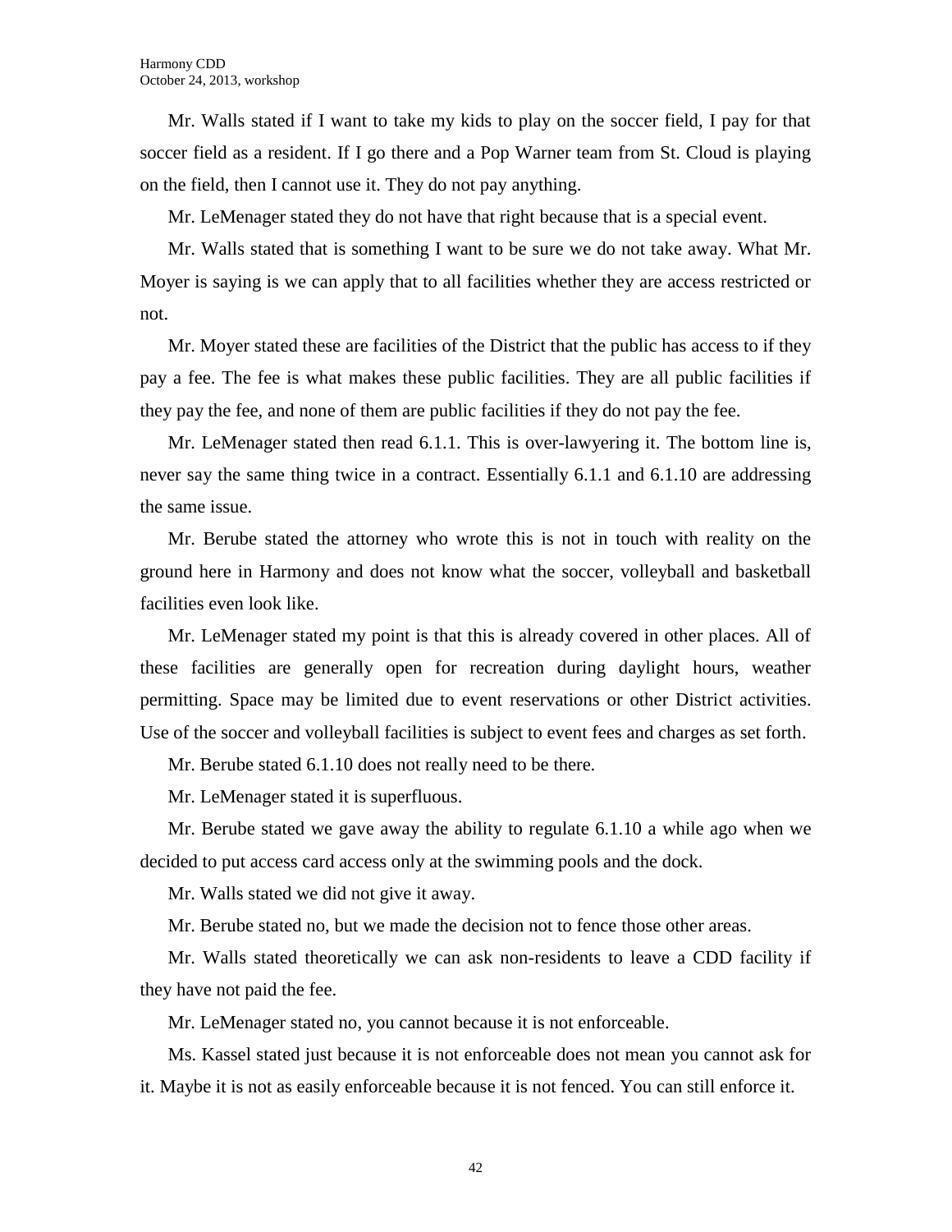Mr. Walls stated if I want to take my kids to play on the soccer field, I pay for that soccer field as a resident. If I go there and a Pop Warner team from St. Cloud is playing on the field, then I cannot use it. They do not pay anything.

Mr. LeMenager stated they do not have that right because that is a special event.

Mr. Walls stated that is something I want to be sure we do not take away. What Mr. Moyer is saying is we can apply that to all facilities whether they are access restricted or not.

Mr. Moyer stated these are facilities of the District that the public has access to if they pay a fee. The fee is what makes these public facilities. They are all public facilities if they pay the fee, and none of them are public facilities if they do not pay the fee.

Mr. LeMenager stated then read 6.1.1. This is over-lawyering it. The bottom line is, never say the same thing twice in a contract. Essentially 6.1.1 and 6.1.10 are addressing the same issue.

Mr. Berube stated the attorney who wrote this is not in touch with reality on the ground here in Harmony and does not know what the soccer, volleyball and basketball facilities even look like.

Mr. LeMenager stated my point is that this is already covered in other places. All of these facilities are generally open for recreation during daylight hours, weather permitting. Space may be limited due to event reservations or other District activities. Use of the soccer and volleyball facilities is subject to event fees and charges as set forth.

Mr. Berube stated 6.1.10 does not really need to be there.

Mr. LeMenager stated it is superfluous.

Mr. Berube stated we gave away the ability to regulate 6.1.10 a while ago when we decided to put access card access only at the swimming pools and the dock.

Mr. Walls stated we did not give it away.

Mr. Berube stated no, but we made the decision not to fence those other areas.

Mr. Walls stated theoretically we can ask non-residents to leave a CDD facility if they have not paid the fee.

Mr. LeMenager stated no, you cannot because it is not enforceable.

Ms. Kassel stated just because it is not enforceable does not mean you cannot ask for it. Maybe it is not as easily enforceable because it is not fenced. You can still enforce it.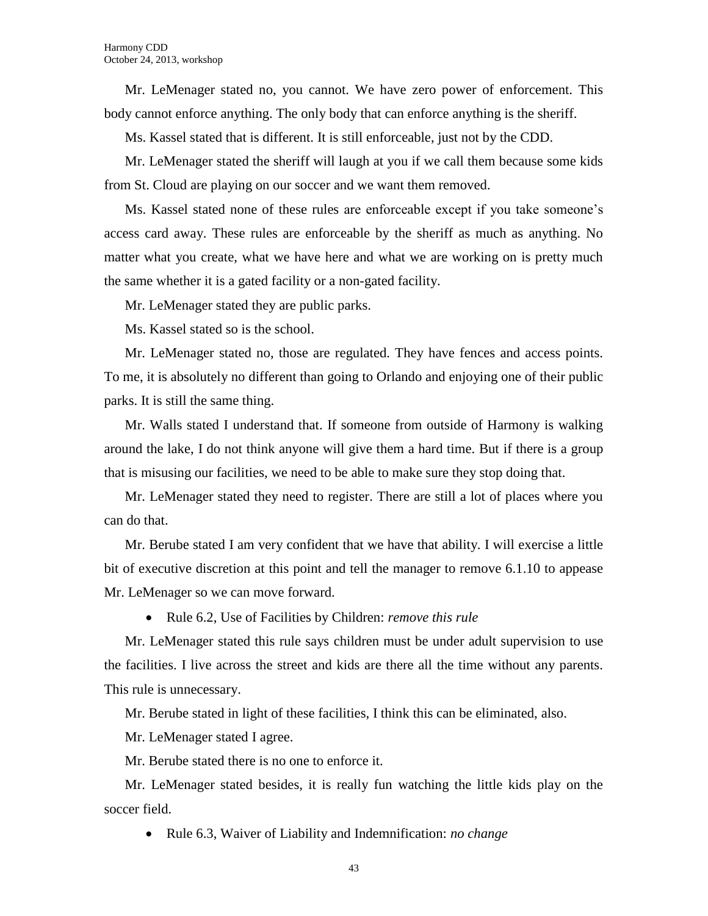Mr. LeMenager stated no, you cannot. We have zero power of enforcement. This body cannot enforce anything. The only body that can enforce anything is the sheriff.

Ms. Kassel stated that is different. It is still enforceable, just not by the CDD.

Mr. LeMenager stated the sheriff will laugh at you if we call them because some kids from St. Cloud are playing on our soccer and we want them removed.

Ms. Kassel stated none of these rules are enforceable except if you take someone's access card away. These rules are enforceable by the sheriff as much as anything. No matter what you create, what we have here and what we are working on is pretty much the same whether it is a gated facility or a non-gated facility.

Mr. LeMenager stated they are public parks.

Ms. Kassel stated so is the school.

Mr. LeMenager stated no, those are regulated. They have fences and access points. To me, it is absolutely no different than going to Orlando and enjoying one of their public parks. It is still the same thing.

Mr. Walls stated I understand that. If someone from outside of Harmony is walking around the lake, I do not think anyone will give them a hard time. But if there is a group that is misusing our facilities, we need to be able to make sure they stop doing that.

Mr. LeMenager stated they need to register. There are still a lot of places where you can do that.

Mr. Berube stated I am very confident that we have that ability. I will exercise a little bit of executive discretion at this point and tell the manager to remove 6.1.10 to appease Mr. LeMenager so we can move forward.

- Rule 6.2, Use of Facilities by Children: *remove this rule*

Mr. LeMenager stated this rule says children must be under adult supervision to use the facilities. I live across the street and kids are there all the time without any parents. This rule is unnecessary.

Mr. Berube stated in light of these facilities, I think this can be eliminated, also.

Mr. LeMenager stated I agree.

Mr. Berube stated there is no one to enforce it.

Mr. LeMenager stated besides, it is really fun watching the little kids play on the soccer field.

- Rule 6.3, Waiver of Liability and Indemnification: *no change*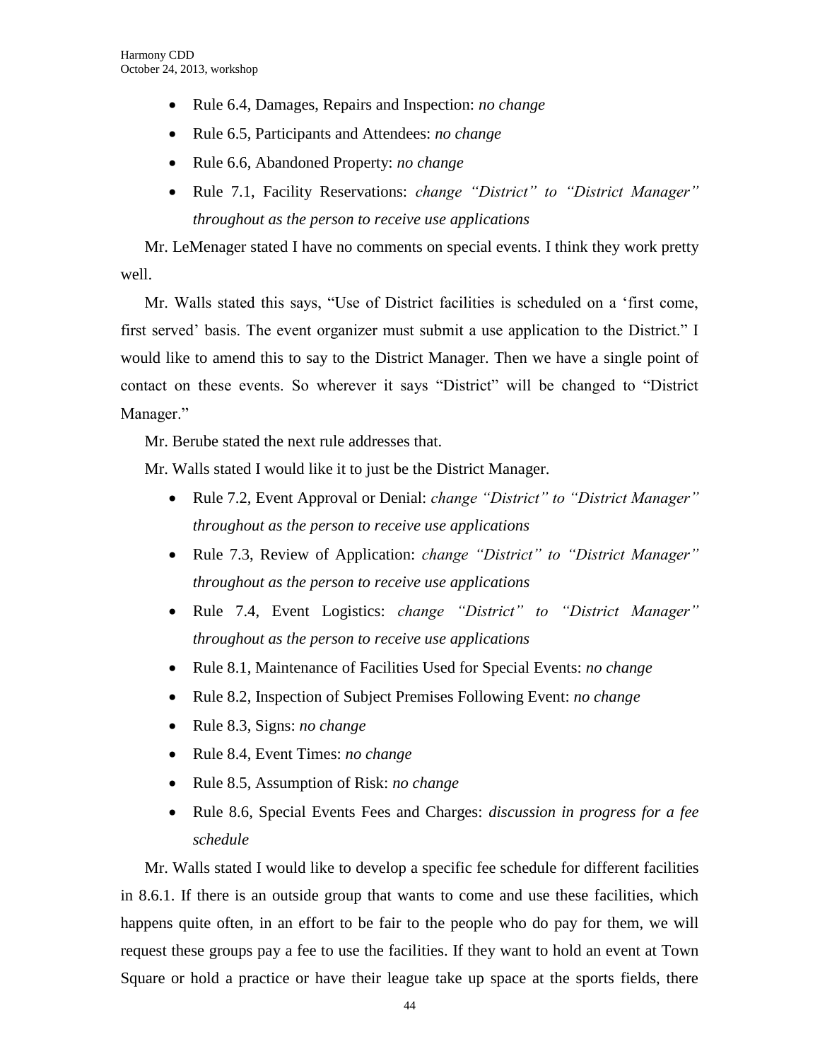- Rule 6.4, Damages, Repairs and Inspection: *no change*
- Rule 6.5, Participants and Attendees: *no change*
- Rule 6.6, Abandoned Property: *no change*
- Rule 7.1, Facility Reservations: *change "District" to "District Manager" throughout as the person to receive use applications*

Mr. LeMenager stated I have no comments on special events. I think they work pretty well.

Mr. Walls stated this says, "Use of District facilities is scheduled on a 'first come, first served' basis. The event organizer must submit a use application to the District." I would like to amend this to say to the District Manager. Then we have a single point of contact on these events. So wherever it says "District" will be changed to "District Manager."

Mr. Berube stated the next rule addresses that.

Mr. Walls stated I would like it to just be the District Manager.

- Rule 7.2, Event Approval or Denial: *change "District" to "District Manager" throughout as the person to receive use applications*
- Rule 7.3, Review of Application: *change "District" to "District Manager" throughout as the person to receive use applications*
- Rule 7.4, Event Logistics: *change "District" to "District Manager" throughout as the person to receive use applications*
- Rule 8.1, Maintenance of Facilities Used for Special Events: *no change*
- Rule 8.2, Inspection of Subject Premises Following Event: *no change*
- Rule 8.3, Signs: *no change*
- Rule 8.4, Event Times: *no change*
- Rule 8.5, Assumption of Risk: *no change*
- Rule 8.6, Special Events Fees and Charges: *discussion in progress for a fee schedule*

Mr. Walls stated I would like to develop a specific fee schedule for different facilities in 8.6.1. If there is an outside group that wants to come and use these facilities, which happens quite often, in an effort to be fair to the people who do pay for them, we will request these groups pay a fee to use the facilities. If they want to hold an event at Town Square or hold a practice or have their league take up space at the sports fields, there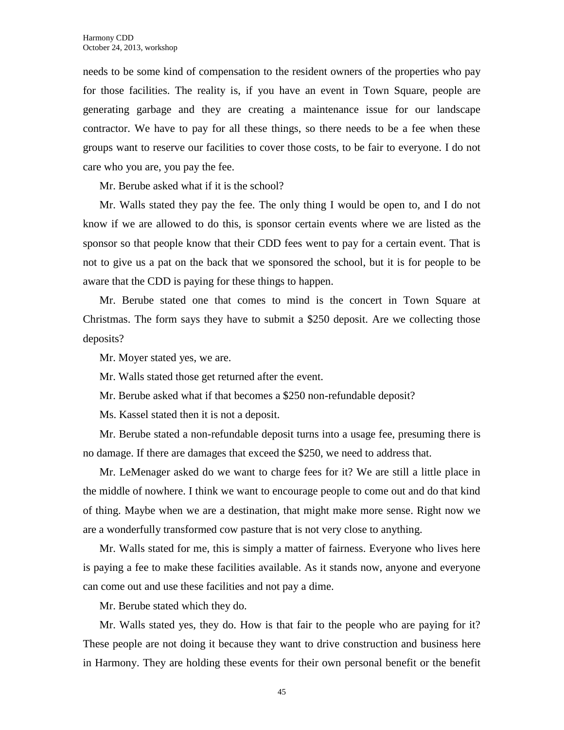needs to be some kind of compensation to the resident owners of the properties who pay for those facilities. The reality is, if you have an event in Town Square, people are generating garbage and they are creating a maintenance issue for our landscape contractor. We have to pay for all these things, so there needs to be a fee when these groups want to reserve our facilities to cover those costs, to be fair to everyone. I do not care who you are, you pay the fee.

Mr. Berube asked what if it is the school?

Mr. Walls stated they pay the fee. The only thing I would be open to, and I do not know if we are allowed to do this, is sponsor certain events where we are listed as the sponsor so that people know that their CDD fees went to pay for a certain event. That is not to give us a pat on the back that we sponsored the school, but it is for people to be aware that the CDD is paying for these things to happen.

Mr. Berube stated one that comes to mind is the concert in Town Square at Christmas. The form says they have to submit a $250 deposit. Are we collecting those deposits?

Mr. Moyer stated yes, we are.

Mr. Walls stated those get returned after the event.

Mr. Berube asked what if that becomes a $250 non-refundable deposit?

Ms. Kassel stated then it is not a deposit.

Mr. Berube stated a non-refundable deposit turns into a usage fee, presuming there is no damage. If there are damages that exceed the $250, we need to address that.

Mr. LeMenager asked do we want to charge fees for it? We are still a little place in the middle of nowhere. I think we want to encourage people to come out and do that kind of thing. Maybe when we are a destination, that might make more sense. Right now we are a wonderfully transformed cow pasture that is not very close to anything.

Mr. Walls stated for me, this is simply a matter of fairness. Everyone who lives here is paying a fee to make these facilities available. As it stands now, anyone and everyone can come out and use these facilities and not pay a dime.

Mr. Berube stated which they do.

Mr. Walls stated yes, they do. How is that fair to the people who are paying for it? These people are not doing it because they want to drive construction and business here in Harmony. They are holding these events for their own personal benefit or the benefit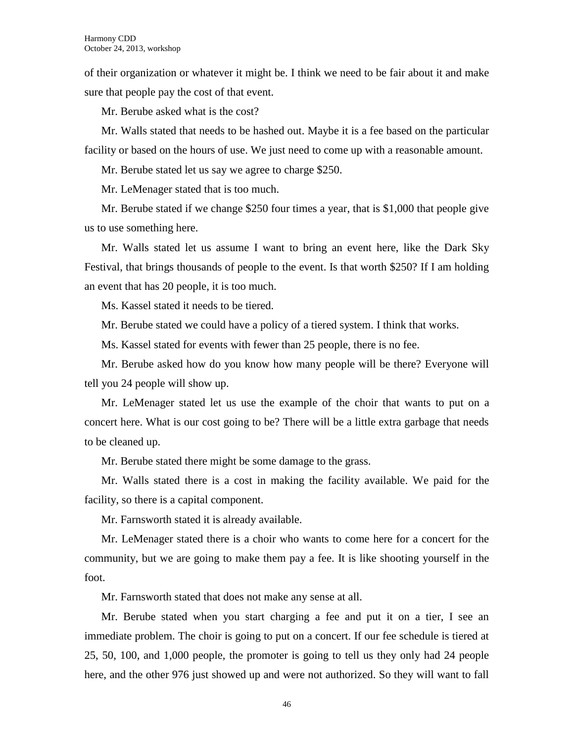of their organization or whatever it might be. I think we need to be fair about it and make sure that people pay the cost of that event.

Mr. Berube asked what is the cost?

Mr. Walls stated that needs to be hashed out. Maybe it is a fee based on the particular facility or based on the hours of use. We just need to come up with a reasonable amount.

Mr. Berube stated let us say we agree to charge $250.

Mr. LeMenager stated that is too much.

Mr. Berube stated if we change $250 four times a year, that is $1,000 that people give us to use something here.

Mr. Walls stated let us assume I want to bring an event here, like the Dark Sky Festival, that brings thousands of people to the event. Is that worth $250? If I am holding an event that has 20 people, it is too much.

Ms. Kassel stated it needs to be tiered.

Mr. Berube stated we could have a policy of a tiered system. I think that works.

Ms. Kassel stated for events with fewer than 25 people, there is no fee.

Mr. Berube asked how do you know how many people will be there? Everyone will tell you 24 people will show up.

Mr. LeMenager stated let us use the example of the choir that wants to put on a concert here. What is our cost going to be? There will be a little extra garbage that needs to be cleaned up.

Mr. Berube stated there might be some damage to the grass.

Mr. Walls stated there is a cost in making the facility available. We paid for the facility, so there is a capital component.

Mr. Farnsworth stated it is already available.

Mr. LeMenager stated there is a choir who wants to come here for a concert for the community, but we are going to make them pay a fee. It is like shooting yourself in the foot.

Mr. Farnsworth stated that does not make any sense at all.

Mr. Berube stated when you start charging a fee and put it on a tier, I see an immediate problem. The choir is going to put on a concert. If our fee schedule is tiered at 25, 50, 100, and 1,000 people, the promoter is going to tell us they only had 24 people here, and the other 976 just showed up and were not authorized. So they will want to fall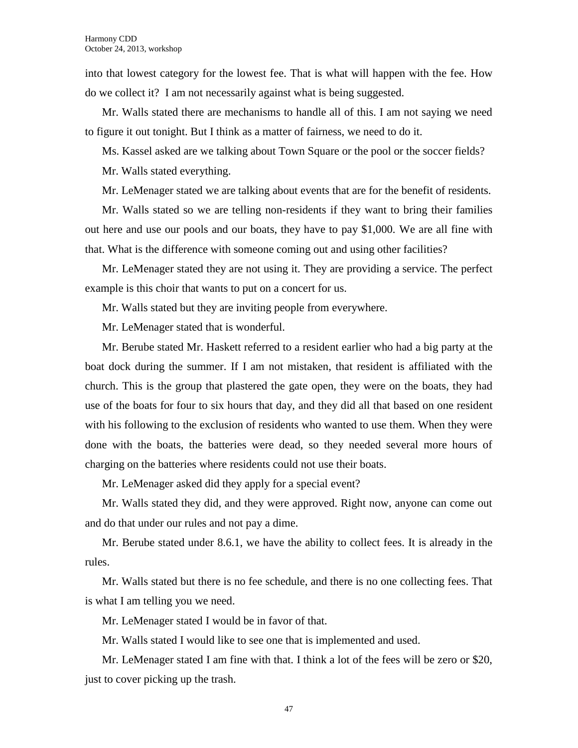into that lowest category for the lowest fee. That is what will happen with the fee. How do we collect it? I am not necessarily against what is being suggested.

Mr. Walls stated there are mechanisms to handle all of this. I am not saying we need to figure it out tonight. But I think as a matter of fairness, we need to do it.

Ms. Kassel asked are we talking about Town Square or the pool or the soccer fields?

Mr. Walls stated everything.

Mr. LeMenager stated we are talking about events that are for the benefit of residents.

Mr. Walls stated so we are telling non-residents if they want to bring their families out here and use our pools and our boats, they have to pay $1,000. We are all fine with that. What is the difference with someone coming out and using other facilities?

Mr. LeMenager stated they are not using it. They are providing a service. The perfect example is this choir that wants to put on a concert for us.

Mr. Walls stated but they are inviting people from everywhere.

Mr. LeMenager stated that is wonderful.

Mr. Berube stated Mr. Haskett referred to a resident earlier who had a big party at the boat dock during the summer. If I am not mistaken, that resident is affiliated with the church. This is the group that plastered the gate open, they were on the boats, they had use of the boats for four to six hours that day, and they did all that based on one resident with his following to the exclusion of residents who wanted to use them. When they were done with the boats, the batteries were dead, so they needed several more hours of charging on the batteries where residents could not use their boats.

Mr. LeMenager asked did they apply for a special event?

Mr. Walls stated they did, and they were approved. Right now, anyone can come out and do that under our rules and not pay a dime.

Mr. Berube stated under 8.6.1, we have the ability to collect fees. It is already in the rules.

Mr. Walls stated but there is no fee schedule, and there is no one collecting fees. That is what I am telling you we need.

Mr. LeMenager stated I would be in favor of that.

Mr. Walls stated I would like to see one that is implemented and used.

Mr. LeMenager stated I am fine with that. I think a lot of the fees will be zero or $20, just to cover picking up the trash.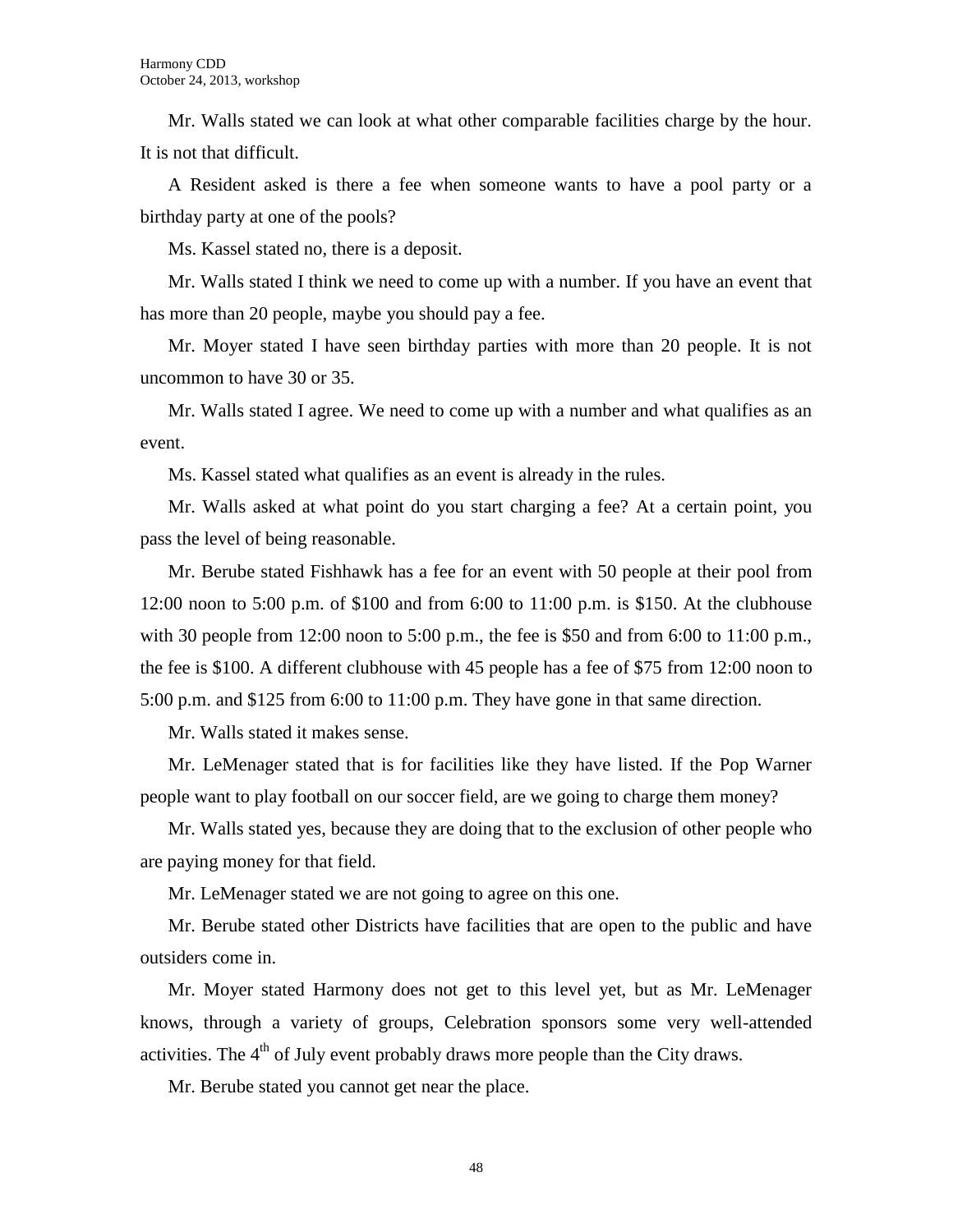Mr. Walls stated we can look at what other comparable facilities charge by the hour. It is not that difficult.

A Resident asked is there a fee when someone wants to have a pool party or a birthday party at one of the pools?

Ms. Kassel stated no, there is a deposit.

Mr. Walls stated I think we need to come up with a number. If you have an event that has more than 20 people, maybe you should pay a fee.

Mr. Moyer stated I have seen birthday parties with more than 20 people. It is not uncommon to have 30 or 35.

Mr. Walls stated I agree. We need to come up with a number and what qualifies as an event.

Ms. Kassel stated what qualifies as an event is already in the rules.

Mr. Walls asked at what point do you start charging a fee? At a certain point, you pass the level of being reasonable.

Mr. Berube stated Fishhawk has a fee for an event with 50 people at their pool from 12:00 noon to 5:00 p.m. of $100 and from 6:00 to 11:00 p.m. is $150. At the clubhouse with 30 people from 12:00 noon to 5:00 p.m., the fee is $50 and from 6:00 to 11:00 p.m., the fee is $100. A different clubhouse with 45 people has a fee of $75 from 12:00 noon to 5:00 p.m. and $125 from 6:00 to 11:00 p.m. They have gone in that same direction.

Mr. Walls stated it makes sense.

Mr. LeMenager stated that is for facilities like they have listed. If the Pop Warner people want to play football on our soccer field, are we going to charge them money?

Mr. Walls stated yes, because they are doing that to the exclusion of other people who are paying money for that field.

Mr. LeMenager stated we are not going to agree on this one.

Mr. Berube stated other Districts have facilities that are open to the public and have outsiders come in.

Mr. Moyer stated Harmony does not get to this level yet, but as Mr. LeMenager knows, through a variety of groups, Celebration sponsors some very well-attended activities. The 4th of July event probably draws more people than the City draws.

Mr. Berube stated you cannot get near the place.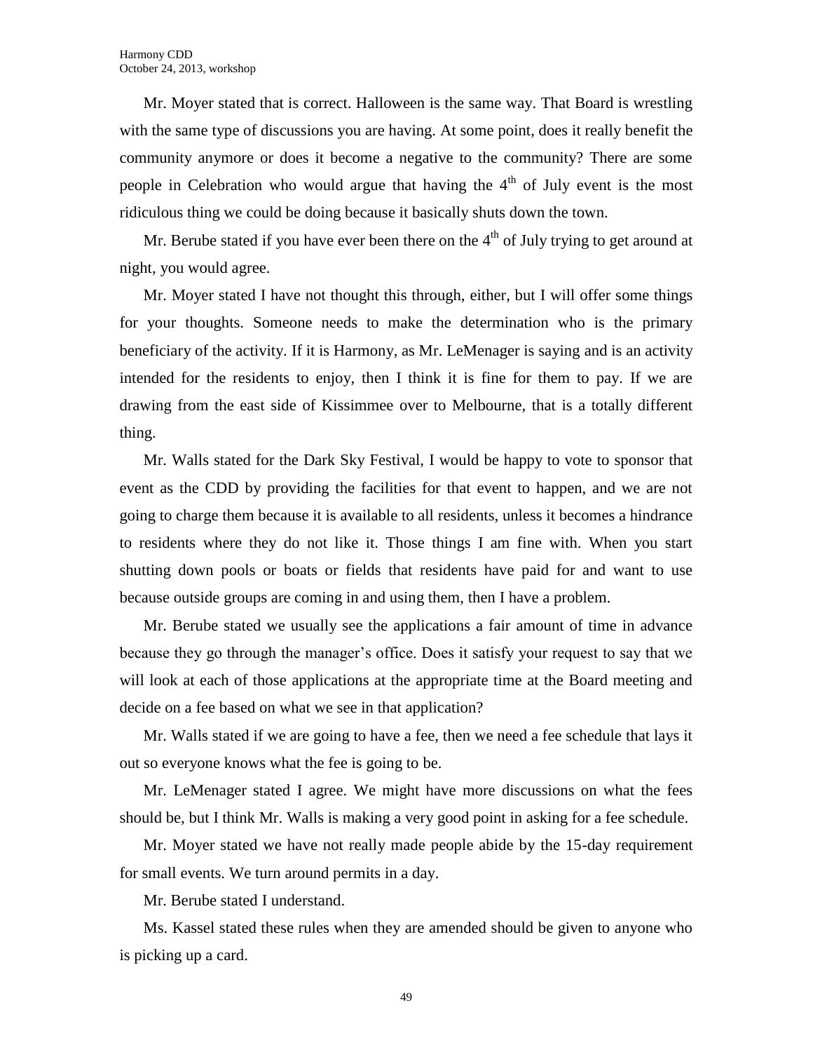Mr. Moyer stated that is correct. Halloween is the same way. That Board is wrestling with the same type of discussions you are having. At some point, does it really benefit the community anymore or does it become a negative to the community? There are some people in Celebration who would argue that having the 4th of July event is the most ridiculous thing we could be doing because it basically shuts down the town.

Mr. Berube stated if you have ever been there on the 4th of July trying to get around at night, you would agree.

Mr. Moyer stated I have not thought this through, either, but I will offer some things for your thoughts. Someone needs to make the determination who is the primary beneficiary of the activity. If it is Harmony, as Mr. LeMenager is saying and is an activity intended for the residents to enjoy, then I think it is fine for them to pay. If we are drawing from the east side of Kissimmee over to Melbourne, that is a totally different thing.

Mr. Walls stated for the Dark Sky Festival, I would be happy to vote to sponsor that event as the CDD by providing the facilities for that event to happen, and we are not going to charge them because it is available to all residents, unless it becomes a hindrance to residents where they do not like it. Those things I am fine with. When you start shutting down pools or boats or fields that residents have paid for and want to use because outside groups are coming in and using them, then I have a problem.

Mr. Berube stated we usually see the applications a fair amount of time in advance because they go through the manager's office. Does it satisfy your request to say that we will look at each of those applications at the appropriate time at the Board meeting and decide on a fee based on what we see in that application?

Mr. Walls stated if we are going to have a fee, then we need a fee schedule that lays it out so everyone knows what the fee is going to be.

Mr. LeMenager stated I agree. We might have more discussions on what the fees should be, but I think Mr. Walls is making a very good point in asking for a fee schedule.

Mr. Moyer stated we have not really made people abide by the 15-day requirement for small events. We turn around permits in a day.

Mr. Berube stated I understand.

Ms. Kassel stated these rules when they are amended should be given to anyone who is picking up a card.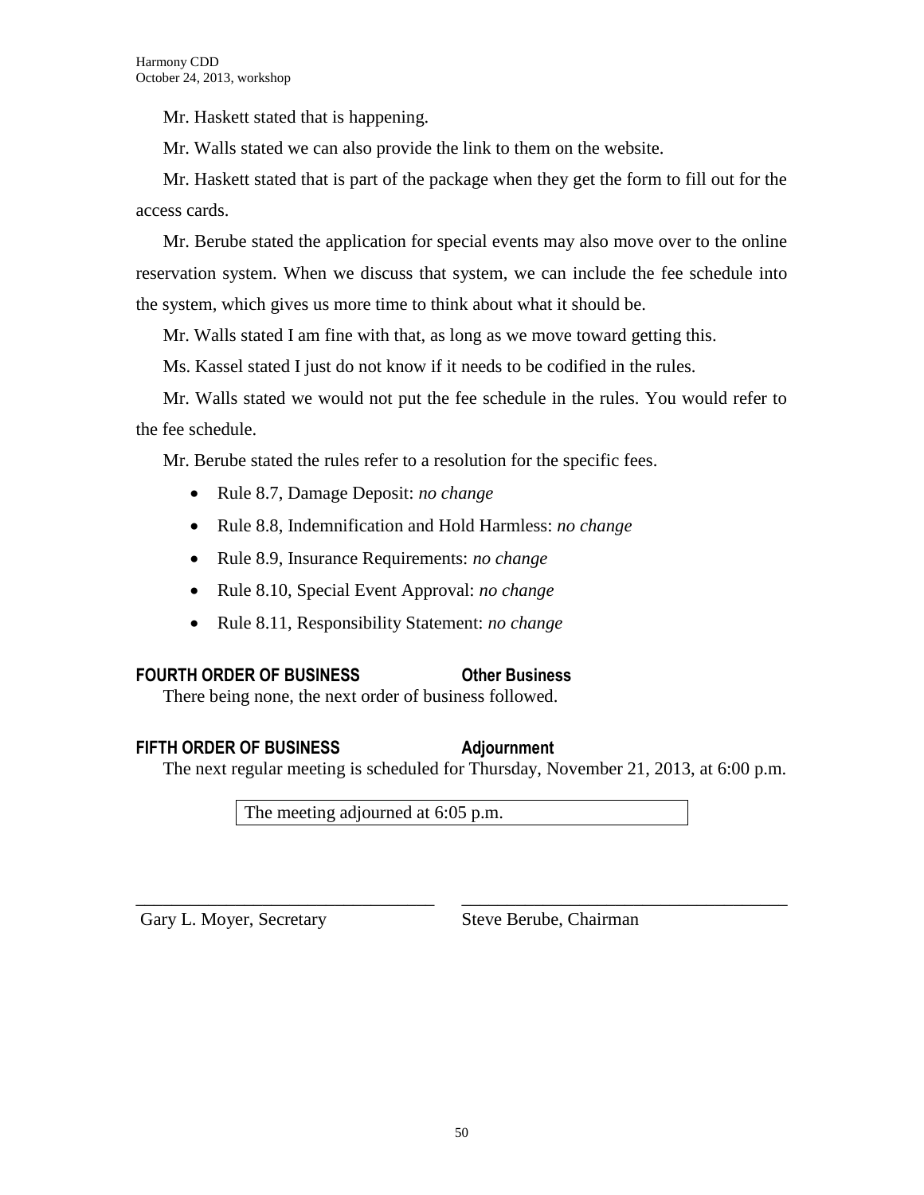Mr. Haskett stated that is happening.

Mr. Walls stated we can also provide the link to them on the website.

Mr. Haskett stated that is part of the package when they get the form to fill out for the access cards.

Mr. Berube stated the application for special events may also move over to the online reservation system. When we discuss that system, we can include the fee schedule into the system, which gives us more time to think about what it should be.

Mr. Walls stated I am fine with that, as long as we move toward getting this.

Ms. Kassel stated I just do not know if it needs to be codified in the rules.

Mr. Walls stated we would not put the fee schedule in the rules. You would refer to the fee schedule.

Mr. Berube stated the rules refer to a resolution for the specific fees.

- Rule 8.7, Damage Deposit: *no change*
- Rule 8.8, Indemnification and Hold Harmless: *no change*
- Rule 8.9, Insurance Requirements: *no change*
- Rule 8.10, Special Event Approval: *no change*
- Rule 8.11, Responsibility Statement: *no change*

**FOURTH ORDER OF BUSINESS Other Business**

There being none, the next order of business followed.

**FIFTH ORDER OF BUSINESS Adjournment**

The next regular meeting is scheduled for Thursday, November 21, 2013, at 6:00 p.m.

The meeting adjourned at 6:05 p.m.

\_\_\_\_\_\_\_\_\_\_\_\_\_\_\_\_\_\_\_\_\_\_\_\_\_\_\_\_\_\_\_\_\_\_ \_\_\_\_\_\_\_\_\_\_\_\_\_\_\_\_\_\_\_\_\_\_\_\_\_\_\_\_\_\_\_\_\_\_\_\_\_

Gary L. Moyer, Secretary Steve Berube, Chairman